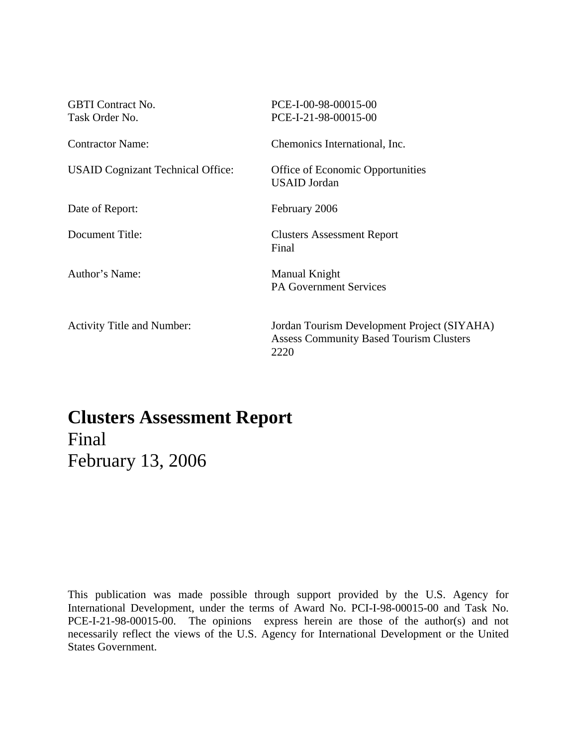| | |
|---|---|
| GBTI Contract No. | PCE-I-00-98-00015-00 |
| Task Order No. | PCE-I-21-98-00015-00 |
| Contractor Name: | Chemonics International, Inc. |
| USAID Cognizant Technical Office: | Office of Economic Opportunities<br>USAID Jordan |
| Date of Report: | February 2006 |
| Document Title: | Clusters Assessment Report<br>Final |
| Author's Name: | Manual Knight<br>PA Government Services |
| Activity Title and Number: | Jordan Tourism Development Project (SIYAHA)<br>Assess Community Based Tourism Clusters<br>2220 |

# Clusters Assessment Report

Final

February 13, 2006

This publication was made possible through support provided by the U.S. Agency for International Development, under the terms of Award No. PCI-I-98-00015-00 and Task No. PCE-I-21-98-00015-00. The opinions express herein are those of the author(s) and not necessarily reflect the views of the U.S. Agency for International Development or the United States Government.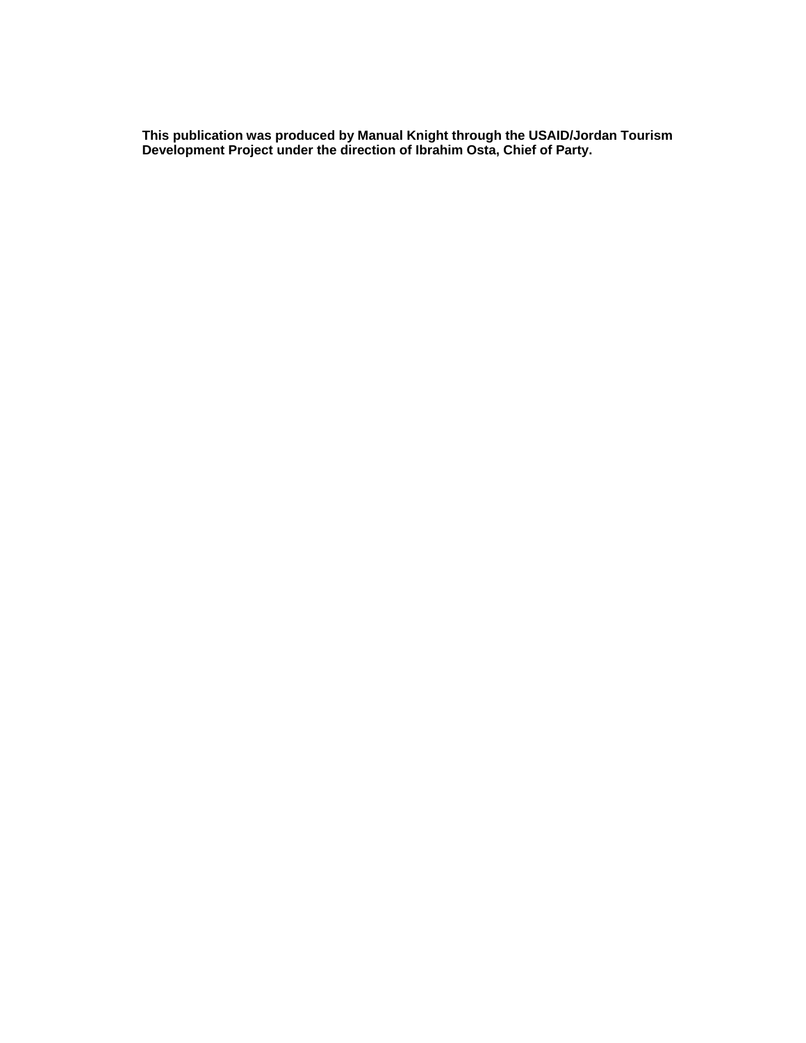**This publication was produced by Manual Knight through the USAID/Jordan Tourism Development Project under the direction of Ibrahim Osta, Chief of Party.**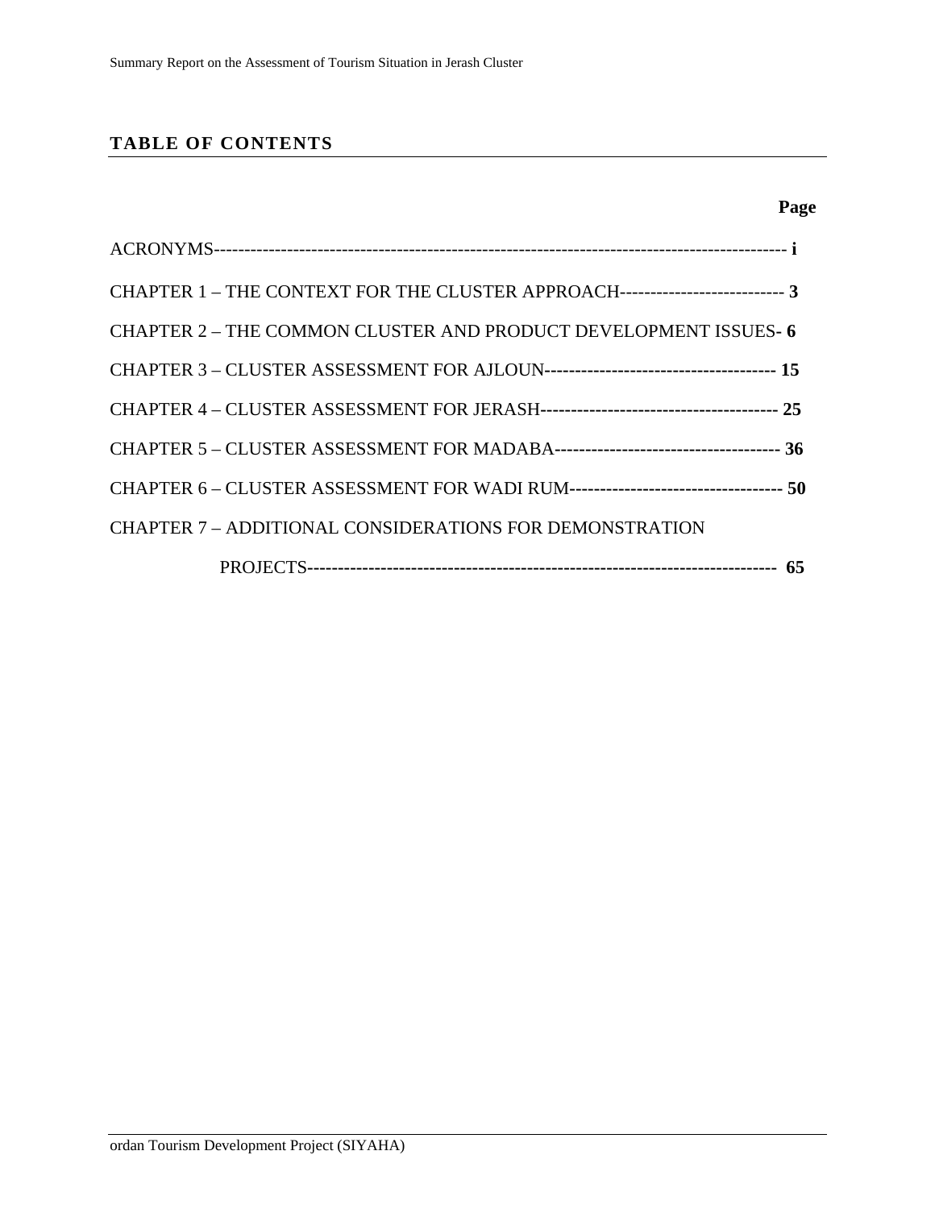## TABLE OF CONTENTS

| | Page |
|---|---|
| ACRONYMS | i |
| CHAPTER 1 – THE CONTEXT FOR THE CLUSTER APPROACH | 3 |
| CHAPTER 2 – THE COMMON CLUSTER AND PRODUCT DEVELOPMENT ISSUES | 6 |
| CHAPTER 3 – CLUSTER ASSESSMENT FOR AJLOUN | 15 |
| CHAPTER 4 – CLUSTER ASSESSMENT FOR JERASH | 25 |
| CHAPTER 5 – CLUSTER ASSESSMENT FOR MADABA | 36 |
| CHAPTER 6 – CLUSTER ASSESSMENT FOR WADI RUM | 50 |
| CHAPTER 7 – ADDITIONAL CONSIDERATIONS FOR DEMONSTRATION PROJECTS | 65 |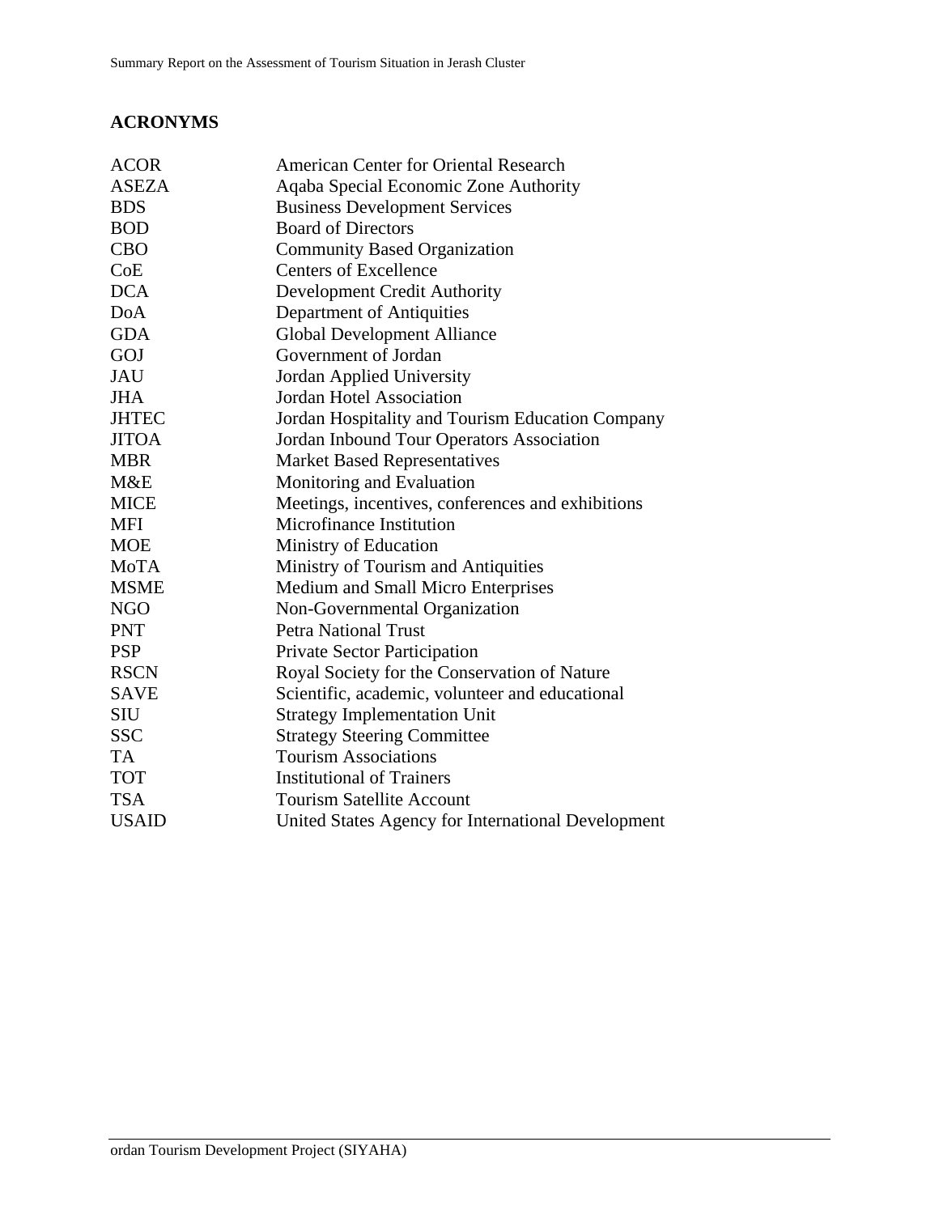## ACRONYMS

| | |
|---|---|
| ACOR | American Center for Oriental Research |
| ASEZA | Aqaba Special Economic Zone Authority |
| BDS | Business Development Services |
| BOD | Board of Directors |
| CBO | Community Based Organization |
| CoE | Centers of Excellence |
| DCA | Development Credit Authority |
| DoA | Department of Antiquities |
| GDA | Global Development Alliance |
| GOJ | Government of Jordan |
| JAU | Jordan Applied University |
| JHA | Jordan Hotel Association |
| JHTEC | Jordan Hospitality and Tourism Education Company |
| JITOA | Jordan Inbound Tour Operators Association |
| MBR | Market Based Representatives |
| M&E | Monitoring and Evaluation |
| MICE | Meetings, incentives, conferences and exhibitions |
| MFI | Microfinance Institution |
| MOE | Ministry of Education |
| MoTA | Ministry of Tourism and Antiquities |
| MSME | Medium and Small Micro Enterprises |
| NGO | Non-Governmental Organization |
| PNT | Petra National Trust |
| PSP | Private Sector Participation |
| RSCN | Royal Society for the Conservation of Nature |
| SAVE | Scientific, academic, volunteer and educational |
| SIU | Strategy Implementation Unit |
| SSC | Strategy Steering Committee |
| TA | Tourism Associations |
| TOT | Institutional of Trainers |
| TSA | Tourism Satellite Account |
| USAID | United States Agency for International Development |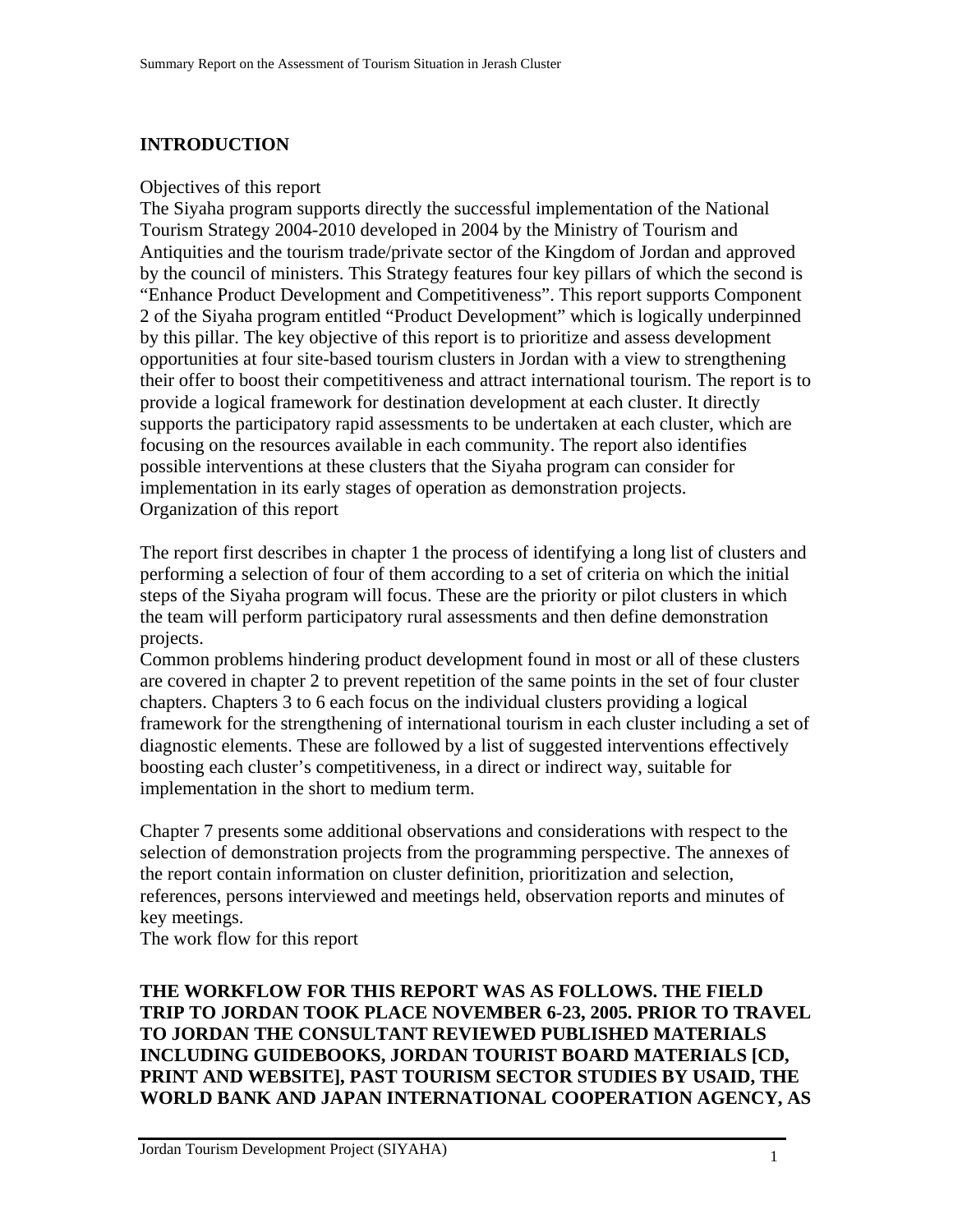## INTRODUCTION

Objectives of this report
The Siyaha program supports directly the successful implementation of the National Tourism Strategy 2004-2010 developed in 2004 by the Ministry of Tourism and Antiquities and the tourism trade/private sector of the Kingdom of Jordan and approved by the council of ministers. This Strategy features four key pillars of which the second is "Enhance Product Development and Competitiveness". This report supports Component 2 of the Siyaha program entitled "Product Development" which is logically underpinned by this pillar. The key objective of this report is to prioritize and assess development opportunities at four site-based tourism clusters in Jordan with a view to strengthening their offer to boost their competitiveness and attract international tourism. The report is to provide a logical framework for destination development at each cluster. It directly supports the participatory rapid assessments to be undertaken at each cluster, which are focusing on the resources available in each community. The report also identifies possible interventions at these clusters that the Siyaha program can consider for implementation in its early stages of operation as demonstration projects.
Organization of this report

The report first describes in chapter 1 the process of identifying a long list of clusters and performing a selection of four of them according to a set of criteria on which the initial steps of the Siyaha program will focus. These are the priority or pilot clusters in which the team will perform participatory rural assessments and then define demonstration projects.
Common problems hindering product development found in most or all of these clusters are covered in chapter 2 to prevent repetition of the same points in the set of four cluster chapters. Chapters 3 to 6 each focus on the individual clusters providing a logical framework for the strengthening of international tourism in each cluster including a set of diagnostic elements. These are followed by a list of suggested interventions effectively boosting each cluster's competitiveness, in a direct or indirect way, suitable for implementation in the short to medium term.

Chapter 7 presents some additional observations and considerations with respect to the selection of demonstration projects from the programming perspective. The annexes of the report contain information on cluster definition, prioritization and selection, references, persons interviewed and meetings held, observation reports and minutes of key meetings.
The work flow for this report

**THE WORKFLOW FOR THIS REPORT WAS AS FOLLOWS. THE FIELD TRIP TO JORDAN TOOK PLACE NOVEMBER 6-23, 2005. PRIOR TO TRAVEL TO JORDAN THE CONSULTANT REVIEWED PUBLISHED MATERIALS INCLUDING GUIDEBOOKS, JORDAN TOURIST BOARD MATERIALS [CD, PRINT AND WEBSITE], PAST TOURISM SECTOR STUDIES BY USAID, THE WORLD BANK AND JAPAN INTERNATIONAL COOPERATION AGENCY, AS**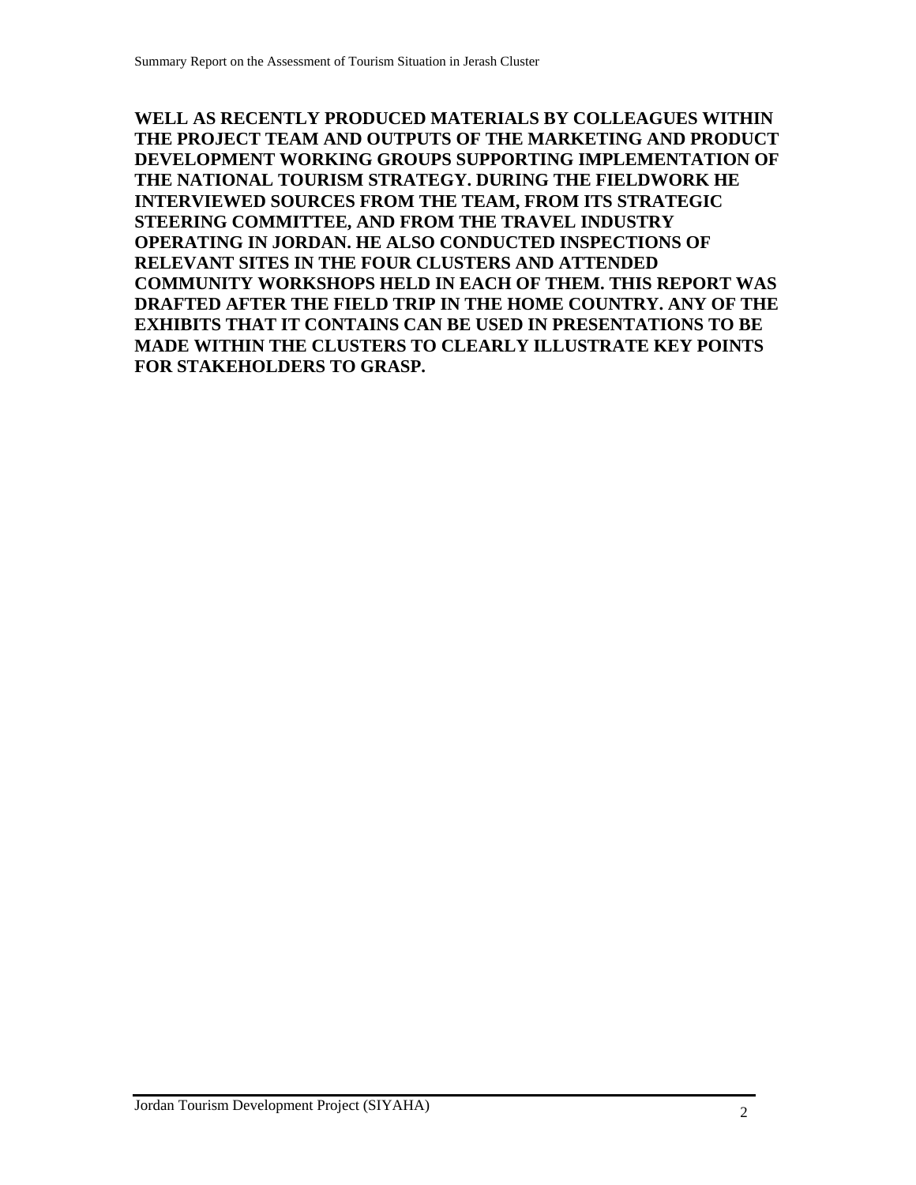**WELL AS RECENTLY PRODUCED MATERIALS BY COLLEAGUES WITHIN THE PROJECT TEAM AND OUTPUTS OF THE MARKETING AND PRODUCT DEVELOPMENT WORKING GROUPS SUPPORTING IMPLEMENTATION OF THE NATIONAL TOURISM STRATEGY. DURING THE FIELDWORK HE INTERVIEWED SOURCES FROM THE TEAM, FROM ITS STRATEGIC STEERING COMMITTEE, AND FROM THE TRAVEL INDUSTRY OPERATING IN JORDAN. HE ALSO CONDUCTED INSPECTIONS OF RELEVANT SITES IN THE FOUR CLUSTERS AND ATTENDED COMMUNITY WORKSHOPS HELD IN EACH OF THEM. THIS REPORT WAS DRAFTED AFTER THE FIELD TRIP IN THE HOME COUNTRY. ANY OF THE EXHIBITS THAT IT CONTAINS CAN BE USED IN PRESENTATIONS TO BE MADE WITHIN THE CLUSTERS TO CLEARLY ILLUSTRATE KEY POINTS FOR STAKEHOLDERS TO GRASP.**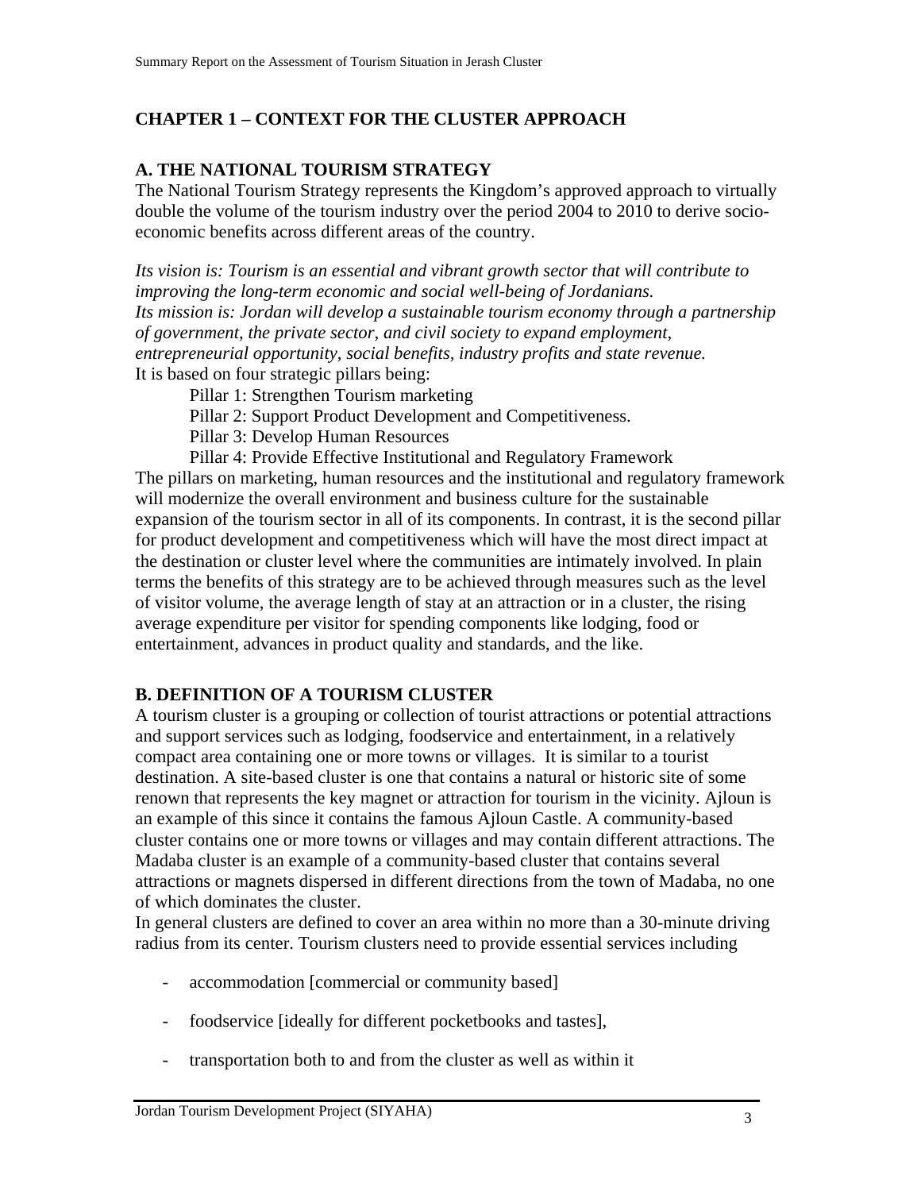# CHAPTER 1 – CONTEXT FOR THE CLUSTER APPROACH

## A. THE NATIONAL TOURISM STRATEGY

The National Tourism Strategy represents the Kingdom's approved approach to virtually double the volume of the tourism industry over the period 2004 to 2010 to derive socio-economic benefits across different areas of the country.

*Its vision is: Tourism is an essential and vibrant growth sector that will contribute to improving the long-term economic and social well-being of Jordanians.*
*Its mission is: Jordan will develop a sustainable tourism economy through a partnership of government, the private sector, and civil society to expand employment, entrepreneurial opportunity, social benefits, industry profits and state revenue.*
It is based on four strategic pillars being:

Pillar 1: Strengthen Tourism marketing
Pillar 2: Support Product Development and Competitiveness.
Pillar 3: Develop Human Resources
Pillar 4: Provide Effective Institutional and Regulatory Framework

The pillars on marketing, human resources and the institutional and regulatory framework will modernize the overall environment and business culture for the sustainable expansion of the tourism sector in all of its components. In contrast, it is the second pillar for product development and competitiveness which will have the most direct impact at the destination or cluster level where the communities are intimately involved. In plain terms the benefits of this strategy are to be achieved through measures such as the level of visitor volume, the average length of stay at an attraction or in a cluster, the rising average expenditure per visitor for spending components like lodging, food or entertainment, advances in product quality and standards, and the like.

## B. DEFINITION OF A TOURISM CLUSTER

A tourism cluster is a grouping or collection of tourist attractions or potential attractions and support services such as lodging, foodservice and entertainment, in a relatively compact area containing one or more towns or villages. It is similar to a tourist destination. A site-based cluster is one that contains a natural or historic site of some renown that represents the key magnet or attraction for tourism in the vicinity. Ajloun is an example of this since it contains the famous Ajloun Castle. A community-based cluster contains one or more towns or villages and may contain different attractions. The Madaba cluster is an example of a community-based cluster that contains several attractions or magnets dispersed in different directions from the town of Madaba, no one of which dominates the cluster.
In general clusters are defined to cover an area within no more than a 30-minute driving radius from its center. Tourism clusters need to provide essential services including

- accommodation [commercial or community based]
- foodservice [ideally for different pocketbooks and tastes],
- transportation both to and from the cluster as well as within it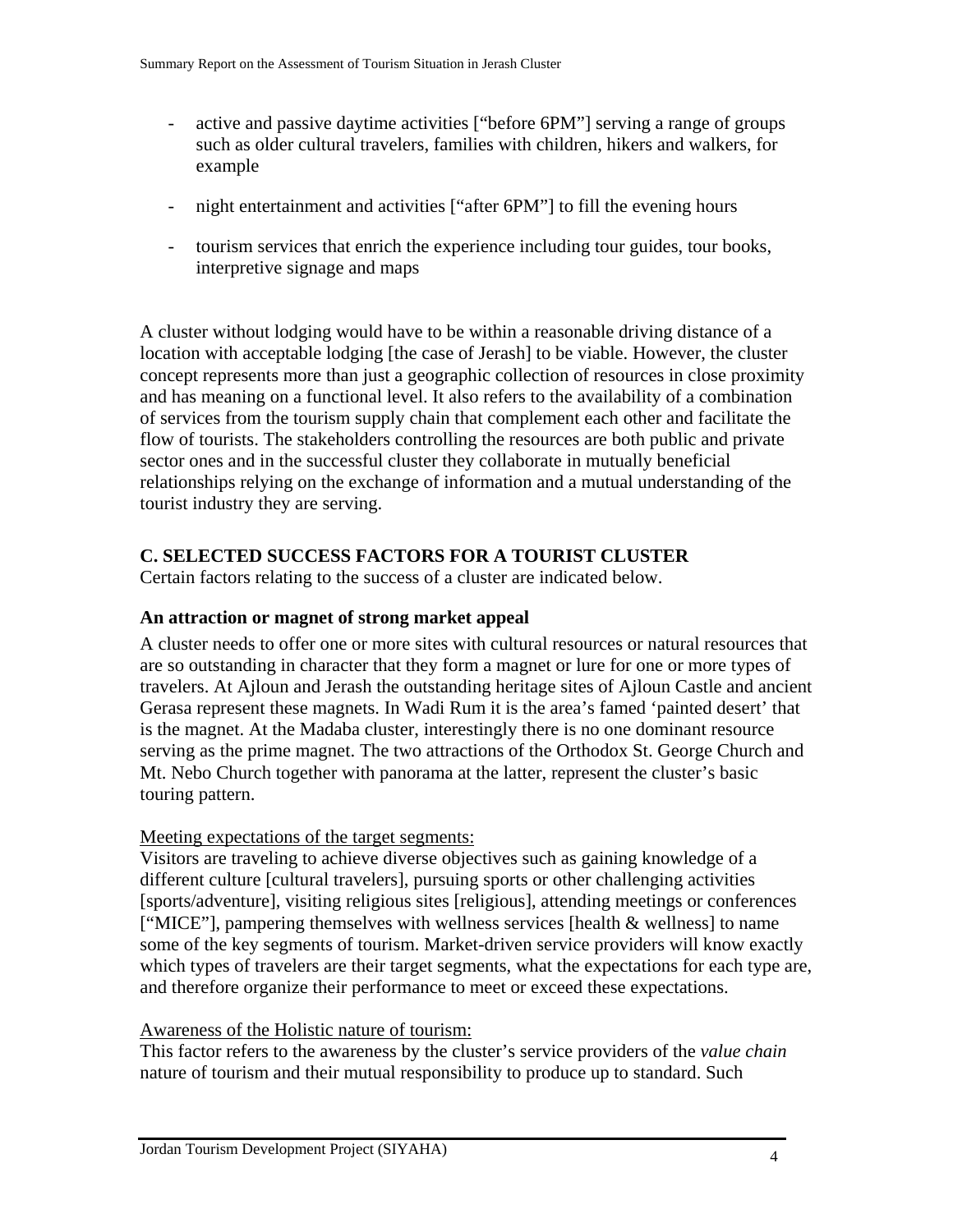- active and passive daytime activities ["before 6PM"] serving a range of groups such as older cultural travelers, families with children, hikers and walkers, for example

- night entertainment and activities ["after 6PM"] to fill the evening hours

- tourism services that enrich the experience including tour guides, tour books, interpretive signage and maps

A cluster without lodging would have to be within a reasonable driving distance of a location with acceptable lodging [the case of Jerash] to be viable. However, the cluster concept represents more than just a geographic collection of resources in close proximity and has meaning on a functional level. It also refers to the availability of a combination of services from the tourism supply chain that complement each other and facilitate the flow of tourists. The stakeholders controlling the resources are both public and private sector ones and in the successful cluster they collaborate in mutually beneficial relationships relying on the exchange of information and a mutual understanding of the tourist industry they are serving.

## C. SELECTED SUCCESS FACTORS FOR A TOURIST CLUSTER

Certain factors relating to the success of a cluster are indicated below.

### An attraction or magnet of strong market appeal

A cluster needs to offer one or more sites with cultural resources or natural resources that are so outstanding in character that they form a magnet or lure for one or more types of travelers. At Ajloun and Jerash the outstanding heritage sites of Ajloun Castle and ancient Gerasa represent these magnets. In Wadi Rum it is the area's famed 'painted desert' that is the magnet. At the Madaba cluster, interestingly there is no one dominant resource serving as the prime magnet. The two attractions of the Orthodox St. George Church and Mt. Nebo Church together with panorama at the latter, represent the cluster's basic touring pattern.

<u>Meeting expectations of the target segments:</u>

Visitors are traveling to achieve diverse objectives such as gaining knowledge of a different culture [cultural travelers], pursuing sports or other challenging activities [sports/adventure], visiting religious sites [religious], attending meetings or conferences ["MICE"], pampering themselves with wellness services [health & wellness] to name some of the key segments of tourism. Market-driven service providers will know exactly which types of travelers are their target segments, what the expectations for each type are, and therefore organize their performance to meet or exceed these expectations.

<u>Awareness of the Holistic nature of tourism:</u>

This factor refers to the awareness by the cluster's service providers of the *value chain* nature of tourism and their mutual responsibility to produce up to standard. Such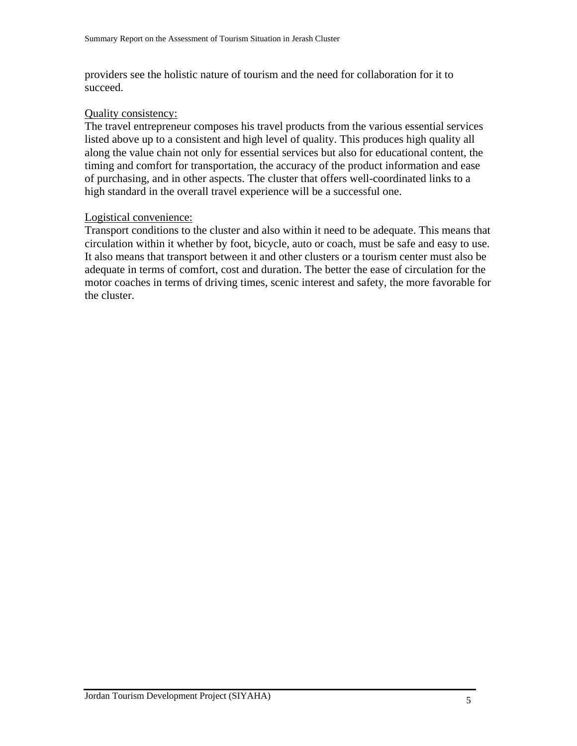providers see the holistic nature of tourism and the need for collaboration for it to succeed.

Quality consistency:

The travel entrepreneur composes his travel products from the various essential services listed above up to a consistent and high level of quality. This produces high quality all along the value chain not only for essential services but also for educational content, the timing and comfort for transportation, the accuracy of the product information and ease of purchasing, and in other aspects. The cluster that offers well-coordinated links to a high standard in the overall travel experience will be a successful one.

Logistical convenience:

Transport conditions to the cluster and also within it need to be adequate. This means that circulation within it whether by foot, bicycle, auto or coach, must be safe and easy to use. It also means that transport between it and other clusters or a tourism center must also be adequate in terms of comfort, cost and duration. The better the ease of circulation for the motor coaches in terms of driving times, scenic interest and safety, the more favorable for the cluster.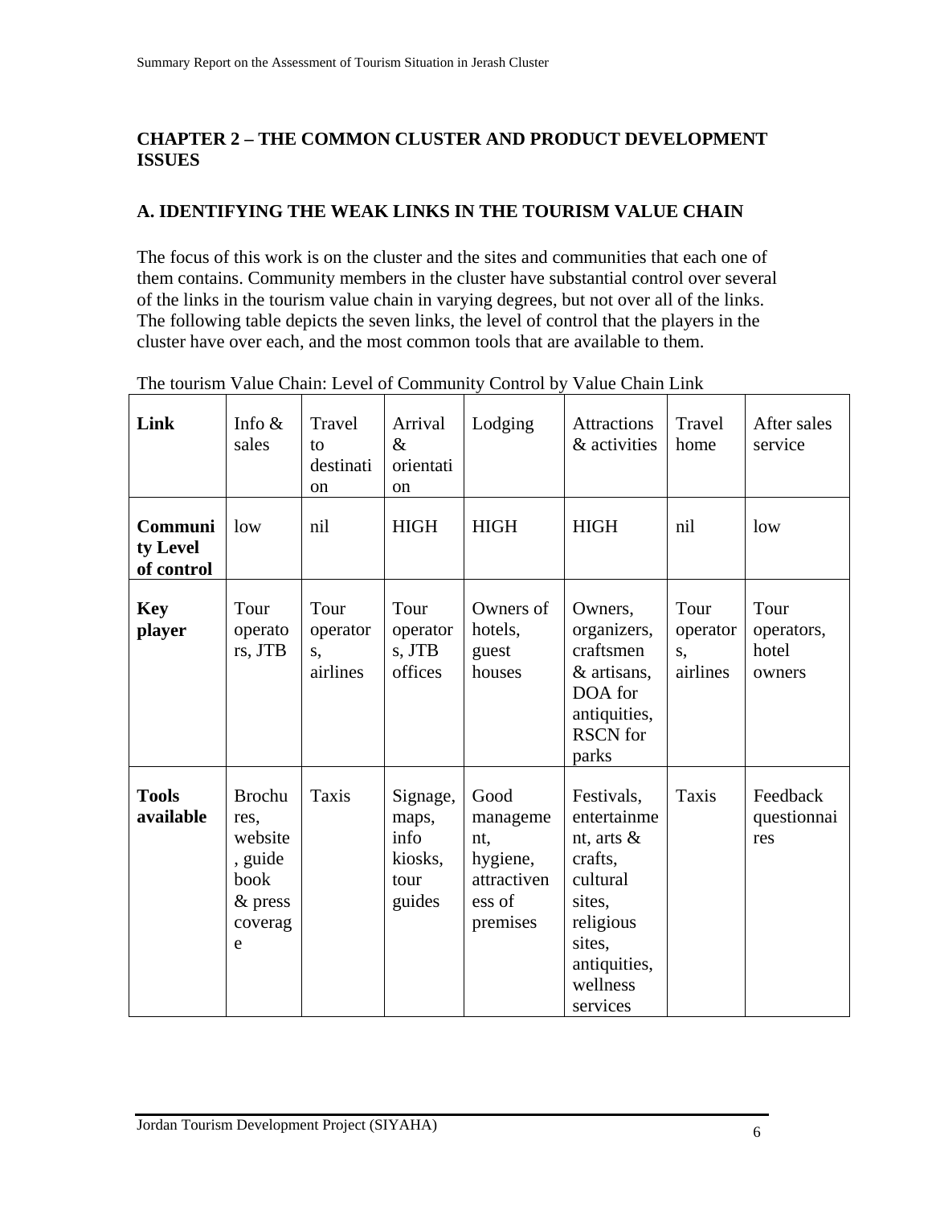## CHAPTER 2 – THE COMMON CLUSTER AND PRODUCT DEVELOPMENT ISSUES

### A. IDENTIFYING THE WEAK LINKS IN THE TOURISM VALUE CHAIN

The focus of this work is on the cluster and the sites and communities that each one of them contains. Community members in the cluster have substantial control over several of the links in the tourism value chain in varying degrees, but not over all of the links. The following table depicts the seven links, the level of control that the players in the cluster have over each, and the most common tools that are available to them.

The tourism Value Chain: Level of Community Control by Value Chain Link

| **Link** | Info & sales | Travel to destination | Arrival & orientation | Lodging | Attractions & activities | Travel home | After sales service |
|---|---|---|---|---|---|---|---|
| **Community Level of control** | low | nil | HIGH | HIGH | HIGH | nil | low |
| **Key player** | Tour operators, JTB | Tour operators, airlines | Tour operators, JTB offices | Owners of hotels, guest houses | Owners, organizers, craftsmen & artisans, DOA for antiquities, RSCN for parks | Tour operators, airlines | Tour operators, hotel owners |
| **Tools available** | Brochures, website, guide book & press coverage | Taxis | Signage, maps, info kiosks, tour guides | Good management, hygiene, attractiveness of premises | Festivals, entertainment, arts & crafts, cultural sites, religious sites, antiquities, wellness services | Taxis | Feedback questionnaires |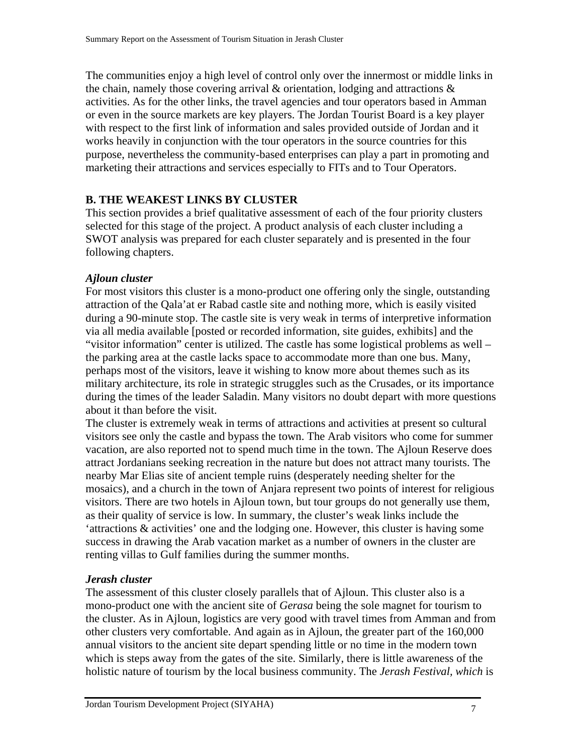The communities enjoy a high level of control only over the innermost or middle links in the chain, namely those covering arrival & orientation, lodging and attractions & activities. As for the other links, the travel agencies and tour operators based in Amman or even in the source markets are key players. The Jordan Tourist Board is a key player with respect to the first link of information and sales provided outside of Jordan and it works heavily in conjunction with the tour operators in the source countries for this purpose, nevertheless the community-based enterprises can play a part in promoting and marketing their attractions and services especially to FITs and to Tour Operators.

## B. THE WEAKEST LINKS BY CLUSTER

This section provides a brief qualitative assessment of each of the four priority clusters selected for this stage of the project. A product analysis of each cluster including a SWOT analysis was prepared for each cluster separately and is presented in the four following chapters.

### *Ajloun cluster*

For most visitors this cluster is a mono-product one offering only the single, outstanding attraction of the Qala'at er Rabad castle site and nothing more, which is easily visited during a 90-minute stop. The castle site is very weak in terms of interpretive information via all media available [posted or recorded information, site guides, exhibits] and the "visitor information" center is utilized. The castle has some logistical problems as well – the parking area at the castle lacks space to accommodate more than one bus. Many, perhaps most of the visitors, leave it wishing to know more about themes such as its military architecture, its role in strategic struggles such as the Crusades, or its importance during the times of the leader Saladin. Many visitors no doubt depart with more questions about it than before the visit.

The cluster is extremely weak in terms of attractions and activities at present so cultural visitors see only the castle and bypass the town. The Arab visitors who come for summer vacation, are also reported not to spend much time in the town. The Ajloun Reserve does attract Jordanians seeking recreation in the nature but does not attract many tourists. The nearby Mar Elias site of ancient temple ruins (desperately needing shelter for the mosaics), and a church in the town of Anjara represent two points of interest for religious visitors. There are two hotels in Ajloun town, but tour groups do not generally use them, as their quality of service is low. In summary, the cluster's weak links include the 'attractions & activities' one and the lodging one. However, this cluster is having some success in drawing the Arab vacation market as a number of owners in the cluster are renting villas to Gulf families during the summer months.

### *Jerash cluster*

The assessment of this cluster closely parallels that of Ajloun. This cluster also is a mono-product one with the ancient site of *Gerasa* being the sole magnet for tourism to the cluster. As in Ajloun, logistics are very good with travel times from Amman and from other clusters very comfortable. And again as in Ajloun, the greater part of the 160,000 annual visitors to the ancient site depart spending little or no time in the modern town which is steps away from the gates of the site. Similarly, there is little awareness of the holistic nature of tourism by the local business community. The *Jerash Festival, which* is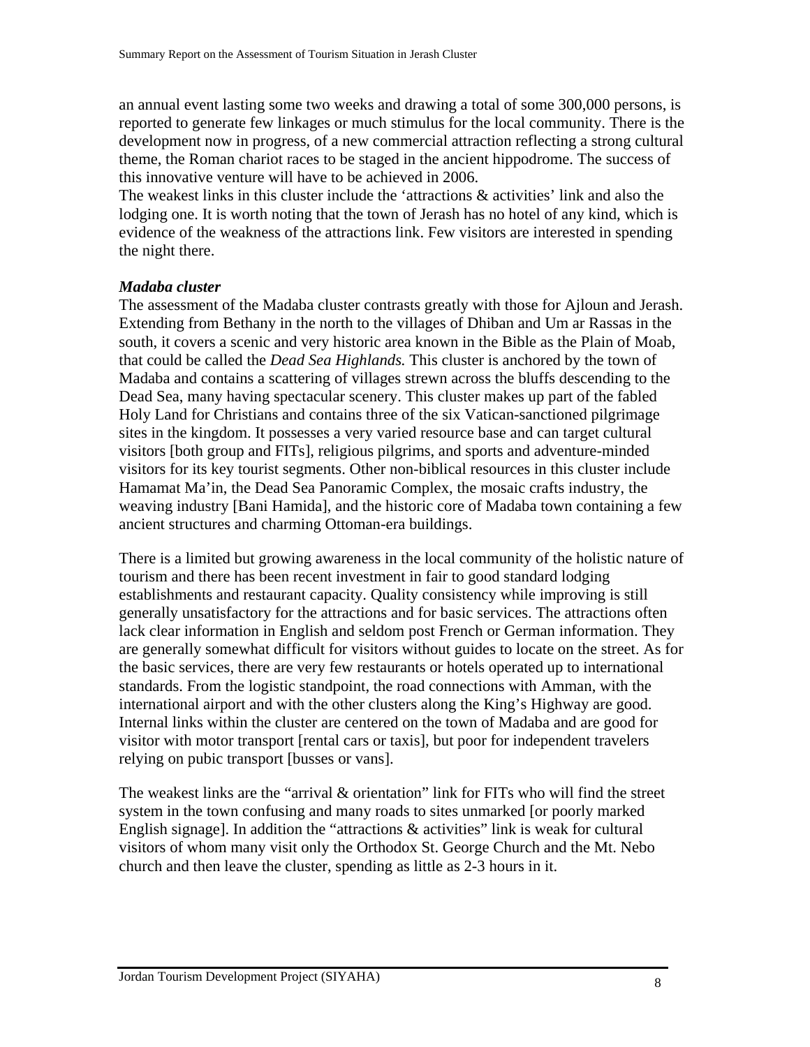an annual event lasting some two weeks and drawing a total of some 300,000 persons, is reported to generate few linkages or much stimulus for the local community. There is the development now in progress, of a new commercial attraction reflecting a strong cultural theme, the Roman chariot races to be staged in the ancient hippodrome. The success of this innovative venture will have to be achieved in 2006.
The weakest links in this cluster include the 'attractions & activities' link and also the lodging one. It is worth noting that the town of Jerash has no hotel of any kind, which is evidence of the weakness of the attractions link. Few visitors are interested in spending the night there.

***Madaba cluster***
The assessment of the Madaba cluster contrasts greatly with those for Ajloun and Jerash. Extending from Bethany in the north to the villages of Dhiban and Um ar Rassas in the south, it covers a scenic and very historic area known in the Bible as the Plain of Moab, that could be called the *Dead Sea Highlands.* This cluster is anchored by the town of Madaba and contains a scattering of villages strewn across the bluffs descending to the Dead Sea, many having spectacular scenery. This cluster makes up part of the fabled Holy Land for Christians and contains three of the six Vatican-sanctioned pilgrimage sites in the kingdom. It possesses a very varied resource base and can target cultural visitors [both group and FITs], religious pilgrims, and sports and adventure-minded visitors for its key tourist segments. Other non-biblical resources in this cluster include Hamamat Ma'in, the Dead Sea Panoramic Complex, the mosaic crafts industry, the weaving industry [Bani Hamida], and the historic core of Madaba town containing a few ancient structures and charming Ottoman-era buildings.

There is a limited but growing awareness in the local community of the holistic nature of tourism and there has been recent investment in fair to good standard lodging establishments and restaurant capacity. Quality consistency while improving is still generally unsatisfactory for the attractions and for basic services. The attractions often lack clear information in English and seldom post French or German information. They are generally somewhat difficult for visitors without guides to locate on the street. As for the basic services, there are very few restaurants or hotels operated up to international standards. From the logistic standpoint, the road connections with Amman, with the international airport and with the other clusters along the King's Highway are good. Internal links within the cluster are centered on the town of Madaba and are good for visitor with motor transport [rental cars or taxis], but poor for independent travelers relying on pubic transport [busses or vans].

The weakest links are the "arrival & orientation" link for FITs who will find the street system in the town confusing and many roads to sites unmarked [or poorly marked English signage]. In addition the "attractions & activities" link is weak for cultural visitors of whom many visit only the Orthodox St. George Church and the Mt. Nebo church and then leave the cluster, spending as little as 2-3 hours in it.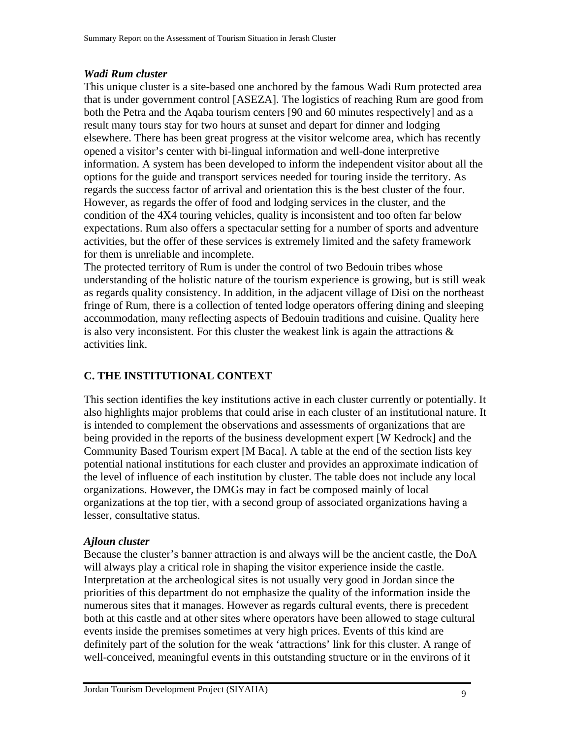### *Wadi Rum cluster*

This unique cluster is a site-based one anchored by the famous Wadi Rum protected area that is under government control [ASEZA]. The logistics of reaching Rum are good from both the Petra and the Aqaba tourism centers [90 and 60 minutes respectively] and as a result many tours stay for two hours at sunset and depart for dinner and lodging elsewhere. There has been great progress at the visitor welcome area, which has recently opened a visitor's center with bi-lingual information and well-done interpretive information. A system has been developed to inform the independent visitor about all the options for the guide and transport services needed for touring inside the territory. As regards the success factor of arrival and orientation this is the best cluster of the four. However, as regards the offer of food and lodging services in the cluster, and the condition of the 4X4 touring vehicles, quality is inconsistent and too often far below expectations. Rum also offers a spectacular setting for a number of sports and adventure activities, but the offer of these services is extremely limited and the safety framework for them is unreliable and incomplete.

The protected territory of Rum is under the control of two Bedouin tribes whose understanding of the holistic nature of the tourism experience is growing, but is still weak as regards quality consistency. In addition, in the adjacent village of Disi on the northeast fringe of Rum, there is a collection of tented lodge operators offering dining and sleeping accommodation, many reflecting aspects of Bedouin traditions and cuisine. Quality here is also very inconsistent. For this cluster the weakest link is again the attractions & activities link.

## C. THE INSTITUTIONAL CONTEXT

This section identifies the key institutions active in each cluster currently or potentially. It also highlights major problems that could arise in each cluster of an institutional nature. It is intended to complement the observations and assessments of organizations that are being provided in the reports of the business development expert [W Kedrock] and the Community Based Tourism expert [M Baca]. A table at the end of the section lists key potential national institutions for each cluster and provides an approximate indication of the level of influence of each institution by cluster. The table does not include any local organizations. However, the DMGs may in fact be composed mainly of local organizations at the top tier, with a second group of associated organizations having a lesser, consultative status.

### *Ajloun cluster*

Because the cluster's banner attraction is and always will be the ancient castle, the DoA will always play a critical role in shaping the visitor experience inside the castle. Interpretation at the archeological sites is not usually very good in Jordan since the priorities of this department do not emphasize the quality of the information inside the numerous sites that it manages. However as regards cultural events, there is precedent both at this castle and at other sites where operators have been allowed to stage cultural events inside the premises sometimes at very high prices. Events of this kind are definitely part of the solution for the weak 'attractions' link for this cluster. A range of well-conceived, meaningful events in this outstanding structure or in the environs of it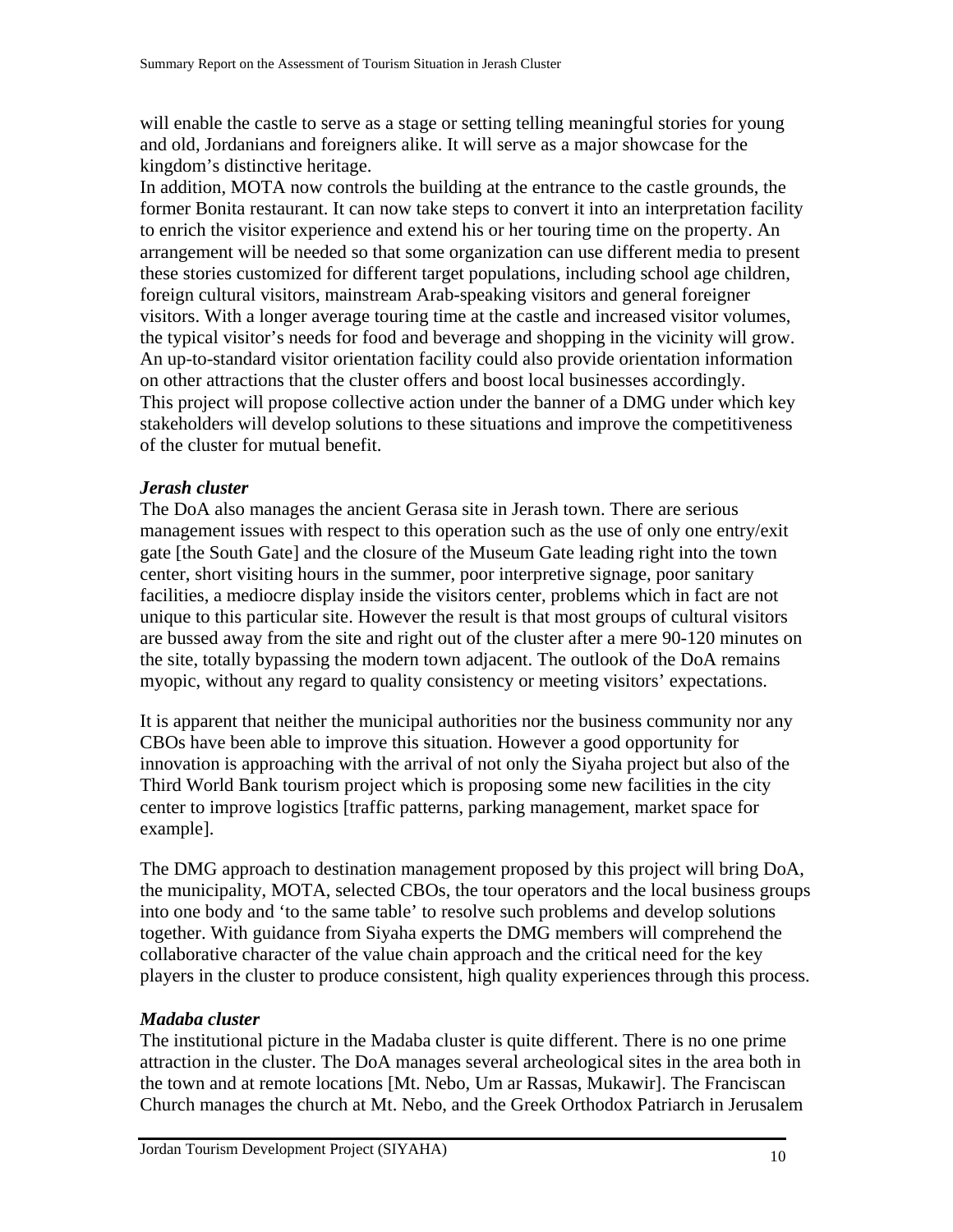will enable the castle to serve as a stage or setting telling meaningful stories for young and old, Jordanians and foreigners alike. It will serve as a major showcase for the kingdom's distinctive heritage.

In addition, MOTA now controls the building at the entrance to the castle grounds, the former Bonita restaurant. It can now take steps to convert it into an interpretation facility to enrich the visitor experience and extend his or her touring time on the property. An arrangement will be needed so that some organization can use different media to present these stories customized for different target populations, including school age children, foreign cultural visitors, mainstream Arab-speaking visitors and general foreigner visitors. With a longer average touring time at the castle and increased visitor volumes, the typical visitor's needs for food and beverage and shopping in the vicinity will grow. An up-to-standard visitor orientation facility could also provide orientation information on other attractions that the cluster offers and boost local businesses accordingly.

This project will propose collective action under the banner of a DMG under which key stakeholders will develop solutions to these situations and improve the competitiveness of the cluster for mutual benefit.

### *Jerash cluster*

The DoA also manages the ancient Gerasa site in Jerash town. There are serious management issues with respect to this operation such as the use of only one entry/exit gate [the South Gate] and the closure of the Museum Gate leading right into the town center, short visiting hours in the summer, poor interpretive signage, poor sanitary facilities, a mediocre display inside the visitors center, problems which in fact are not unique to this particular site. However the result is that most groups of cultural visitors are bussed away from the site and right out of the cluster after a mere 90-120 minutes on the site, totally bypassing the modern town adjacent. The outlook of the DoA remains myopic, without any regard to quality consistency or meeting visitors' expectations.

It is apparent that neither the municipal authorities nor the business community nor any CBOs have been able to improve this situation. However a good opportunity for innovation is approaching with the arrival of not only the Siyaha project but also of the Third World Bank tourism project which is proposing some new facilities in the city center to improve logistics [traffic patterns, parking management, market space for example].

The DMG approach to destination management proposed by this project will bring DoA, the municipality, MOTA, selected CBOs, the tour operators and the local business groups into one body and 'to the same table' to resolve such problems and develop solutions together. With guidance from Siyaha experts the DMG members will comprehend the collaborative character of the value chain approach and the critical need for the key players in the cluster to produce consistent, high quality experiences through this process.

### *Madaba cluster*

The institutional picture in the Madaba cluster is quite different. There is no one prime attraction in the cluster. The DoA manages several archeological sites in the area both in the town and at remote locations [Mt. Nebo, Um ar Rassas, Mukawir]. The Franciscan Church manages the church at Mt. Nebo, and the Greek Orthodox Patriarch in Jerusalem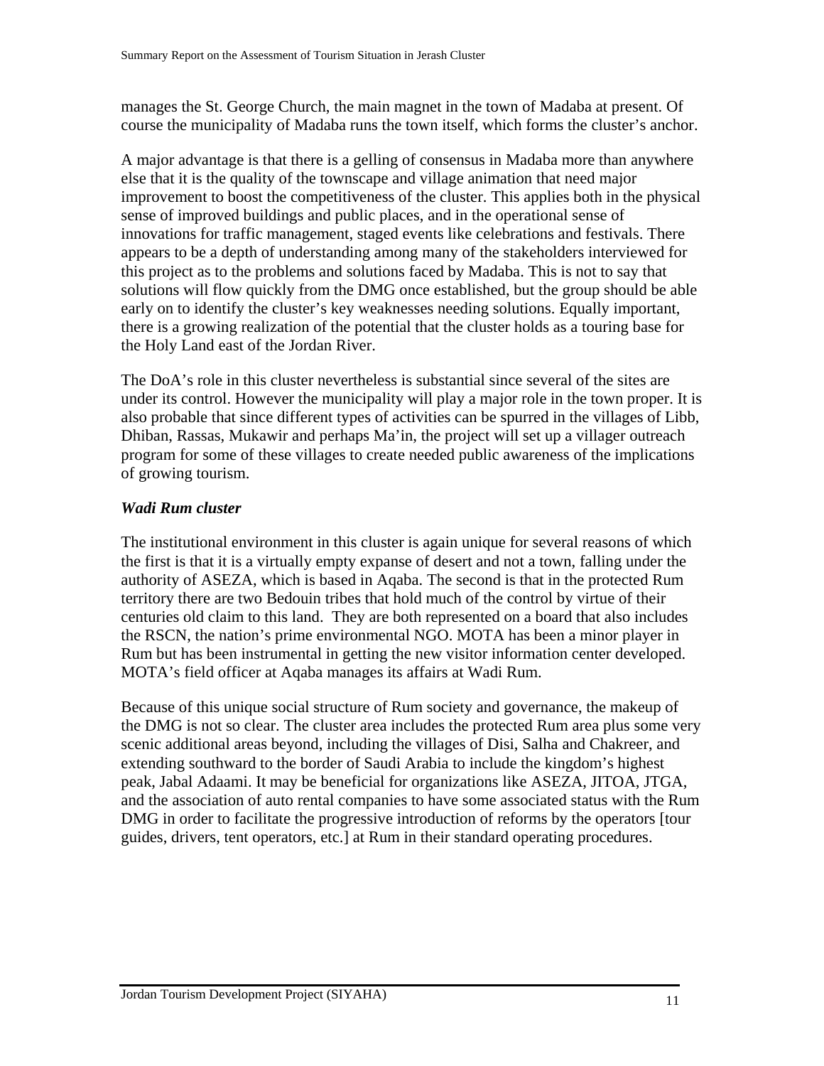manages the St. George Church, the main magnet in the town of Madaba at present. Of course the municipality of Madaba runs the town itself, which forms the cluster's anchor.

A major advantage is that there is a gelling of consensus in Madaba more than anywhere else that it is the quality of the townscape and village animation that need major improvement to boost the competitiveness of the cluster. This applies both in the physical sense of improved buildings and public places, and in the operational sense of innovations for traffic management, staged events like celebrations and festivals. There appears to be a depth of understanding among many of the stakeholders interviewed for this project as to the problems and solutions faced by Madaba. This is not to say that solutions will flow quickly from the DMG once established, but the group should be able early on to identify the cluster's key weaknesses needing solutions. Equally important, there is a growing realization of the potential that the cluster holds as a touring base for the Holy Land east of the Jordan River.

The DoA's role in this cluster nevertheless is substantial since several of the sites are under its control. However the municipality will play a major role in the town proper. It is also probable that since different types of activities can be spurred in the villages of Libb, Dhiban, Rassas, Mukawir and perhaps Ma'in, the project will set up a villager outreach program for some of these villages to create needed public awareness of the implications of growing tourism.

### *Wadi Rum cluster*

The institutional environment in this cluster is again unique for several reasons of which the first is that it is a virtually empty expanse of desert and not a town, falling under the authority of ASEZA, which is based in Aqaba. The second is that in the protected Rum territory there are two Bedouin tribes that hold much of the control by virtue of their centuries old claim to this land. They are both represented on a board that also includes the RSCN, the nation's prime environmental NGO. MOTA has been a minor player in Rum but has been instrumental in getting the new visitor information center developed. MOTA's field officer at Aqaba manages its affairs at Wadi Rum.

Because of this unique social structure of Rum society and governance, the makeup of the DMG is not so clear. The cluster area includes the protected Rum area plus some very scenic additional areas beyond, including the villages of Disi, Salha and Chakreer, and extending southward to the border of Saudi Arabia to include the kingdom's highest peak, Jabal Adaami. It may be beneficial for organizations like ASEZA, JITOA, JTGA, and the association of auto rental companies to have some associated status with the Rum DMG in order to facilitate the progressive introduction of reforms by the operators [tour guides, drivers, tent operators, etc.] at Rum in their standard operating procedures.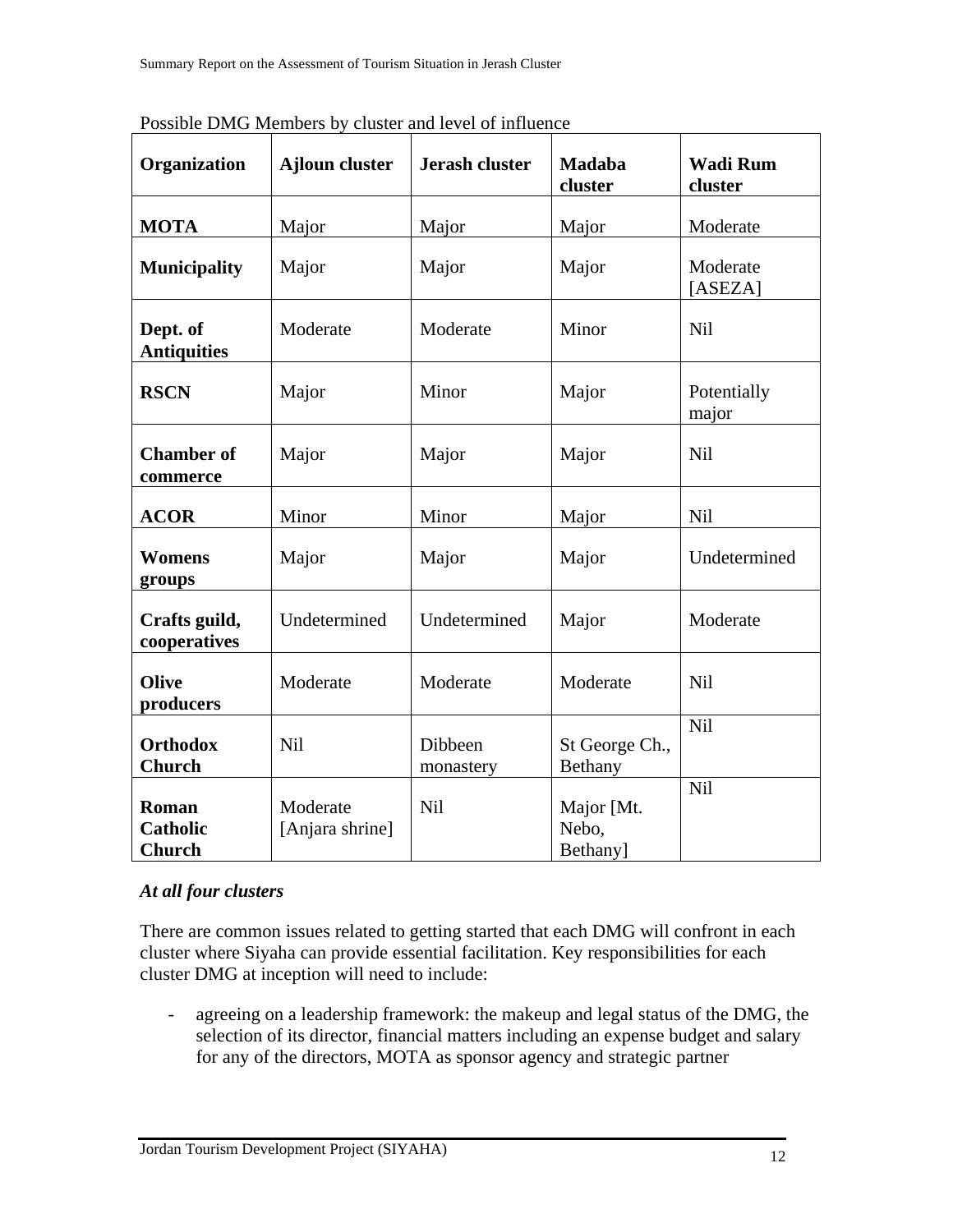Possible DMG Members by cluster and level of influence

| Organization | Ajloun cluster | Jerash cluster | Madaba cluster | Wadi Rum cluster |
|---|---|---|---|---|
| **MOTA** | Major | Major | Major | Moderate |
| **Municipality** | Major | Major | Major | Moderate [ASEZA] |
| **Dept. of Antiquities** | Moderate | Moderate | Minor | Nil |
| **RSCN** | Major | Minor | Major | Potentially major |
| **Chamber of commerce** | Major | Major | Major | Nil |
| **ACOR** | Minor | Minor | Major | Nil |
| **Womens groups** | Major | Major | Major | Undetermined |
| **Crafts guild, cooperatives** | Undetermined | Undetermined | Major | Moderate |
| **Olive producers** | Moderate | Moderate | Moderate | Nil |
| **Orthodox Church** | Nil | Dibbeen monastery | St George Ch., Bethany | Nil |
| **Roman Catholic Church** | Moderate [Anjara shrine] | Nil | Major [Mt. Nebo, Bethany] | Nil |

### *At all four clusters*

There are common issues related to getting started that each DMG will confront in each cluster where Siyaha can provide essential facilitation. Key responsibilities for each cluster DMG at inception will need to include:

- agreeing on a leadership framework: the makeup and legal status of the DMG, the selection of its director, financial matters including an expense budget and salary for any of the directors, MOTA as sponsor agency and strategic partner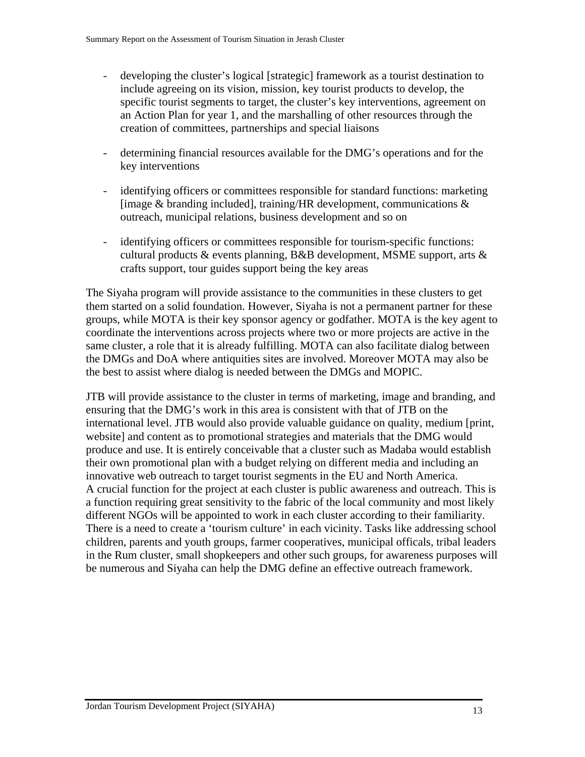- developing the cluster's logical [strategic] framework as a tourist destination to include agreeing on its vision, mission, key tourist products to develop, the specific tourist segments to target, the cluster's key interventions, agreement on an Action Plan for year 1, and the marshalling of other resources through the creation of committees, partnerships and special liaisons

- determining financial resources available for the DMG's operations and for the key interventions

- identifying officers or committees responsible for standard functions: marketing [image & branding included], training/HR development, communications & outreach, municipal relations, business development and so on

- identifying officers or committees responsible for tourism-specific functions: cultural products & events planning, B&B development, MSME support, arts & crafts support, tour guides support being the key areas

The Siyaha program will provide assistance to the communities in these clusters to get them started on a solid foundation. However, Siyaha is not a permanent partner for these groups, while MOTA is their key sponsor agency or godfather. MOTA is the key agent to coordinate the interventions across projects where two or more projects are active in the same cluster, a role that it is already fulfilling. MOTA can also facilitate dialog between the DMGs and DoA where antiquities sites are involved. Moreover MOTA may also be the best to assist where dialog is needed between the DMGs and MOPIC.

JTB will provide assistance to the cluster in terms of marketing, image and branding, and ensuring that the DMG's work in this area is consistent with that of JTB on the international level. JTB would also provide valuable guidance on quality, medium [print, website] and content as to promotional strategies and materials that the DMG would produce and use. It is entirely conceivable that a cluster such as Madaba would establish their own promotional plan with a budget relying on different media and including an innovative web outreach to target tourist segments in the EU and North America.
A crucial function for the project at each cluster is public awareness and outreach. This is a function requiring great sensitivity to the fabric of the local community and most likely different NGOs will be appointed to work in each cluster according to their familiarity. There is a need to create a 'tourism culture' in each vicinity. Tasks like addressing school children, parents and youth groups, farmer cooperatives, municipal officals, tribal leaders in the Rum cluster, small shopkeepers and other such groups, for awareness purposes will be numerous and Siyaha can help the DMG define an effective outreach framework.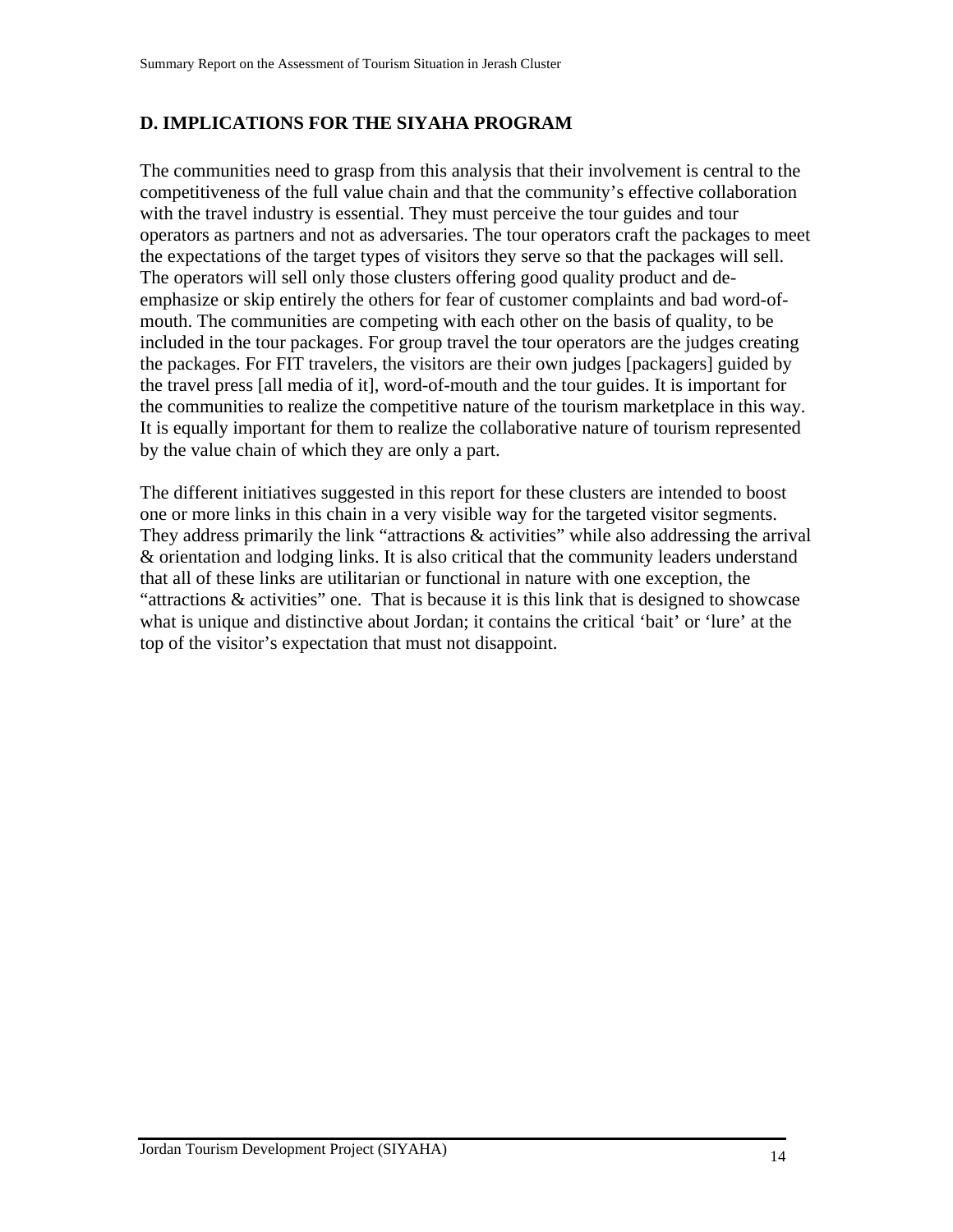## D. IMPLICATIONS FOR THE SIYAHA PROGRAM

The communities need to grasp from this analysis that their involvement is central to the competitiveness of the full value chain and that the community's effective collaboration with the travel industry is essential. They must perceive the tour guides and tour operators as partners and not as adversaries. The tour operators craft the packages to meet the expectations of the target types of visitors they serve so that the packages will sell. The operators will sell only those clusters offering good quality product and de-emphasize or skip entirely the others for fear of customer complaints and bad word-of-mouth. The communities are competing with each other on the basis of quality, to be included in the tour packages. For group travel the tour operators are the judges creating the packages. For FIT travelers, the visitors are their own judges [packagers] guided by the travel press [all media of it], word-of-mouth and the tour guides. It is important for the communities to realize the competitive nature of the tourism marketplace in this way. It is equally important for them to realize the collaborative nature of tourism represented by the value chain of which they are only a part.

The different initiatives suggested in this report for these clusters are intended to boost one or more links in this chain in a very visible way for the targeted visitor segments. They address primarily the link "attractions & activities" while also addressing the arrival & orientation and lodging links. It is also critical that the community leaders understand that all of these links are utilitarian or functional in nature with one exception, the "attractions & activities" one. That is because it is this link that is designed to showcase what is unique and distinctive about Jordan; it contains the critical 'bait' or 'lure' at the top of the visitor's expectation that must not disappoint.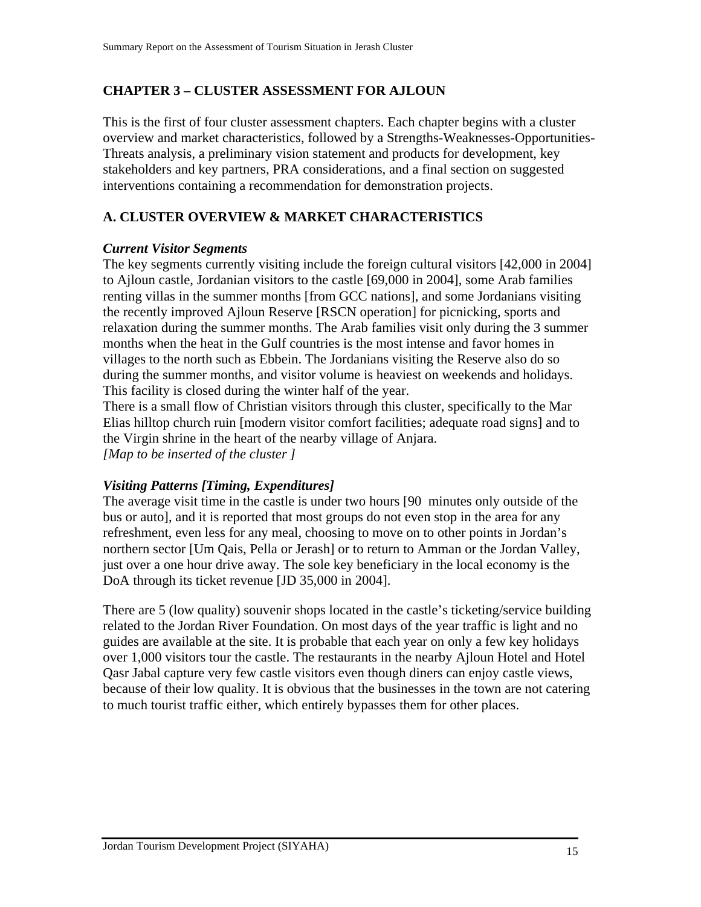## CHAPTER 3 – CLUSTER ASSESSMENT FOR AJLOUN

This is the first of four cluster assessment chapters. Each chapter begins with a cluster overview and market characteristics, followed by a Strengths-Weaknesses-Opportunities-Threats analysis, a preliminary vision statement and products for development, key stakeholders and key partners, PRA considerations, and a final section on suggested interventions containing a recommendation for demonstration projects.

### A. CLUSTER OVERVIEW & MARKET CHARACTERISTICS

#### *Current Visitor Segments*

The key segments currently visiting include the foreign cultural visitors [42,000 in 2004] to Ajloun castle, Jordanian visitors to the castle [69,000 in 2004], some Arab families renting villas in the summer months [from GCC nations], and some Jordanians visiting the recently improved Ajloun Reserve [RSCN operation] for picnicking, sports and relaxation during the summer months. The Arab families visit only during the 3 summer months when the heat in the Gulf countries is the most intense and favor homes in villages to the north such as Ebbein. The Jordanians visiting the Reserve also do so during the summer months, and visitor volume is heaviest on weekends and holidays. This facility is closed during the winter half of the year.

There is a small flow of Christian visitors through this cluster, specifically to the Mar Elias hilltop church ruin [modern visitor comfort facilities; adequate road signs] and to the Virgin shrine in the heart of the nearby village of Anjara.

*[Map to be inserted of the cluster ]*

#### *Visiting Patterns [Timing, Expenditures]*

The average visit time in the castle is under two hours [90 minutes only outside of the bus or auto], and it is reported that most groups do not even stop in the area for any refreshment, even less for any meal, choosing to move on to other points in Jordan's northern sector [Um Qais, Pella or Jerash] or to return to Amman or the Jordan Valley, just over a one hour drive away. The sole key beneficiary in the local economy is the DoA through its ticket revenue [JD 35,000 in 2004].

There are 5 (low quality) souvenir shops located in the castle's ticketing/service building related to the Jordan River Foundation. On most days of the year traffic is light and no guides are available at the site. It is probable that each year on only a few key holidays over 1,000 visitors tour the castle. The restaurants in the nearby Ajloun Hotel and Hotel Qasr Jabal capture very few castle visitors even though diners can enjoy castle views, because of their low quality. It is obvious that the businesses in the town are not catering to much tourist traffic either, which entirely bypasses them for other places.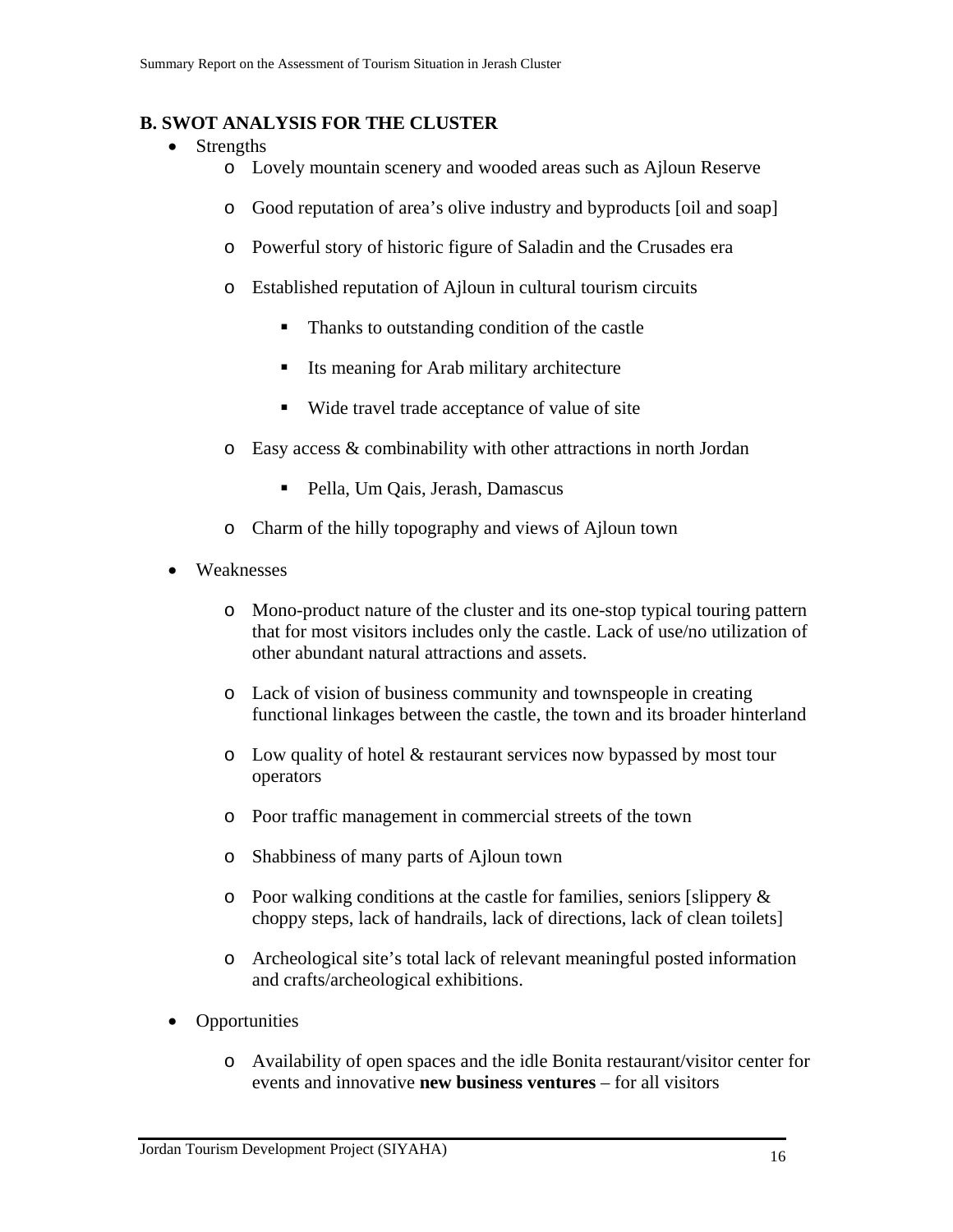## B. SWOT ANALYSIS FOR THE CLUSTER

- Strengths
  - Lovely mountain scenery and wooded areas such as Ajloun Reserve
  - Good reputation of area's olive industry and byproducts [oil and soap]
  - Powerful story of historic figure of Saladin and the Crusades era
  - Established reputation of Ajloun in cultural tourism circuits
    - Thanks to outstanding condition of the castle
    - Its meaning for Arab military architecture
    - Wide travel trade acceptance of value of site
  - Easy access & combinability with other attractions in north Jordan
    - Pella, Um Qais, Jerash, Damascus
  - Charm of the hilly topography and views of Ajloun town

- Weaknesses
  - Mono-product nature of the cluster and its one-stop typical touring pattern that for most visitors includes only the castle. Lack of use/no utilization of other abundant natural attractions and assets.
  - Lack of vision of business community and townspeople in creating functional linkages between the castle, the town and its broader hinterland
  - Low quality of hotel & restaurant services now bypassed by most tour operators
  - Poor traffic management in commercial streets of the town
  - Shabbiness of many parts of Ajloun town
  - Poor walking conditions at the castle for families, seniors [slippery & choppy steps, lack of handrails, lack of directions, lack of clean toilets]
  - Archeological site's total lack of relevant meaningful posted information and crafts/archeological exhibitions.

- Opportunities
  - Availability of open spaces and the idle Bonita restaurant/visitor center for events and innovative **new business ventures** – for all visitors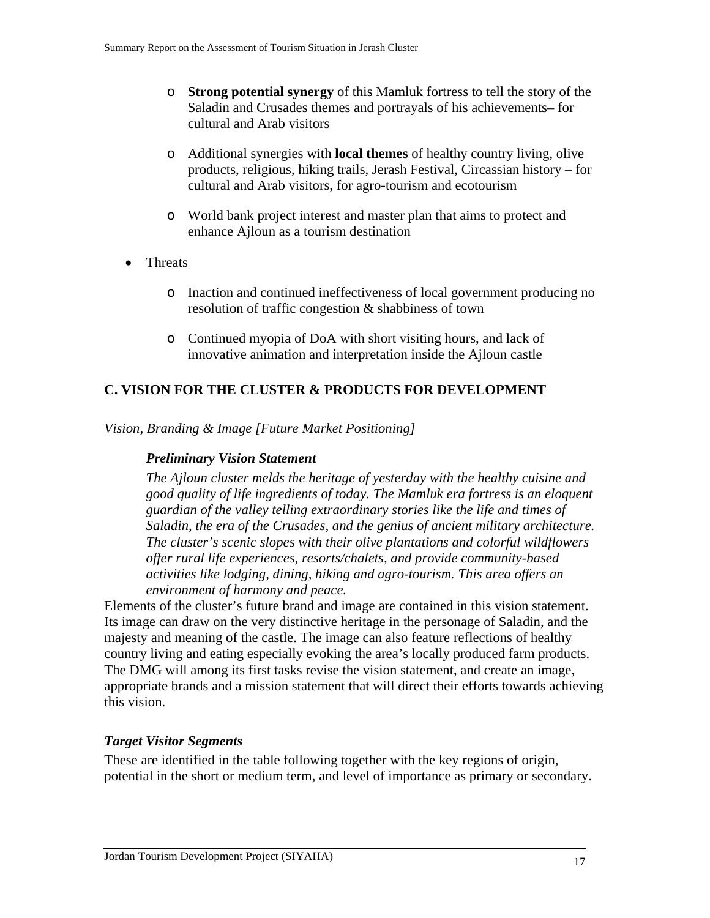- **Strong potential synergy** of this Mamluk fortress to tell the story of the Saladin and Crusades themes and portrayals of his achievements– for cultural and Arab visitors

  - Additional synergies with **local themes** of healthy country living, olive products, religious, hiking trails, Jerash Festival, Circassian history – for cultural and Arab visitors, for agro-tourism and ecotourism

  - World bank project interest and master plan that aims to protect and enhance Ajloun as a tourism destination

- Threats

  - Inaction and continued ineffectiveness of local government producing no resolution of traffic congestion & shabbiness of town

  - Continued myopia of DoA with short visiting hours, and lack of innovative animation and interpretation inside the Ajloun castle

## C. VISION FOR THE CLUSTER & PRODUCTS FOR DEVELOPMENT

*Vision, Branding & Image [Future Market Positioning]*

### *Preliminary Vision Statement*

*The Ajloun cluster melds the heritage of yesterday with the healthy cuisine and good quality of life ingredients of today. The Mamluk era fortress is an eloquent guardian of the valley telling extraordinary stories like the life and times of Saladin, the era of the Crusades, and the genius of ancient military architecture. The cluster's scenic slopes with their olive plantations and colorful wildflowers offer rural life experiences, resorts/chalets, and provide community-based activities like lodging, dining, hiking and agro-tourism. This area offers an environment of harmony and peace.*

Elements of the cluster's future brand and image are contained in this vision statement. Its image can draw on the very distinctive heritage in the personage of Saladin, and the majesty and meaning of the castle. The image can also feature reflections of healthy country living and eating especially evoking the area's locally produced farm products. The DMG will among its first tasks revise the vision statement, and create an image, appropriate brands and a mission statement that will direct their efforts towards achieving this vision.

### *Target Visitor Segments*

These are identified in the table following together with the key regions of origin, potential in the short or medium term, and level of importance as primary or secondary.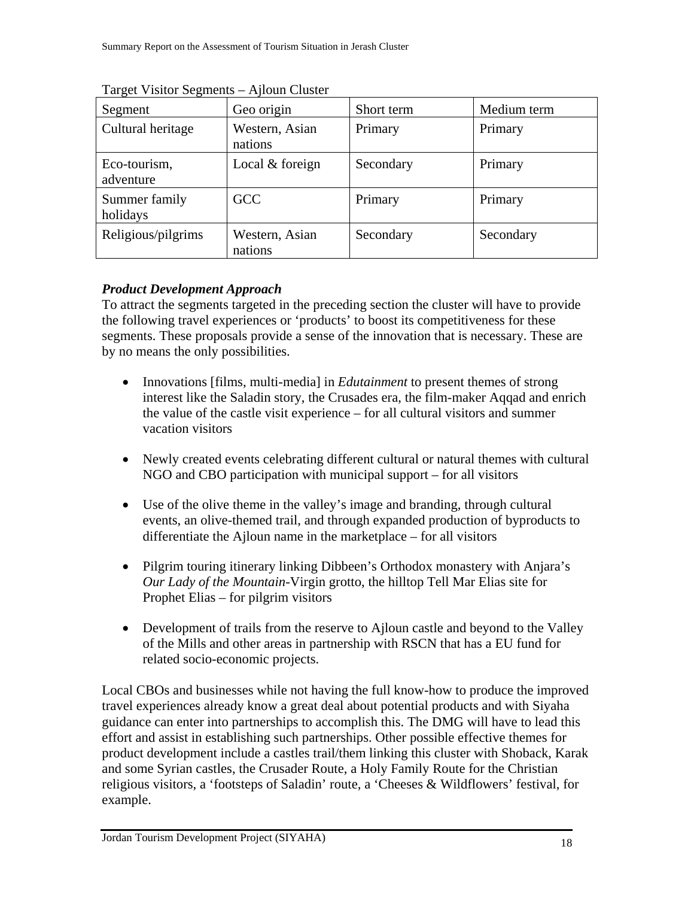Target Visitor Segments – Ajloun Cluster

| Segment | Geo origin | Short term | Medium term |
|---|---|---|---|
| Cultural heritage | Western, Asian nations | Primary | Primary |
| Eco-tourism, adventure | Local & foreign | Secondary | Primary |
| Summer family holidays | GCC | Primary | Primary |
| Religious/pilgrims | Western, Asian nations | Secondary | Secondary |

***Product Development Approach***

To attract the segments targeted in the preceding section the cluster will have to provide the following travel experiences or 'products' to boost its competitiveness for these segments. These proposals provide a sense of the innovation that is necessary. These are by no means the only possibilities.

- Innovations [films, multi-media] in *Edutainment* to present themes of strong interest like the Saladin story, the Crusades era, the film-maker Aqqad and enrich the value of the castle visit experience – for all cultural visitors and summer vacation visitors

- Newly created events celebrating different cultural or natural themes with cultural NGO and CBO participation with municipal support – for all visitors

- Use of the olive theme in the valley's image and branding, through cultural events, an olive-themed trail, and through expanded production of byproducts to differentiate the Ajloun name in the marketplace – for all visitors

- Pilgrim touring itinerary linking Dibbeen's Orthodox monastery with Anjara's *Our Lady of the Mountain*-Virgin grotto, the hilltop Tell Mar Elias site for Prophet Elias – for pilgrim visitors

- Development of trails from the reserve to Ajloun castle and beyond to the Valley of the Mills and other areas in partnership with RSCN that has a EU fund for related socio-economic projects.

Local CBOs and businesses while not having the full know-how to produce the improved travel experiences already know a great deal about potential products and with Siyaha guidance can enter into partnerships to accomplish this. The DMG will have to lead this effort and assist in establishing such partnerships. Other possible effective themes for product development include a castles trail/them linking this cluster with Shoback, Karak and some Syrian castles, the Crusader Route, a Holy Family Route for the Christian religious visitors, a 'footsteps of Saladin' route, a 'Cheeses & Wildflowers' festival, for example.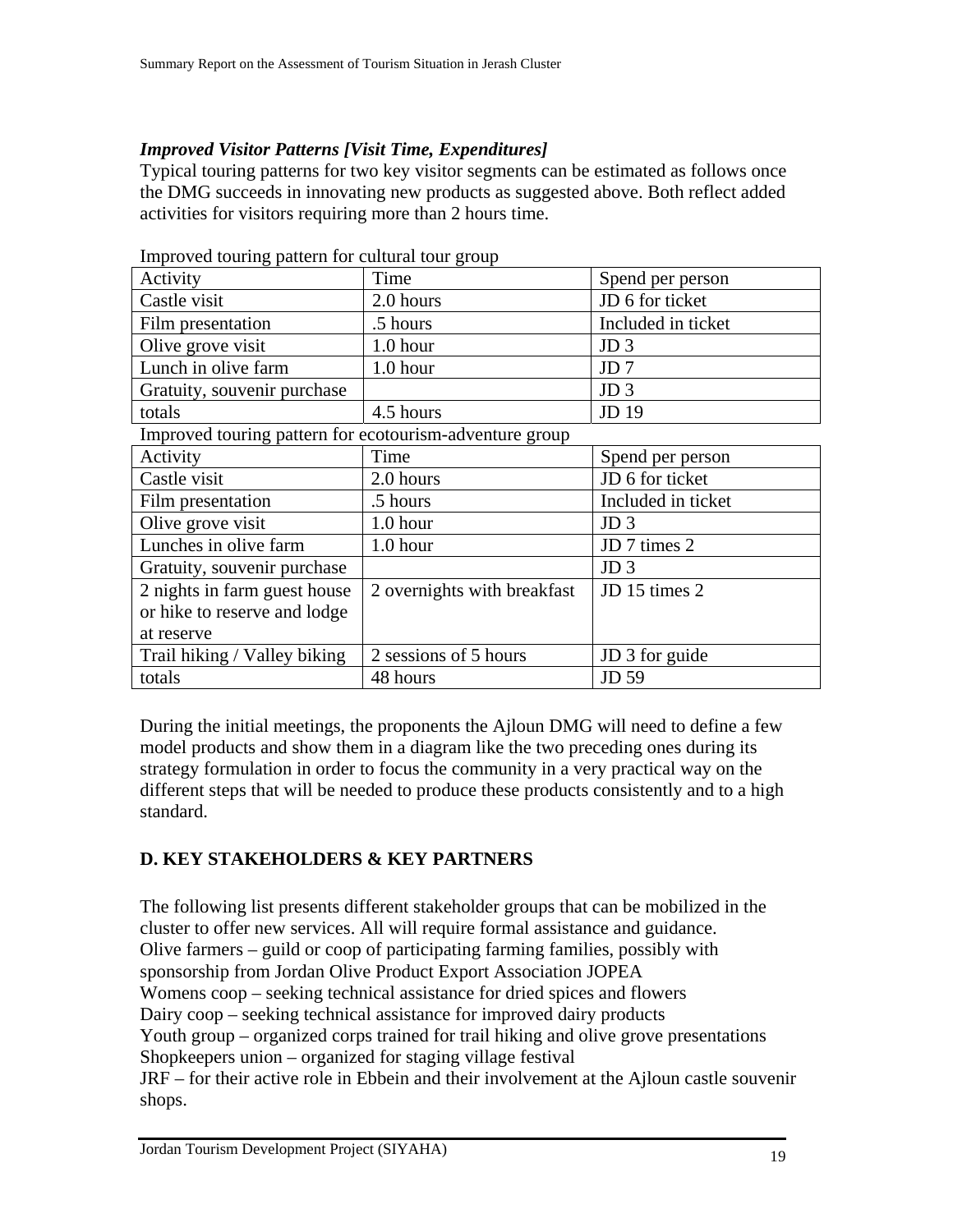### *Improved Visitor Patterns [Visit Time, Expenditures]*

Typical touring patterns for two key visitor segments can be estimated as follows once the DMG succeeds in innovating new products as suggested above. Both reflect added activities for visitors requiring more than 2 hours time.

Improved touring pattern for cultural tour group

| Activity | Time | Spend per person |
|---|---|---|
| Castle visit | 2.0 hours | JD 6 for ticket |
| Film presentation | .5 hours | Included in ticket |
| Olive grove visit | 1.0 hour | JD 3 |
| Lunch in olive farm | 1.0 hour | JD 7 |
| Gratuity, souvenir purchase | | JD 3 |
| totals | 4.5 hours | JD 19 |

Improved touring pattern for ecotourism-adventure group

| Activity | Time | Spend per person |
|---|---|---|
| Castle visit | 2.0 hours | JD 6 for ticket |
| Film presentation | .5 hours | Included in ticket |
| Olive grove visit | 1.0 hour | JD 3 |
| Lunches in olive farm | 1.0 hour | JD 7 times 2 |
| Gratuity, souvenir purchase | | JD 3 |
| 2 nights in farm guest house or hike to reserve and lodge at reserve | 2 overnights with breakfast | JD 15 times 2 |
| Trail hiking / Valley biking | 2 sessions of 5 hours | JD 3 for guide |
| totals | 48 hours | JD 59 |

During the initial meetings, the proponents the Ajloun DMG will need to define a few model products and show them in a diagram like the two preceding ones during its strategy formulation in order to focus the community in a very practical way on the different steps that will be needed to produce these products consistently and to a high standard.

## D. KEY STAKEHOLDERS & KEY PARTNERS

The following list presents different stakeholder groups that can be mobilized in the cluster to offer new services. All will require formal assistance and guidance.
Olive farmers – guild or coop of participating farming families, possibly with sponsorship from Jordan Olive Product Export Association JOPEA
Womens coop – seeking technical assistance for dried spices and flowers
Dairy coop – seeking technical assistance for improved dairy products
Youth group – organized corps trained for trail hiking and olive grove presentations
Shopkeepers union – organized for staging village festival
JRF – for their active role in Ebbein and their involvement at the Ajloun castle souvenir shops.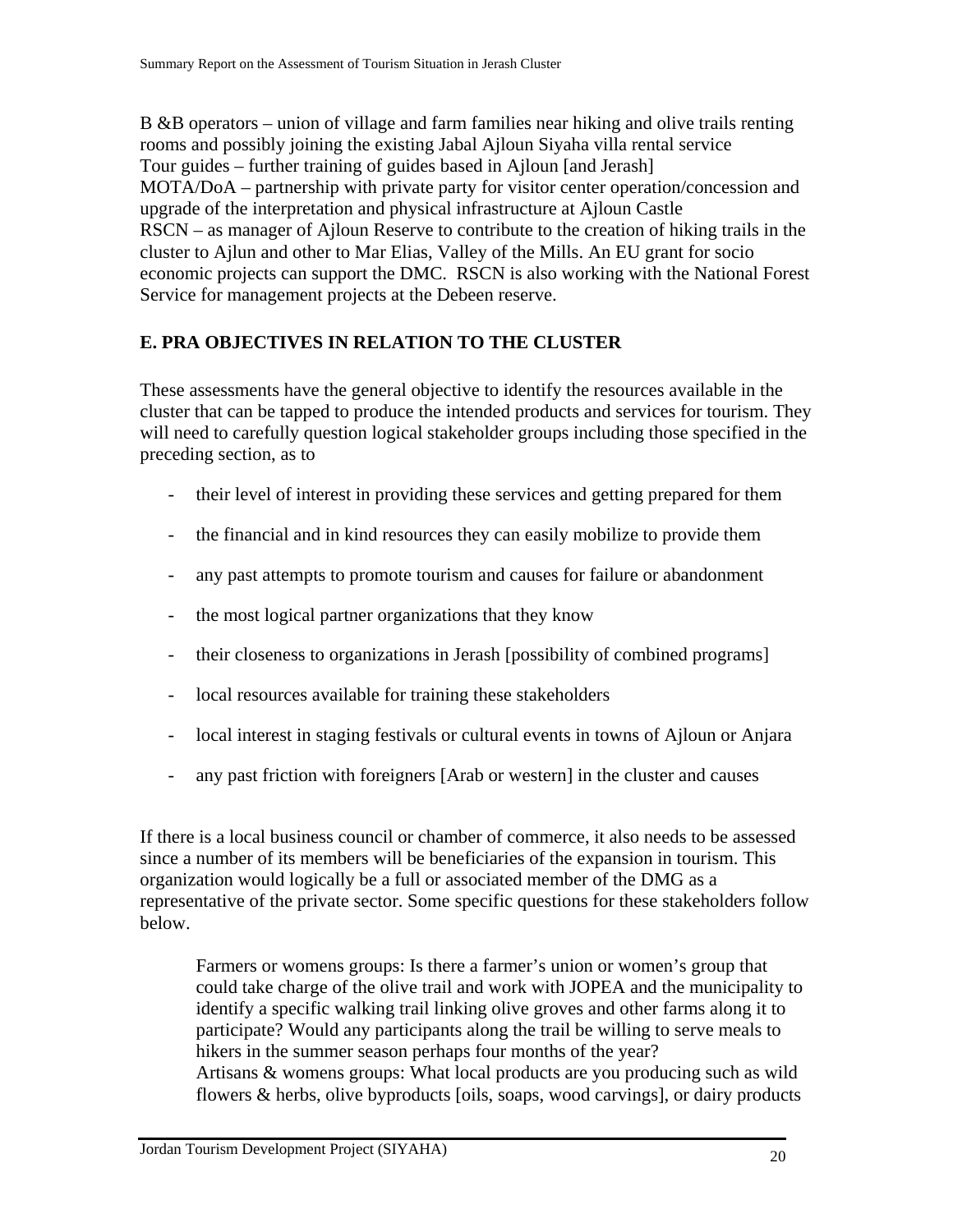B &B operators – union of village and farm families near hiking and olive trails renting rooms and possibly joining the existing Jabal Ajloun Siyaha villa rental service
Tour guides – further training of guides based in Ajloun [and Jerash]
MOTA/DoA – partnership with private party for visitor center operation/concession and upgrade of the interpretation and physical infrastructure at Ajloun Castle
RSCN – as manager of Ajloun Reserve to contribute to the creation of hiking trails in the cluster to Ajlun and other to Mar Elias, Valley of the Mills. An EU grant for socio economic projects can support the DMC. RSCN is also working with the National Forest Service for management projects at the Debeen reserve.

## E. PRA OBJECTIVES IN RELATION TO THE CLUSTER

These assessments have the general objective to identify the resources available in the cluster that can be tapped to produce the intended products and services for tourism. They will need to carefully question logical stakeholder groups including those specified in the preceding section, as to

- their level of interest in providing these services and getting prepared for them
- the financial and in kind resources they can easily mobilize to provide them
- any past attempts to promote tourism and causes for failure or abandonment
- the most logical partner organizations that they know
- their closeness to organizations in Jerash [possibility of combined programs]
- local resources available for training these stakeholders
- local interest in staging festivals or cultural events in towns of Ajloun or Anjara
- any past friction with foreigners [Arab or western] in the cluster and causes

If there is a local business council or chamber of commerce, it also needs to be assessed since a number of its members will be beneficiaries of the expansion in tourism. This organization would logically be a full or associated member of the DMG as a representative of the private sector. Some specific questions for these stakeholders follow below.

> Farmers or womens groups: Is there a farmer's union or women's group that could take charge of the olive trail and work with JOPEA and the municipality to identify a specific walking trail linking olive groves and other farms along it to participate? Would any participants along the trail be willing to serve meals to hikers in the summer season perhaps four months of the year?
> Artisans & womens groups: What local products are you producing such as wild flowers & herbs, olive byproducts [oils, soaps, wood carvings], or dairy products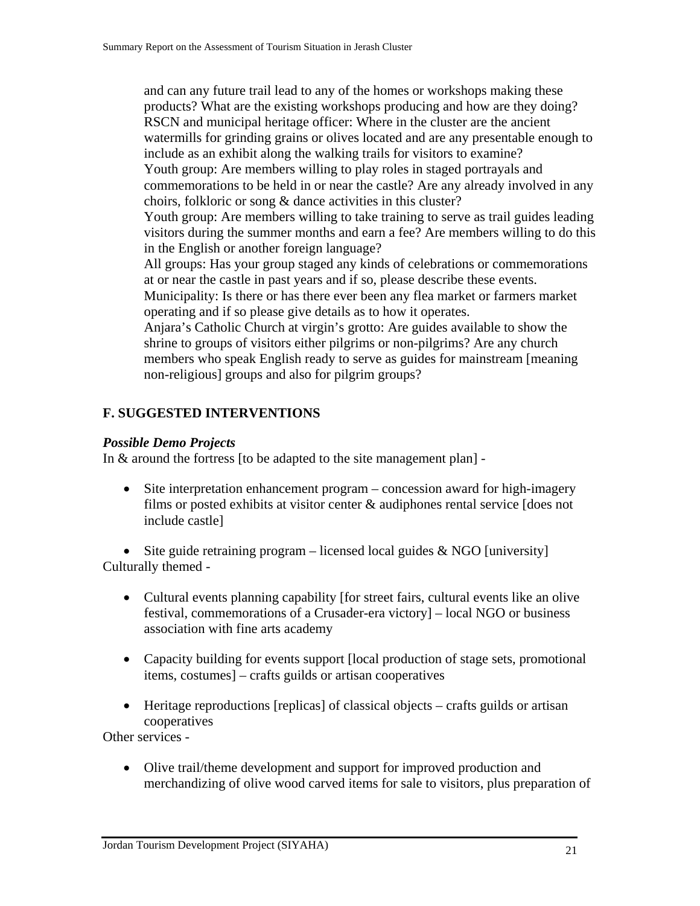and can any future trail lead to any of the homes or workshops making these products? What are the existing workshops producing and how are they doing?
RSCN and municipal heritage officer: Where in the cluster are the ancient watermills for grinding grains or olives located and are any presentable enough to include as an exhibit along the walking trails for visitors to examine?
Youth group: Are members willing to play roles in staged portrayals and commemorations to be held in or near the castle? Are any already involved in any choirs, folkloric or song & dance activities in this cluster?
Youth group: Are members willing to take training to serve as trail guides leading visitors during the summer months and earn a fee? Are members willing to do this in the English or another foreign language?
All groups: Has your group staged any kinds of celebrations or commemorations at or near the castle in past years and if so, please describe these events.
Municipality: Is there or has there ever been any flea market or farmers market operating and if so please give details as to how it operates.
Anjara's Catholic Church at virgin's grotto: Are guides available to show the shrine to groups of visitors either pilgrims or non-pilgrims? Are any church members who speak English ready to serve as guides for mainstream [meaning non-religious] groups and also for pilgrim groups?

## F. SUGGESTED INTERVENTIONS

***Possible Demo Projects***

In & around the fortress [to be adapted to the site management plan] -

- Site interpretation enhancement program – concession award for high-imagery films or posted exhibits at visitor center & audiphones rental service [does not include castle]
- Site guide retraining program – licensed local guides & NGO [university]

Culturally themed -

- Cultural events planning capability [for street fairs, cultural events like an olive festival, commemorations of a Crusader-era victory] – local NGO or business association with fine arts academy
- Capacity building for events support [local production of stage sets, promotional items, costumes] – crafts guilds or artisan cooperatives
- Heritage reproductions [replicas] of classical objects – crafts guilds or artisan cooperatives

Other services -

- Olive trail/theme development and support for improved production and merchandizing of olive wood carved items for sale to visitors, plus preparation of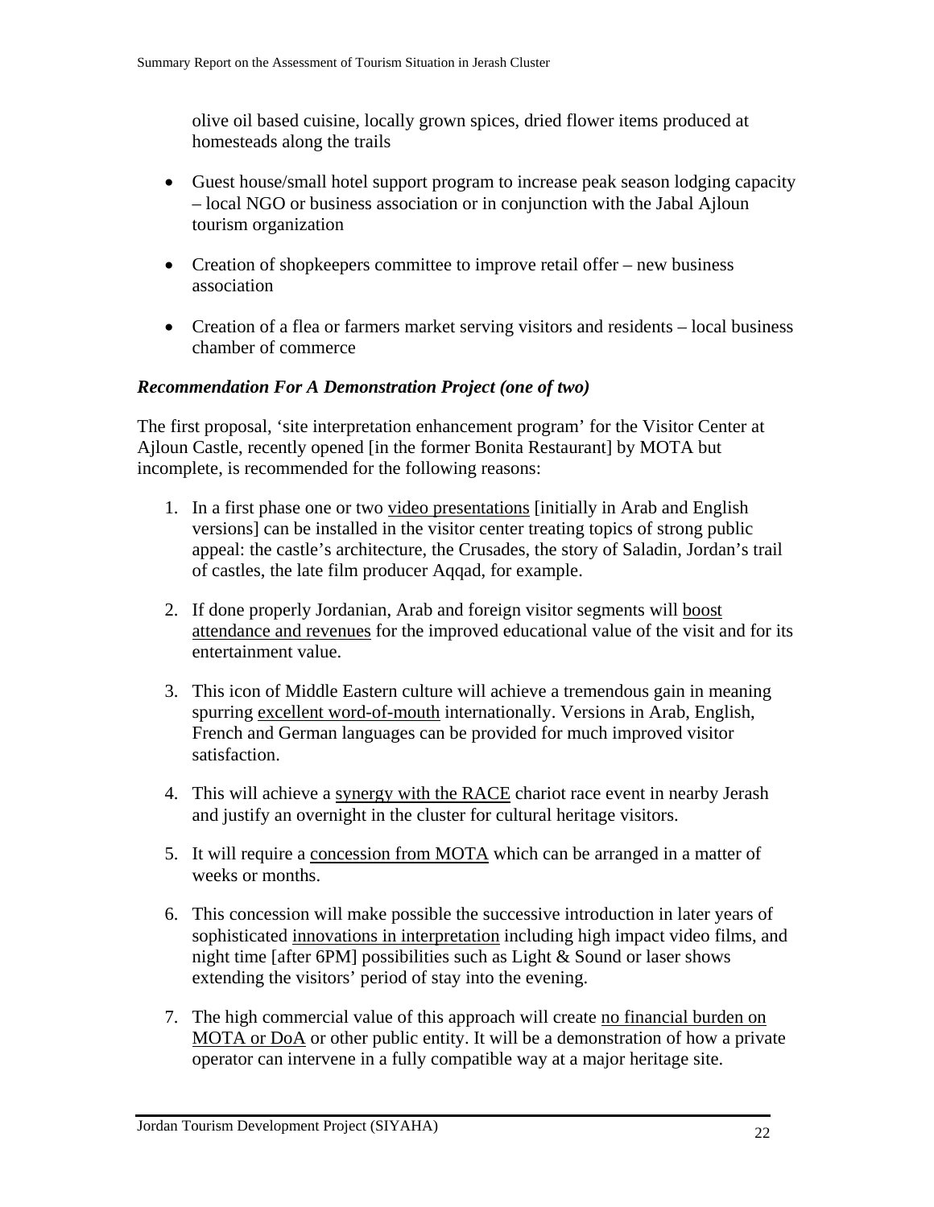olive oil based cuisine, locally grown spices, dried flower items produced at homesteads along the trails

- Guest house/small hotel support program to increase peak season lodging capacity – local NGO or business association or in conjunction with the Jabal Ajloun tourism organization
- Creation of shopkeepers committee to improve retail offer – new business association
- Creation of a flea or farmers market serving visitors and residents – local business chamber of commerce

***Recommendation For A Demonstration Project (one of two)***

The first proposal, 'site interpretation enhancement program' for the Visitor Center at Ajloun Castle, recently opened [in the former Bonita Restaurant] by MOTA but incomplete, is recommended for the following reasons:

1. In a first phase one or two <u>video presentations</u> [initially in Arab and English versions] can be installed in the visitor center treating topics of strong public appeal: the castle's architecture, the Crusades, the story of Saladin, Jordan's trail of castles, the late film producer Aqqad, for example.
2. If done properly Jordanian, Arab and foreign visitor segments will <u>boost attendance and revenues</u> for the improved educational value of the visit and for its entertainment value.
3. This icon of Middle Eastern culture will achieve a tremendous gain in meaning spurring <u>excellent word-of-mouth</u> internationally. Versions in Arab, English, French and German languages can be provided for much improved visitor satisfaction.
4. This will achieve a <u>synergy with the RACE</u> chariot race event in nearby Jerash and justify an overnight in the cluster for cultural heritage visitors.
5. It will require a <u>concession from MOTA</u> which can be arranged in a matter of weeks or months.
6. This concession will make possible the successive introduction in later years of sophisticated <u>innovations in interpretation</u> including high impact video films, and night time [after 6PM] possibilities such as Light & Sound or laser shows extending the visitors' period of stay into the evening.
7. The high commercial value of this approach will create <u>no financial burden on MOTA or DoA</u> or other public entity. It will be a demonstration of how a private operator can intervene in a fully compatible way at a major heritage site.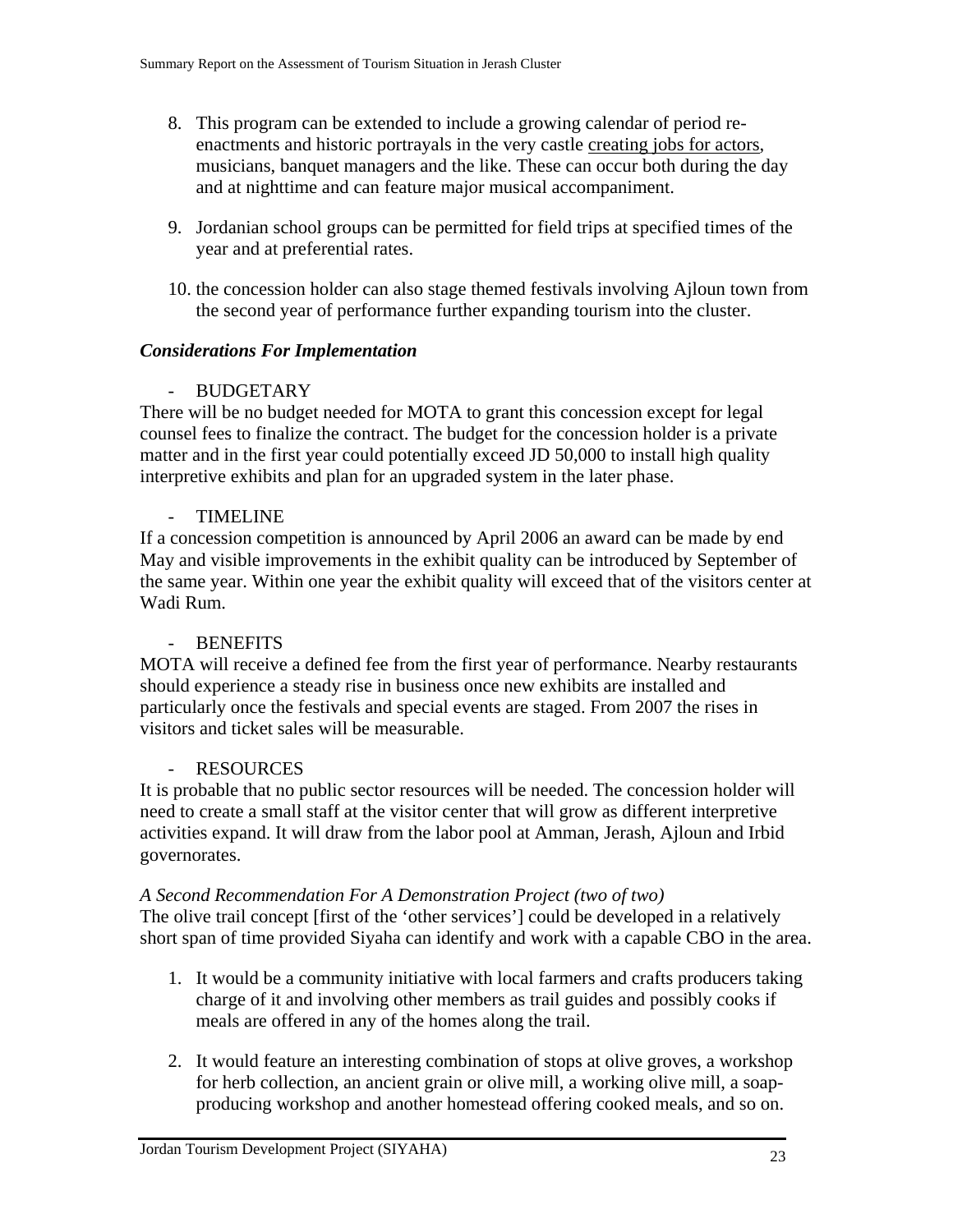8. This program can be extended to include a growing calendar of period re-enactments and historic portrayals in the very castle creating jobs for actors, musicians, banquet managers and the like. These can occur both during the day and at nighttime and can feature major musical accompaniment.

9. Jordanian school groups can be permitted for field trips at specified times of the year and at preferential rates.

10. the concession holder can also stage themed festivals involving Ajloun town from the second year of performance further expanding tourism into the cluster.

### *Considerations For Implementation*

- BUDGETARY

There will be no budget needed for MOTA to grant this concession except for legal counsel fees to finalize the contract. The budget for the concession holder is a private matter and in the first year could potentially exceed JD 50,000 to install high quality interpretive exhibits and plan for an upgraded system in the later phase.

- TIMELINE

If a concession competition is announced by April 2006 an award can be made by end May and visible improvements in the exhibit quality can be introduced by September of the same year. Within one year the exhibit quality will exceed that of the visitors center at Wadi Rum.

- BENEFITS

MOTA will receive a defined fee from the first year of performance. Nearby restaurants should experience a steady rise in business once new exhibits are installed and particularly once the festivals and special events are staged. From 2007 the rises in visitors and ticket sales will be measurable.

- RESOURCES

It is probable that no public sector resources will be needed. The concession holder will need to create a small staff at the visitor center that will grow as different interpretive activities expand. It will draw from the labor pool at Amman, Jerash, Ajloun and Irbid governorates.

*A Second Recommendation For A Demonstration Project (two of two)*

The olive trail concept [first of the 'other services'] could be developed in a relatively short span of time provided Siyaha can identify and work with a capable CBO in the area.

1. It would be a community initiative with local farmers and crafts producers taking charge of it and involving other members as trail guides and possibly cooks if meals are offered in any of the homes along the trail.

2. It would feature an interesting combination of stops at olive groves, a workshop for herb collection, an ancient grain or olive mill, a working olive mill, a soap-producing workshop and another homestead offering cooked meals, and so on.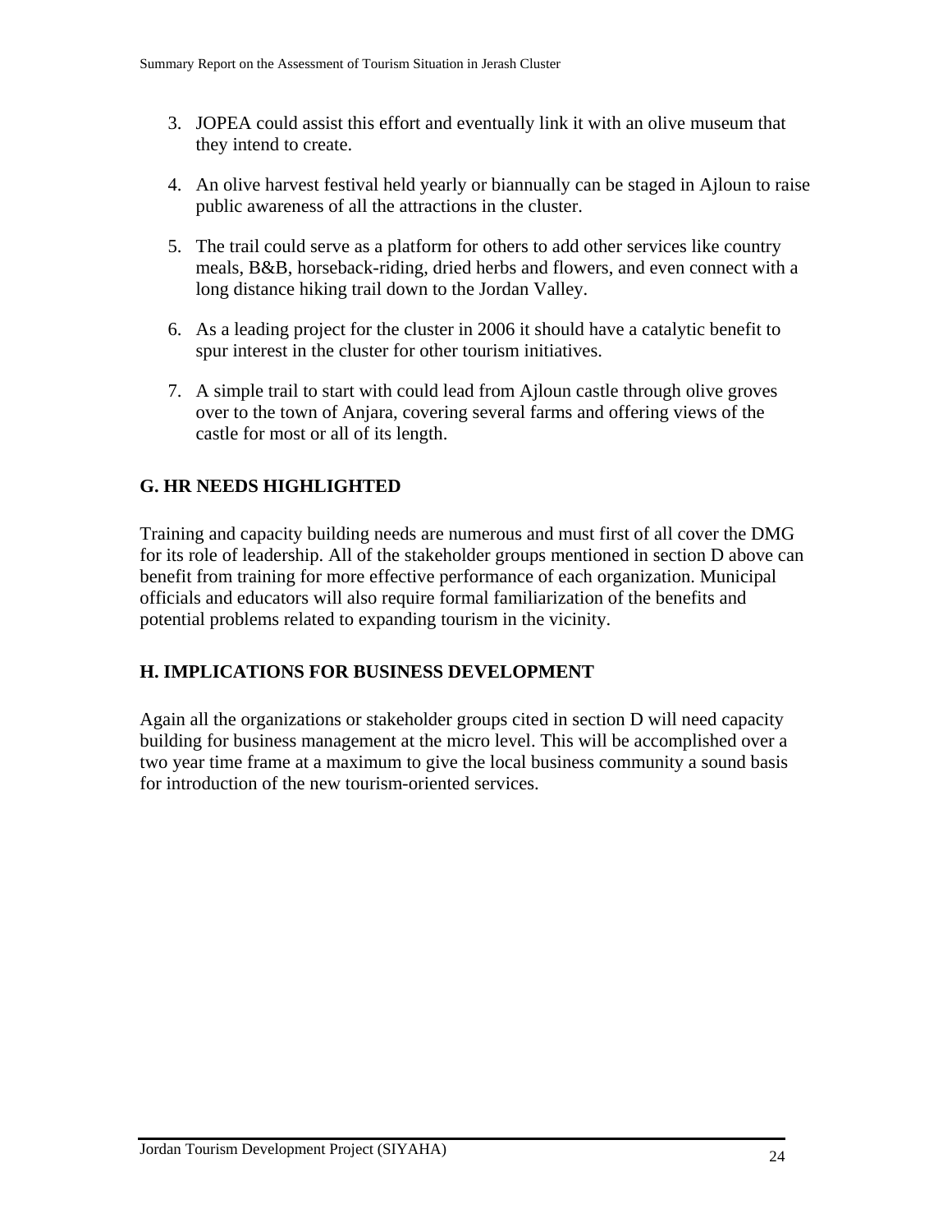3. JOPEA could assist this effort and eventually link it with an olive museum that they intend to create.

4. An olive harvest festival held yearly or biannually can be staged in Ajloun to raise public awareness of all the attractions in the cluster.

5. The trail could serve as a platform for others to add other services like country meals, B&B, horseback-riding, dried herbs and flowers, and even connect with a long distance hiking trail down to the Jordan Valley.

6. As a leading project for the cluster in 2006 it should have a catalytic benefit to spur interest in the cluster for other tourism initiatives.

7. A simple trail to start with could lead from Ajloun castle through olive groves over to the town of Anjara, covering several farms and offering views of the castle for most or all of its length.

## G. HR NEEDS HIGHLIGHTED

Training and capacity building needs are numerous and must first of all cover the DMG for its role of leadership. All of the stakeholder groups mentioned in section D above can benefit from training for more effective performance of each organization. Municipal officials and educators will also require formal familiarization of the benefits and potential problems related to expanding tourism in the vicinity.

## H. IMPLICATIONS FOR BUSINESS DEVELOPMENT

Again all the organizations or stakeholder groups cited in section D will need capacity building for business management at the micro level. This will be accomplished over a two year time frame at a maximum to give the local business community a sound basis for introduction of the new tourism-oriented services.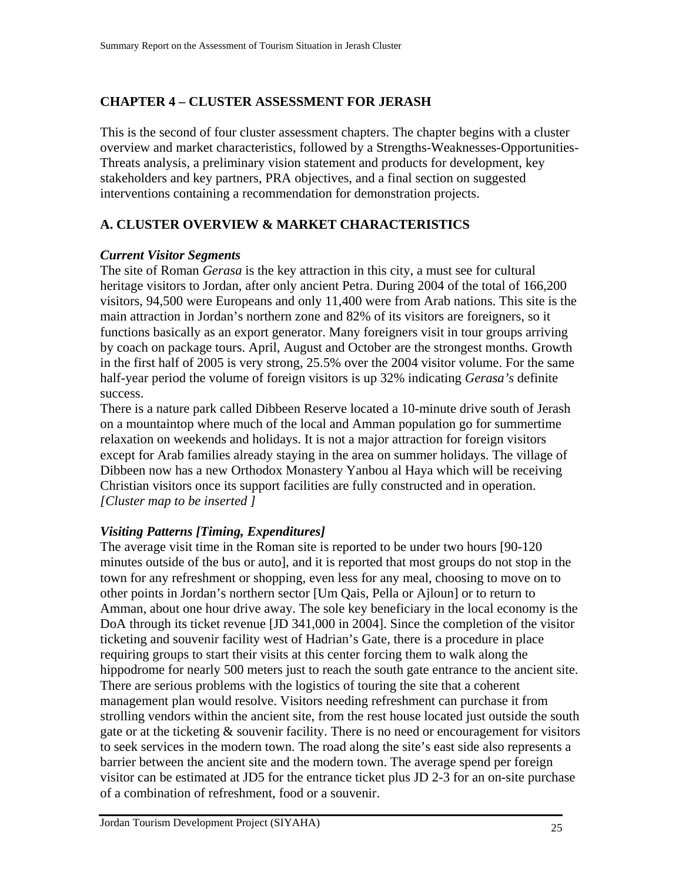## CHAPTER 4 – CLUSTER ASSESSMENT FOR JERASH

This is the second of four cluster assessment chapters. The chapter begins with a cluster overview and market characteristics, followed by a Strengths-Weaknesses-Opportunities-Threats analysis, a preliminary vision statement and products for development, key stakeholders and key partners, PRA objectives, and a final section on suggested interventions containing a recommendation for demonstration projects.

### A. CLUSTER OVERVIEW & MARKET CHARACTERISTICS

#### *Current Visitor Segments*

The site of Roman *Gerasa* is the key attraction in this city, a must see for cultural heritage visitors to Jordan, after only ancient Petra. During 2004 of the total of 166,200 visitors, 94,500 were Europeans and only 11,400 were from Arab nations. This site is the main attraction in Jordan's northern zone and 82% of its visitors are foreigners, so it functions basically as an export generator. Many foreigners visit in tour groups arriving by coach on package tours. April, August and October are the strongest months. Growth in the first half of 2005 is very strong, 25.5% over the 2004 visitor volume. For the same half-year period the volume of foreign visitors is up 32% indicating *Gerasa's* definite success.

There is a nature park called Dibbeen Reserve located a 10-minute drive south of Jerash on a mountaintop where much of the local and Amman population go for summertime relaxation on weekends and holidays. It is not a major attraction for foreign visitors except for Arab families already staying in the area on summer holidays. The village of Dibbeen now has a new Orthodox Monastery Yanbou al Haya which will be receiving Christian visitors once its support facilities are fully constructed and in operation.

*[Cluster map to be inserted ]*

#### *Visiting Patterns [Timing, Expenditures]*

The average visit time in the Roman site is reported to be under two hours [90-120 minutes outside of the bus or auto], and it is reported that most groups do not stop in the town for any refreshment or shopping, even less for any meal, choosing to move on to other points in Jordan's northern sector [Um Qais, Pella or Ajloun] or to return to Amman, about one hour drive away. The sole key beneficiary in the local economy is the DoA through its ticket revenue [JD 341,000 in 2004]. Since the completion of the visitor ticketing and souvenir facility west of Hadrian's Gate, there is a procedure in place requiring groups to start their visits at this center forcing them to walk along the hippodrome for nearly 500 meters just to reach the south gate entrance to the ancient site. There are serious problems with the logistics of touring the site that a coherent management plan would resolve. Visitors needing refreshment can purchase it from strolling vendors within the ancient site, from the rest house located just outside the south gate or at the ticketing & souvenir facility. There is no need or encouragement for visitors to seek services in the modern town. The road along the site's east side also represents a barrier between the ancient site and the modern town. The average spend per foreign visitor can be estimated at JD5 for the entrance ticket plus JD 2-3 for an on-site purchase of a combination of refreshment, food or a souvenir.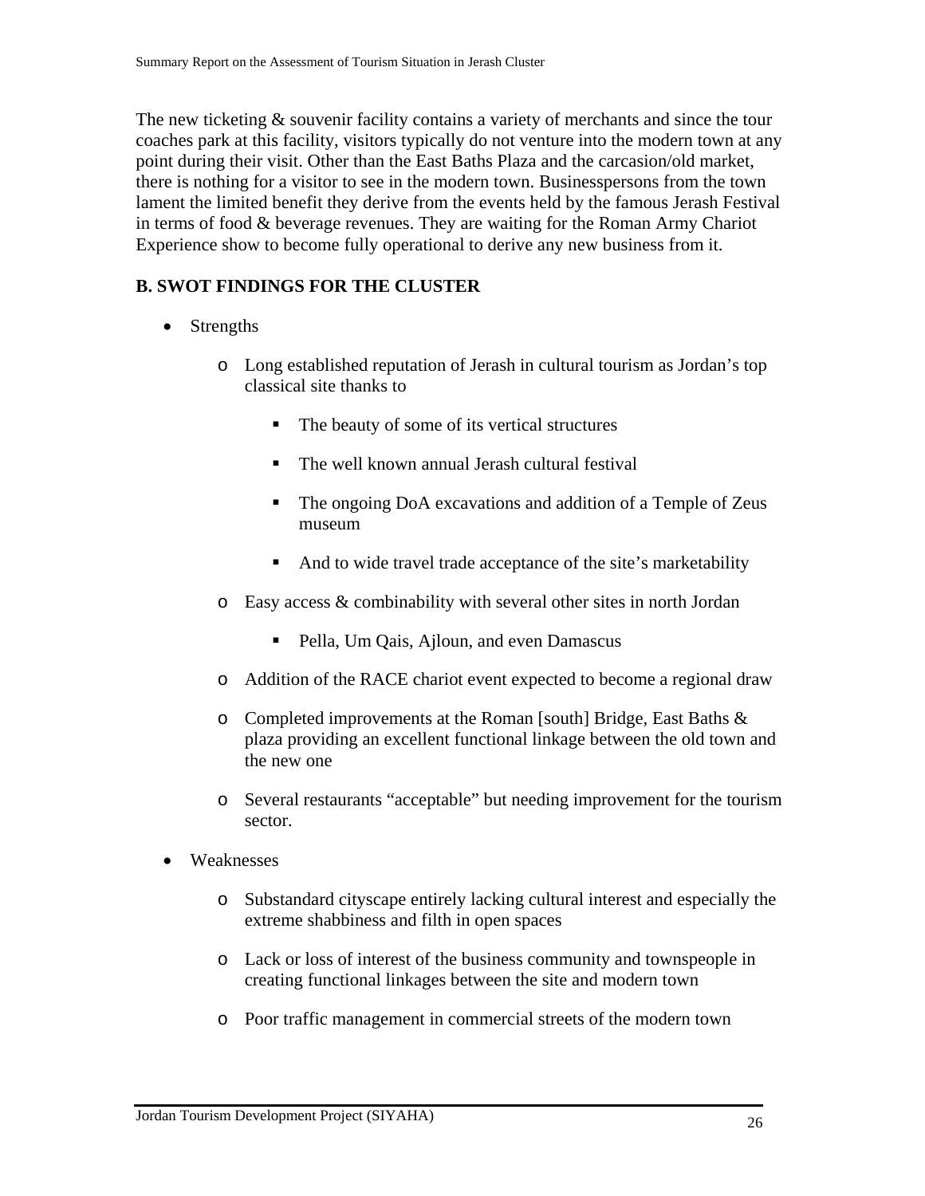The new ticketing & souvenir facility contains a variety of merchants and since the tour coaches park at this facility, visitors typically do not venture into the modern town at any point during their visit. Other than the East Baths Plaza and the carcasion/old market, there is nothing for a visitor to see in the modern town. Businesspersons from the town lament the limited benefit they derive from the events held by the famous Jerash Festival in terms of food & beverage revenues. They are waiting for the Roman Army Chariot Experience show to become fully operational to derive any new business from it.

## B. SWOT FINDINGS FOR THE CLUSTER

- Strengths
  - Long established reputation of Jerash in cultural tourism as Jordan's top classical site thanks to
    - The beauty of some of its vertical structures
    - The well known annual Jerash cultural festival
    - The ongoing DoA excavations and addition of a Temple of Zeus museum
    - And to wide travel trade acceptance of the site's marketability
  - Easy access & combinability with several other sites in north Jordan
    - Pella, Um Qais, Ajloun, and even Damascus
  - Addition of the RACE chariot event expected to become a regional draw
  - Completed improvements at the Roman [south] Bridge, East Baths & plaza providing an excellent functional linkage between the old town and the new one
  - Several restaurants "acceptable" but needing improvement for the tourism sector.
- Weaknesses
  - Substandard cityscape entirely lacking cultural interest and especially the extreme shabbiness and filth in open spaces
  - Lack or loss of interest of the business community and townspeople in creating functional linkages between the site and modern town
  - Poor traffic management in commercial streets of the modern town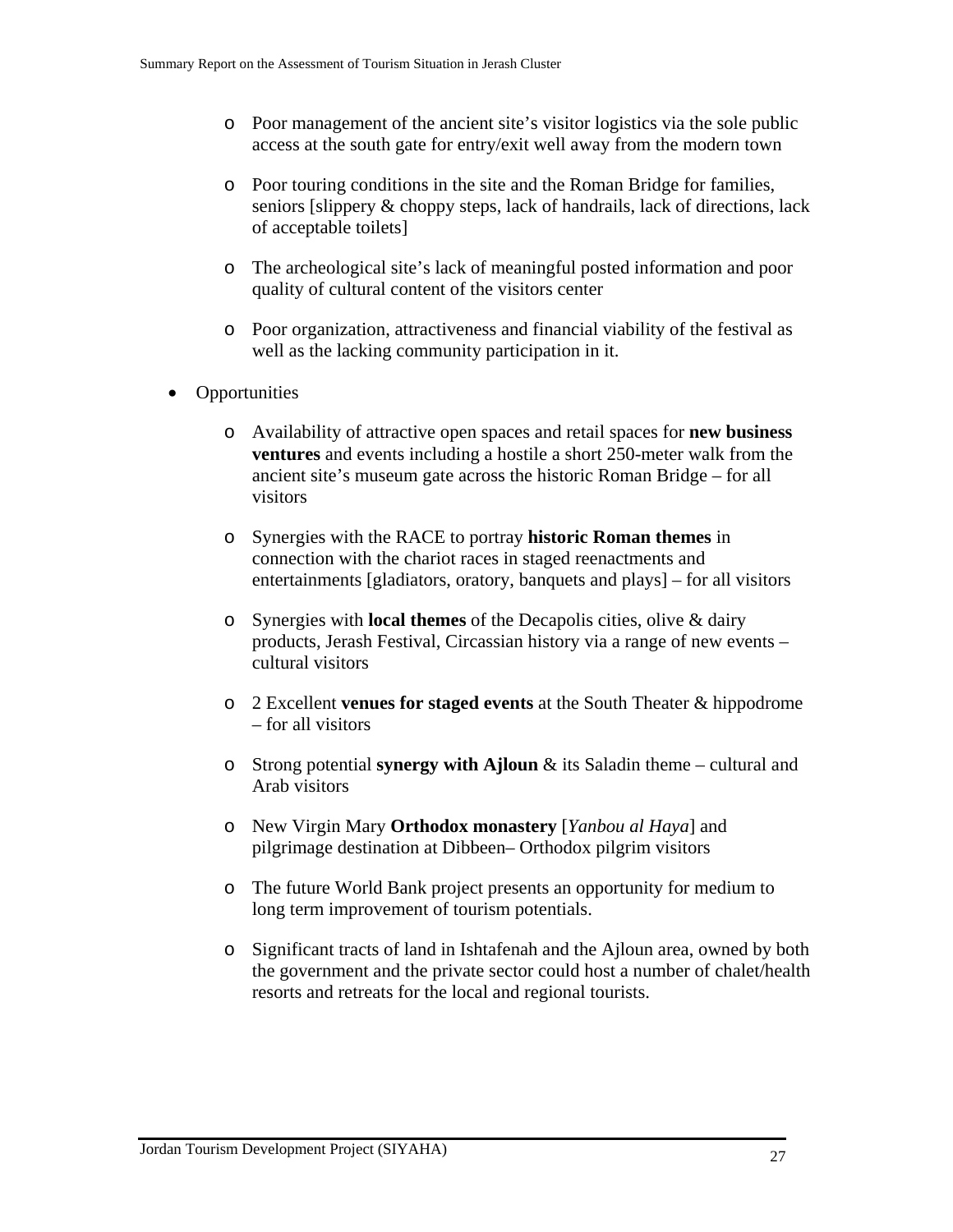- Poor management of the ancient site's visitor logistics via the sole public access at the south gate for entry/exit well away from the modern town

  - Poor touring conditions in the site and the Roman Bridge for families, seniors [slippery & choppy steps, lack of handrails, lack of directions, lack of acceptable toilets]

  - The archeological site's lack of meaningful posted information and poor quality of cultural content of the visitors center

  - Poor organization, attractiveness and financial viability of the festival as well as the lacking community participation in it.

- Opportunities

  - Availability of attractive open spaces and retail spaces for **new business ventures** and events including a hostile a short 250-meter walk from the ancient site's museum gate across the historic Roman Bridge – for all visitors

  - Synergies with the RACE to portray **historic Roman themes** in connection with the chariot races in staged reenactments and entertainments [gladiators, oratory, banquets and plays] – for all visitors

  - Synergies with **local themes** of the Decapolis cities, olive & dairy products, Jerash Festival, Circassian history via a range of new events – cultural visitors

  - 2 Excellent **venues for staged events** at the South Theater & hippodrome – for all visitors

  - Strong potential **synergy with Ajloun** & its Saladin theme – cultural and Arab visitors

  - New Virgin Mary **Orthodox monastery** [*Yanbou al Haya*] and pilgrimage destination at Dibbeen– Orthodox pilgrim visitors

  - The future World Bank project presents an opportunity for medium to long term improvement of tourism potentials.

  - Significant tracts of land in Ishtafenah and the Ajloun area, owned by both the government and the private sector could host a number of chalet/health resorts and retreats for the local and regional tourists.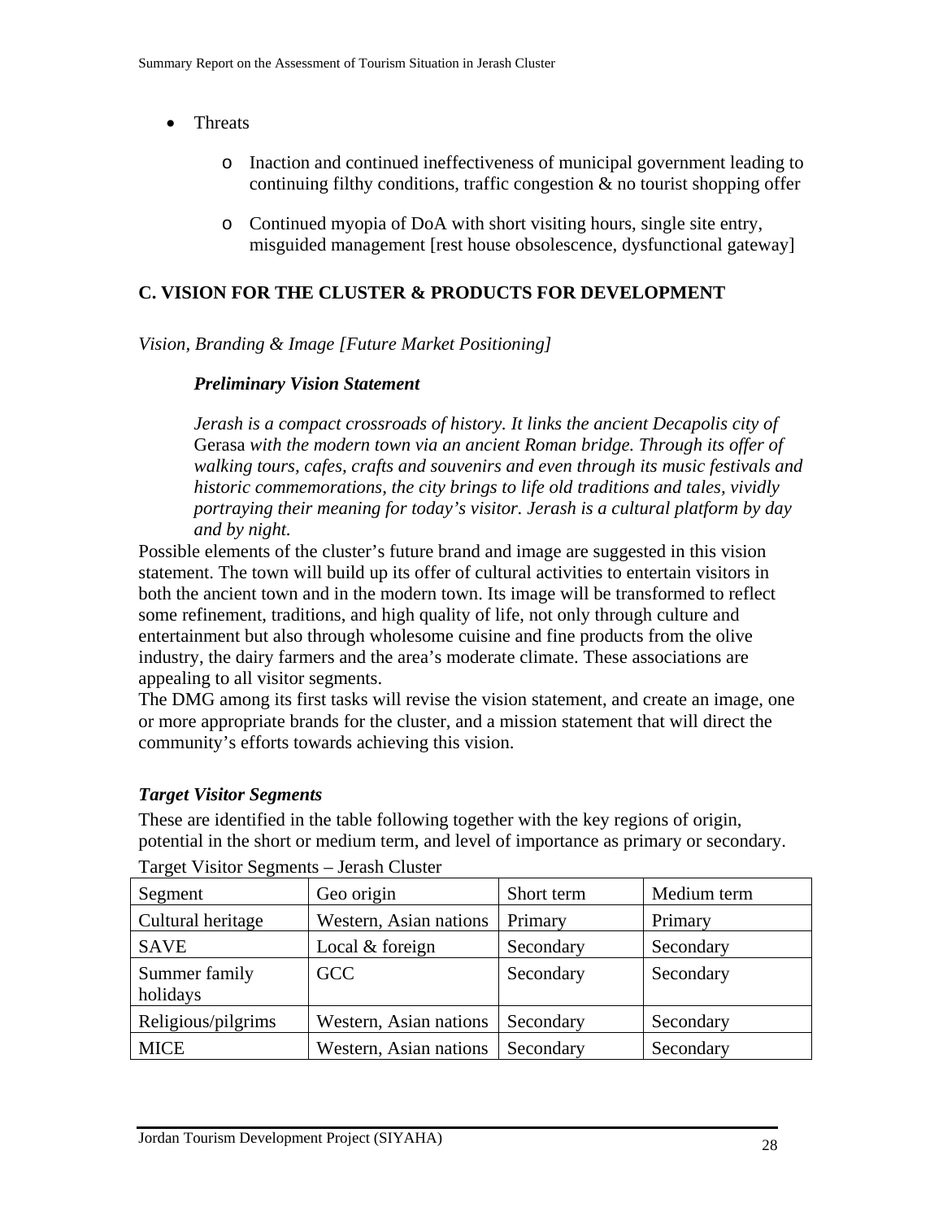- Threats
  - Inaction and continued ineffectiveness of municipal government leading to continuing filthy conditions, traffic congestion & no tourist shopping offer
  - Continued myopia of DoA with short visiting hours, single site entry, misguided management [rest house obsolescence, dysfunctional gateway]

## C. VISION FOR THE CLUSTER & PRODUCTS FOR DEVELOPMENT

*Vision, Branding & Image [Future Market Positioning]*

> ***Preliminary Vision Statement***
>
> *Jerash is a compact crossroads of history. It links the ancient Decapolis city of* Gerasa *with the modern town via an ancient Roman bridge. Through its offer of walking tours, cafes, crafts and souvenirs and even through its music festivals and historic commemorations, the city brings to life old traditions and tales, vividly portraying their meaning for today's visitor. Jerash is a cultural platform by day and by night.*

Possible elements of the cluster's future brand and image are suggested in this vision statement. The town will build up its offer of cultural activities to entertain visitors in both the ancient town and in the modern town. Its image will be transformed to reflect some refinement, traditions, and high quality of life, not only through culture and entertainment but also through wholesome cuisine and fine products from the olive industry, the dairy farmers and the area's moderate climate. These associations are appealing to all visitor segments.

The DMG among its first tasks will revise the vision statement, and create an image, one or more appropriate brands for the cluster, and a mission statement that will direct the community's efforts towards achieving this vision.

### *Target Visitor Segments*

These are identified in the table following together with the key regions of origin, potential in the short or medium term, and level of importance as primary or secondary.

Target Visitor Segments – Jerash Cluster

| Segment | Geo origin | Short term | Medium term |
|---|---|---|---|
| Cultural heritage | Western, Asian nations | Primary | Primary |
| SAVE | Local & foreign | Secondary | Secondary |
| Summer family holidays | GCC | Secondary | Secondary |
| Religious/pilgrims | Western, Asian nations | Secondary | Secondary |
| MICE | Western, Asian nations | Secondary | Secondary |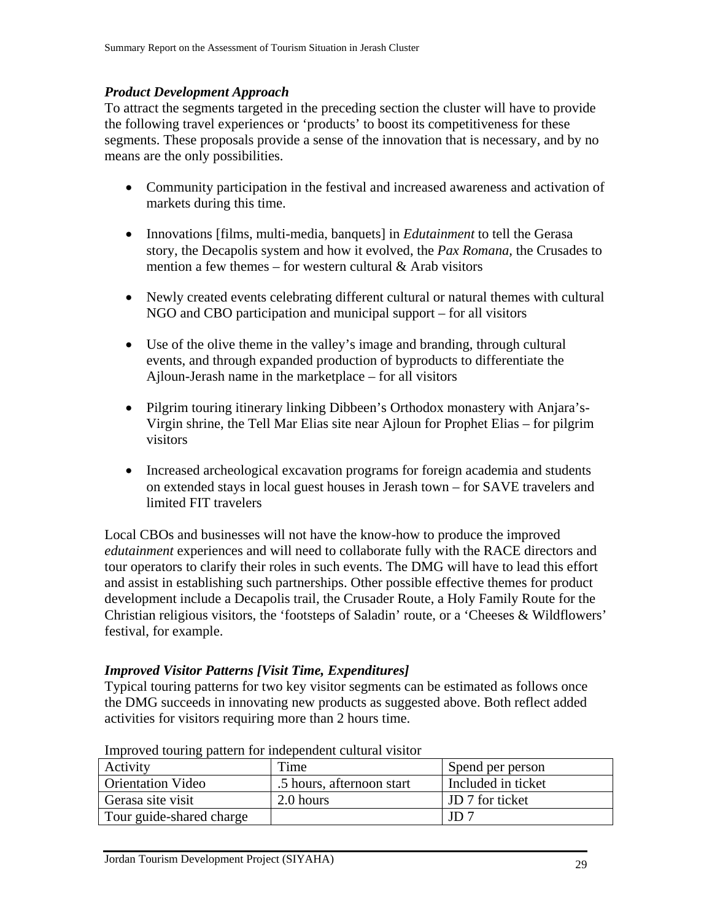### *Product Development Approach*

To attract the segments targeted in the preceding section the cluster will have to provide the following travel experiences or 'products' to boost its competitiveness for these segments. These proposals provide a sense of the innovation that is necessary, and by no means are the only possibilities.

- Community participation in the festival and increased awareness and activation of markets during this time.
- Innovations [films, multi-media, banquets] in *Edutainment* to tell the Gerasa story, the Decapolis system and how it evolved, the *Pax Romana,* the Crusades to mention a few themes – for western cultural & Arab visitors
- Newly created events celebrating different cultural or natural themes with cultural NGO and CBO participation and municipal support – for all visitors
- Use of the olive theme in the valley's image and branding, through cultural events, and through expanded production of byproducts to differentiate the Ajloun-Jerash name in the marketplace – for all visitors
- Pilgrim touring itinerary linking Dibbeen's Orthodox monastery with Anjara's-Virgin shrine, the Tell Mar Elias site near Ajloun for Prophet Elias – for pilgrim visitors
- Increased archeological excavation programs for foreign academia and students on extended stays in local guest houses in Jerash town – for SAVE travelers and limited FIT travelers

Local CBOs and businesses will not have the know-how to produce the improved *edutainment* experiences and will need to collaborate fully with the RACE directors and tour operators to clarify their roles in such events. The DMG will have to lead this effort and assist in establishing such partnerships. Other possible effective themes for product development include a Decapolis trail, the Crusader Route, a Holy Family Route for the Christian religious visitors, the 'footsteps of Saladin' route, or a 'Cheeses & Wildflowers' festival, for example.

### *Improved Visitor Patterns [Visit Time, Expenditures]*

Typical touring patterns for two key visitor segments can be estimated as follows once the DMG succeeds in innovating new products as suggested above. Both reflect added activities for visitors requiring more than 2 hours time.

Improved touring pattern for independent cultural visitor

| Activity | Time | Spend per person |
|---|---|---|
| Orientation Video | .5 hours, afternoon start | Included in ticket |
| Gerasa site visit | 2.0 hours | JD 7 for ticket |
| Tour guide-shared charge | | JD 7 |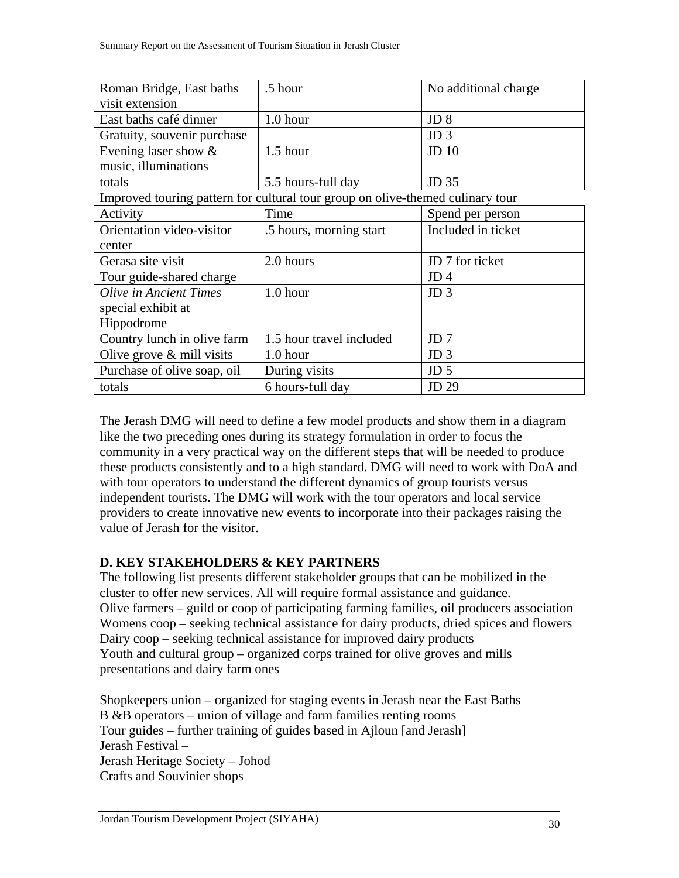| | | |
|---|---|---|
| Roman Bridge, East baths visit extension | .5 hour | No additional charge |
| East baths café dinner | 1.0 hour | JD 8 |
| Gratuity, souvenir purchase | | JD 3 |
| Evening laser show & music, illuminations | 1.5 hour | JD 10 |
| totals | 5.5 hours-full day | JD 35 |

Improved touring pattern for cultural tour group on olive-themed culinary tour

| Activity | Time | Spend per person |
|---|---|---|
| Orientation video-visitor center | .5 hours, morning start | Included in ticket |
| Gerasa site visit | 2.0 hours | JD 7 for ticket |
| Tour guide-shared charge | | JD 4 |
| *Olive in Ancient Times* special exhibit at Hippodrome | 1.0 hour | JD 3 |
| Country lunch in olive farm | 1.5 hour travel included | JD 7 |
| Olive grove & mill visits | 1.0 hour | JD 3 |
| Purchase of olive soap, oil | During visits | JD 5 |
| totals | 6 hours-full day | JD 29 |

The Jerash DMG will need to define a few model products and show them in a diagram like the two preceding ones during its strategy formulation in order to focus the community in a very practical way on the different steps that will be needed to produce these products consistently and to a high standard. DMG will need to work with DoA and with tour operators to understand the different dynamics of group tourists versus independent tourists. The DMG will work with the tour operators and local service providers to create innovative new events to incorporate into their packages raising the value of Jerash for the visitor.

**D. KEY STAKEHOLDERS & KEY PARTNERS**

The following list presents different stakeholder groups that can be mobilized in the cluster to offer new services. All will require formal assistance and guidance.
Olive farmers – guild or coop of participating farming families, oil producers association
Womens coop – seeking technical assistance for dairy products, dried spices and flowers
Dairy coop – seeking technical assistance for improved dairy products
Youth and cultural group – organized corps trained for olive groves and mills presentations and dairy farm ones

Shopkeepers union – organized for staging events in Jerash near the East Baths
B &B operators – union of village and farm families renting rooms
Tour guides – further training of guides based in Ajloun [and Jerash]
Jerash Festival –
Jerash Heritage Society – Johod
Crafts and Souvinier shops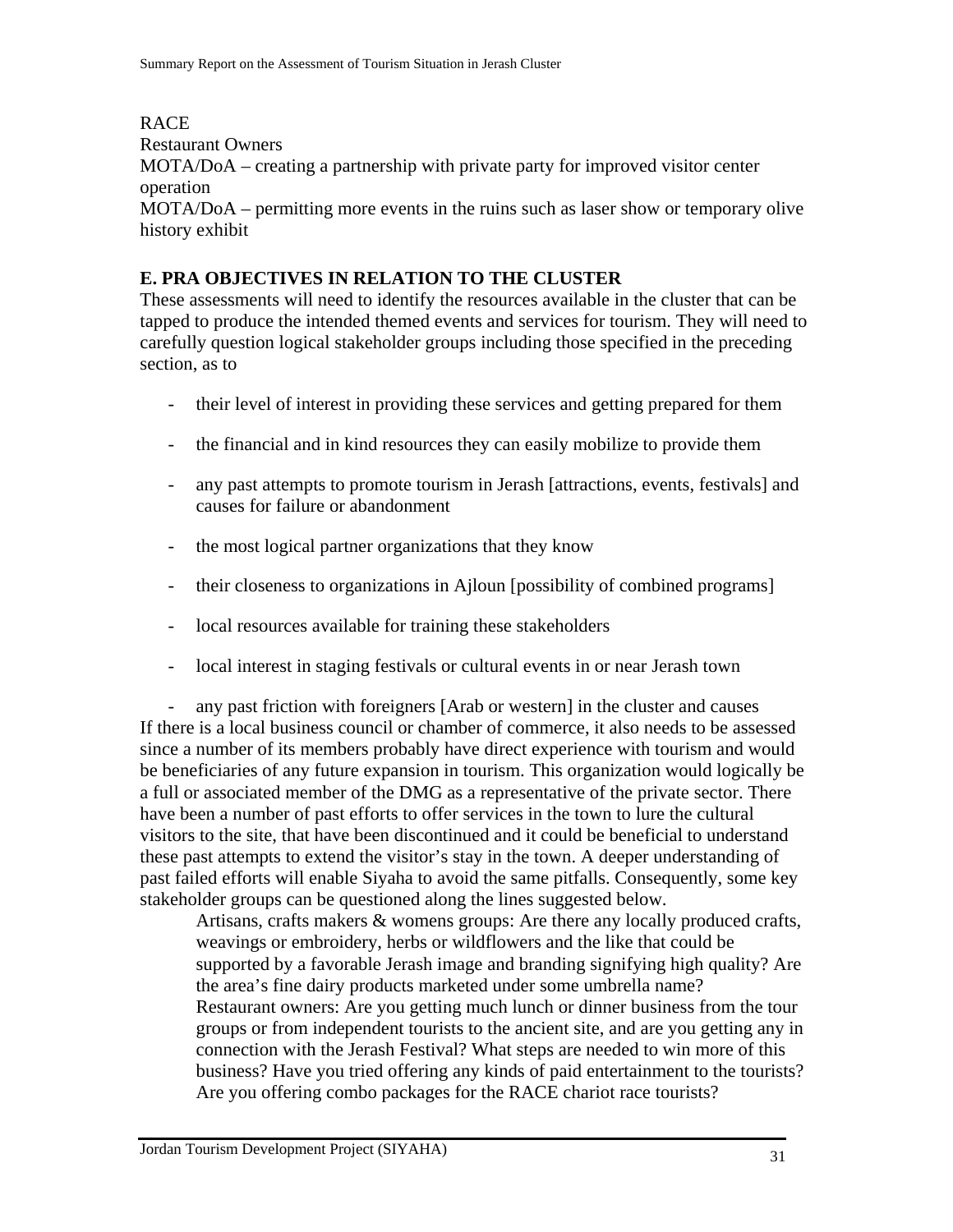RACE
Restaurant Owners
MOTA/DoA – creating a partnership with private party for improved visitor center operation
MOTA/DoA – permitting more events in the ruins such as laser show or temporary olive history exhibit

## E. PRA OBJECTIVES IN RELATION TO THE CLUSTER

These assessments will need to identify the resources available in the cluster that can be tapped to produce the intended themed events and services for tourism. They will need to carefully question logical stakeholder groups including those specified in the preceding section, as to

- their level of interest in providing these services and getting prepared for them
- the financial and in kind resources they can easily mobilize to provide them
- any past attempts to promote tourism in Jerash [attractions, events, festivals] and causes for failure or abandonment
- the most logical partner organizations that they know
- their closeness to organizations in Ajloun [possibility of combined programs]
- local resources available for training these stakeholders
- local interest in staging festivals or cultural events in or near Jerash town
- any past friction with foreigners [Arab or western] in the cluster and causes

If there is a local business council or chamber of commerce, it also needs to be assessed since a number of its members probably have direct experience with tourism and would be beneficiaries of any future expansion in tourism. This organization would logically be a full or associated member of the DMG as a representative of the private sector. There have been a number of past efforts to offer services in the town to lure the cultural visitors to the site, that have been discontinued and it could be beneficial to understand these past attempts to extend the visitor's stay in the town. A deeper understanding of past failed efforts will enable Siyaha to avoid the same pitfalls. Consequently, some key stakeholder groups can be questioned along the lines suggested below.

Artisans, crafts makers & womens groups: Are there any locally produced crafts, weavings or embroidery, herbs or wildflowers and the like that could be supported by a favorable Jerash image and branding signifying high quality? Are the area's fine dairy products marketed under some umbrella name?

Restaurant owners: Are you getting much lunch or dinner business from the tour groups or from independent tourists to the ancient site, and are you getting any in connection with the Jerash Festival? What steps are needed to win more of this business? Have you tried offering any kinds of paid entertainment to the tourists? Are you offering combo packages for the RACE chariot race tourists?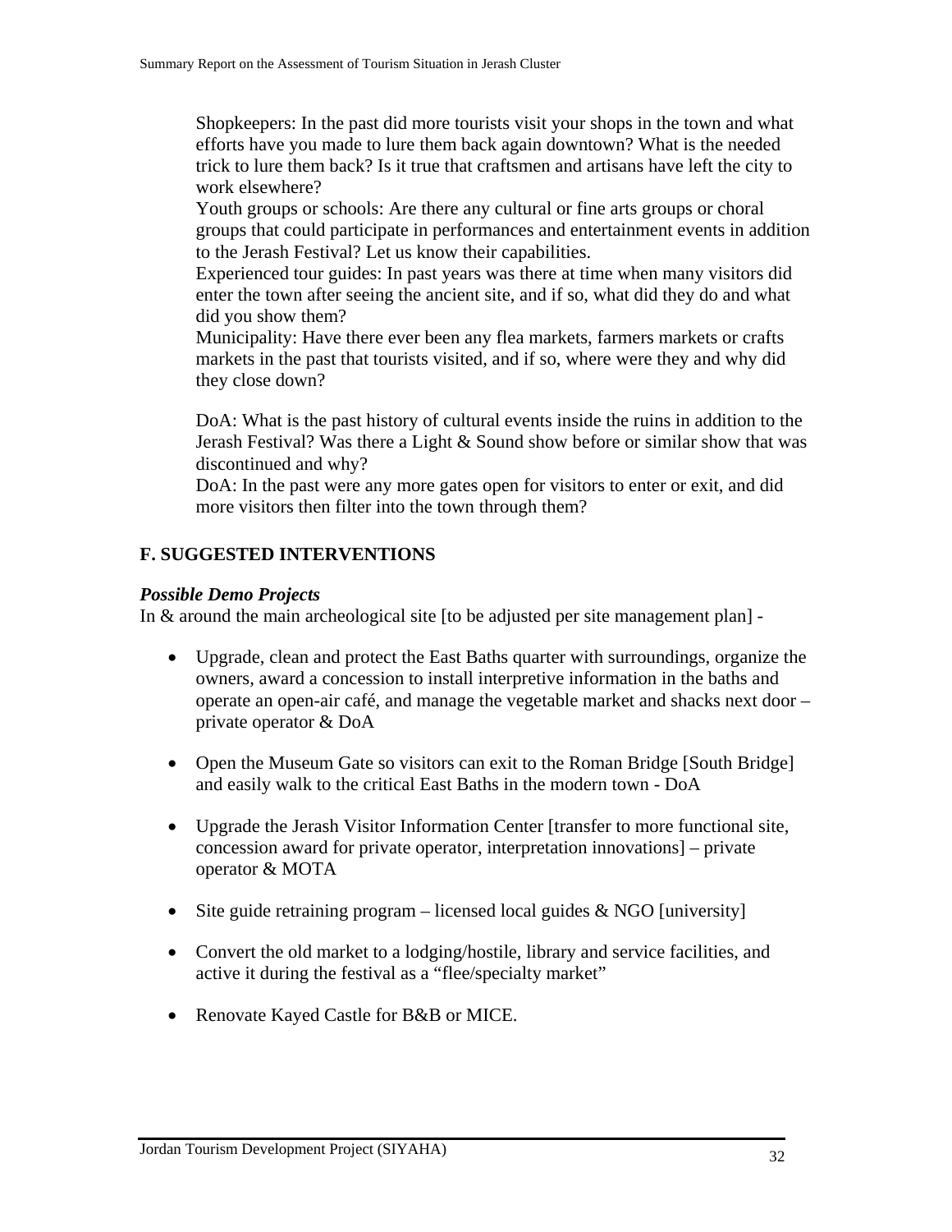Shopkeepers: In the past did more tourists visit your shops in the town and what efforts have you made to lure them back again downtown? What is the needed trick to lure them back? Is it true that craftsmen and artisans have left the city to work elsewhere?
Youth groups or schools: Are there any cultural or fine arts groups or choral groups that could participate in performances and entertainment events in addition to the Jerash Festival? Let us know their capabilities.
Experienced tour guides: In past years was there at time when many visitors did enter the town after seeing the ancient site, and if so, what did they do and what did you show them?
Municipality: Have there ever been any flea markets, farmers markets or crafts markets in the past that tourists visited, and if so, where were they and why did they close down?

DoA: What is the past history of cultural events inside the ruins in addition to the Jerash Festival? Was there a Light & Sound show before or similar show that was discontinued and why?
DoA: In the past were any more gates open for visitors to enter or exit, and did more visitors then filter into the town through them?

## F. SUGGESTED INTERVENTIONS

### *Possible Demo Projects*

In & around the main archeological site [to be adjusted per site management plan] -

- Upgrade, clean and protect the East Baths quarter with surroundings, organize the owners, award a concession to install interpretive information in the baths and operate an open-air café, and manage the vegetable market and shacks next door – private operator & DoA

- Open the Museum Gate so visitors can exit to the Roman Bridge [South Bridge] and easily walk to the critical East Baths in the modern town - DoA

- Upgrade the Jerash Visitor Information Center [transfer to more functional site, concession award for private operator, interpretation innovations] – private operator & MOTA

- Site guide retraining program – licensed local guides & NGO [university]

- Convert the old market to a lodging/hostile, library and service facilities, and active it during the festival as a “flee/specialty market”

- Renovate Kayed Castle for B&B or MICE.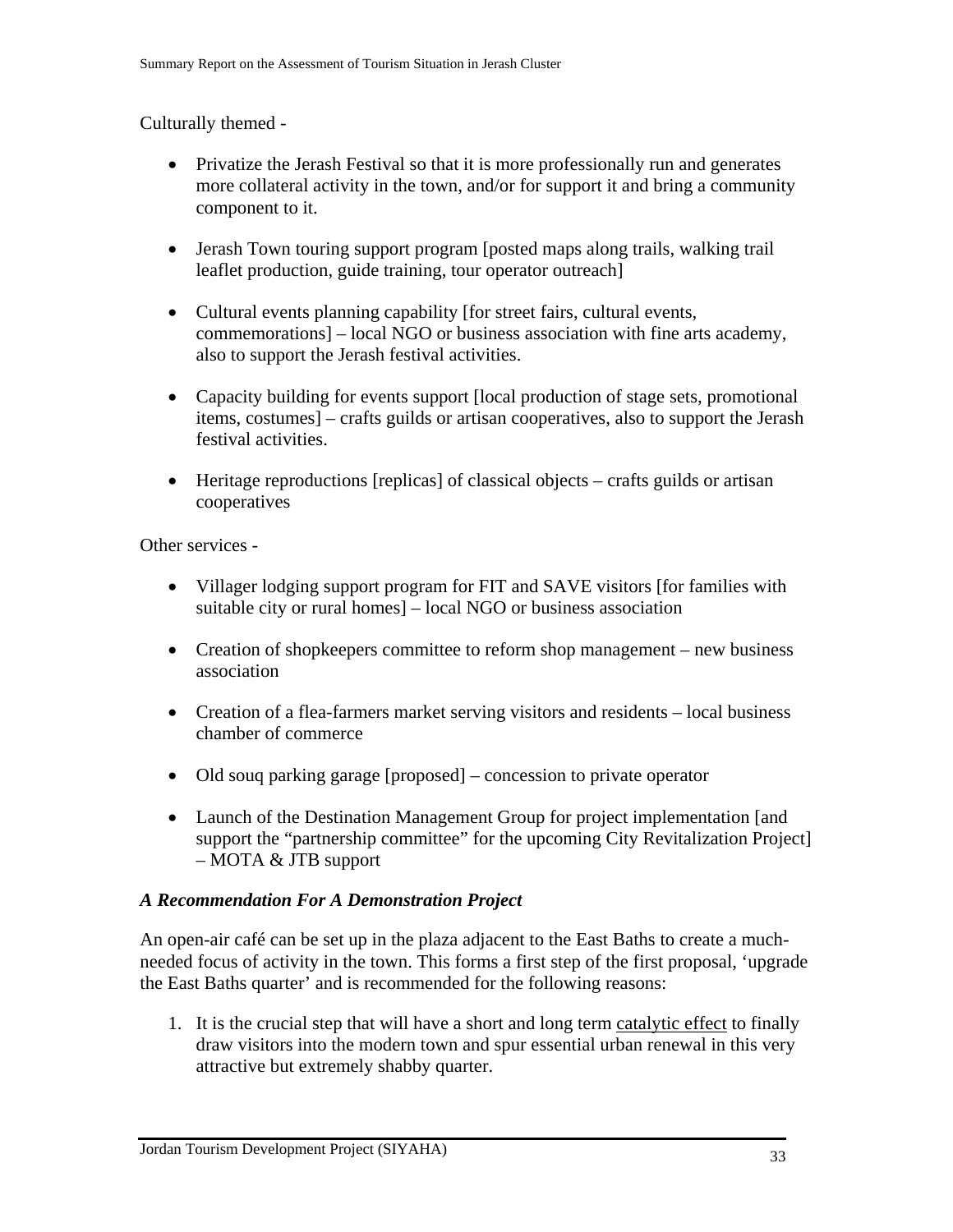Culturally themed -

- Privatize the Jerash Festival so that it is more professionally run and generates more collateral activity in the town, and/or for support it and bring a community component to it.

- Jerash Town touring support program [posted maps along trails, walking trail leaflet production, guide training, tour operator outreach]

- Cultural events planning capability [for street fairs, cultural events, commemorations] – local NGO or business association with fine arts academy, also to support the Jerash festival activities.

- Capacity building for events support [local production of stage sets, promotional items, costumes] – crafts guilds or artisan cooperatives, also to support the Jerash festival activities.

- Heritage reproductions [replicas] of classical objects – crafts guilds or artisan cooperatives

Other services -

- Villager lodging support program for FIT and SAVE visitors [for families with suitable city or rural homes] – local NGO or business association

- Creation of shopkeepers committee to reform shop management – new business association

- Creation of a flea-farmers market serving visitors and residents – local business chamber of commerce

- Old souq parking garage [proposed] – concession to private operator

- Launch of the Destination Management Group for project implementation [and support the "partnership committee" for the upcoming City Revitalization Project] – MOTA & JTB support

### *A Recommendation For A Demonstration Project*

An open-air café can be set up in the plaza adjacent to the East Baths to create a much-needed focus of activity in the town. This forms a first step of the first proposal, 'upgrade the East Baths quarter' and is recommended for the following reasons:

1. It is the crucial step that will have a short and long term catalytic effect to finally draw visitors into the modern town and spur essential urban renewal in this very attractive but extremely shabby quarter.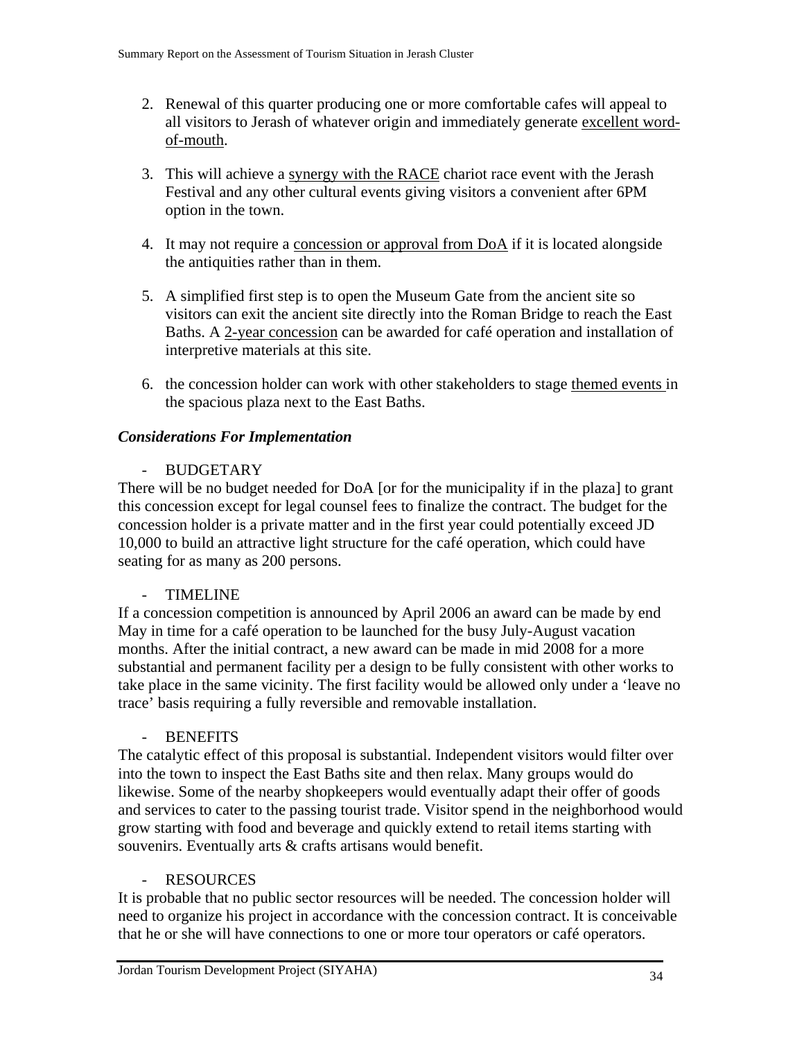2. Renewal of this quarter producing one or more comfortable cafes will appeal to all visitors to Jerash of whatever origin and immediately generate excellent word-of-mouth.

3. This will achieve a synergy with the RACE chariot race event with the Jerash Festival and any other cultural events giving visitors a convenient after 6PM option in the town.

4. It may not require a concession or approval from DoA if it is located alongside the antiquities rather than in them.

5. A simplified first step is to open the Museum Gate from the ancient site so visitors can exit the ancient site directly into the Roman Bridge to reach the East Baths. A 2-year concession can be awarded for café operation and installation of interpretive materials at this site.

6. the concession holder can work with other stakeholders to stage themed events in the spacious plaza next to the East Baths.

### *Considerations For Implementation*

- BUDGETARY

There will be no budget needed for DoA [or for the municipality if in the plaza] to grant this concession except for legal counsel fees to finalize the contract. The budget for the concession holder is a private matter and in the first year could potentially exceed JD 10,000 to build an attractive light structure for the café operation, which could have seating for as many as 200 persons.

- TIMELINE

If a concession competition is announced by April 2006 an award can be made by end May in time for a café operation to be launched for the busy July-August vacation months. After the initial contract, a new award can be made in mid 2008 for a more substantial and permanent facility per a design to be fully consistent with other works to take place in the same vicinity. The first facility would be allowed only under a 'leave no trace' basis requiring a fully reversible and removable installation.

- BENEFITS

The catalytic effect of this proposal is substantial. Independent visitors would filter over into the town to inspect the East Baths site and then relax. Many groups would do likewise. Some of the nearby shopkeepers would eventually adapt their offer of goods and services to cater to the passing tourist trade. Visitor spend in the neighborhood would grow starting with food and beverage and quickly extend to retail items starting with souvenirs. Eventually arts & crafts artisans would benefit.

- RESOURCES

It is probable that no public sector resources will be needed. The concession holder will need to organize his project in accordance with the concession contract. It is conceivable that he or she will have connections to one or more tour operators or café operators.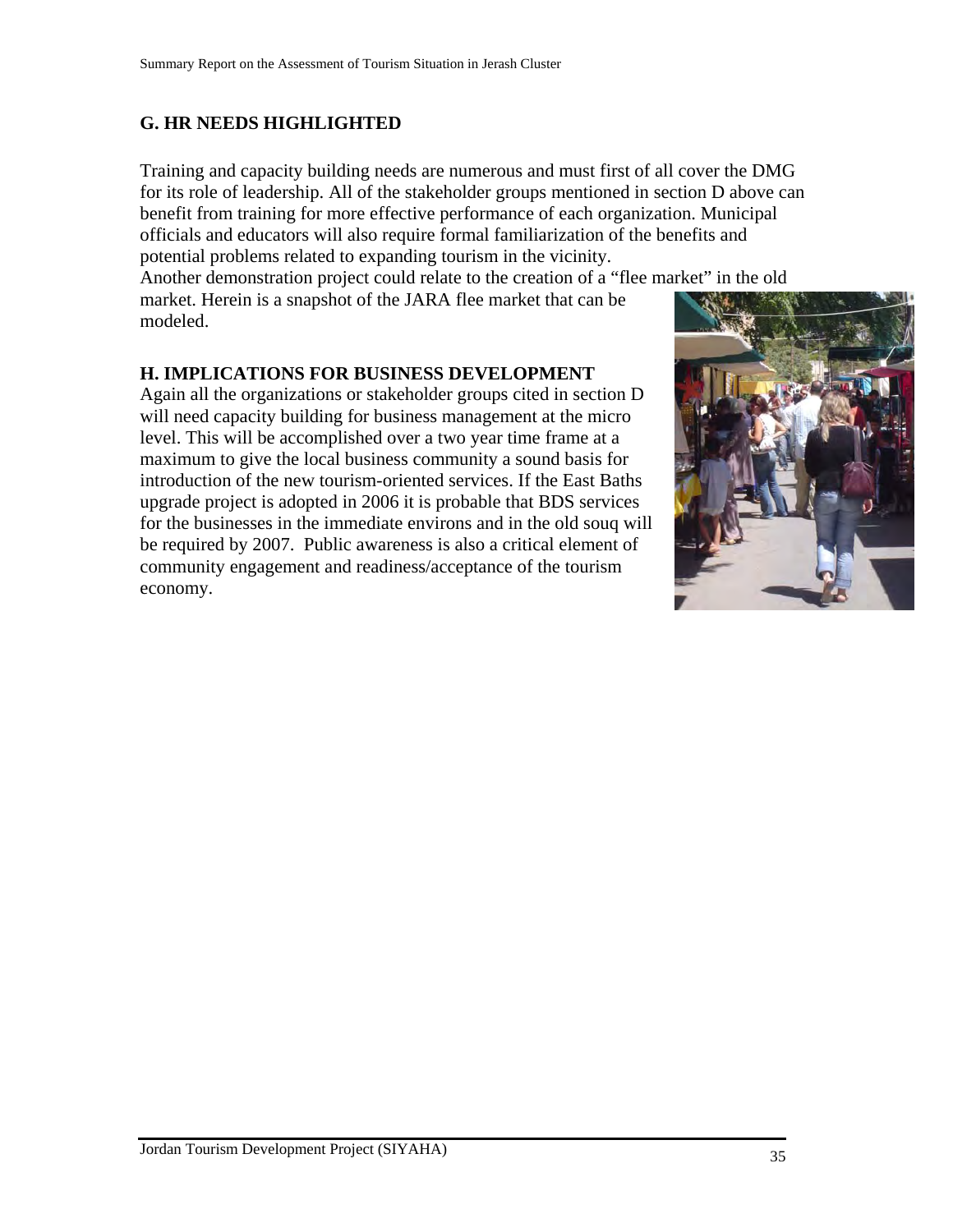## G. HR NEEDS HIGHLIGHTED

Training and capacity building needs are numerous and must first of all cover the DMG for its role of leadership. All of the stakeholder groups mentioned in section D above can benefit from training for more effective performance of each organization. Municipal officials and educators will also require formal familiarization of the benefits and potential problems related to expanding tourism in the vicinity.
Another demonstration project could relate to the creation of a "flee market" in the old market. Herein is a snapshot of the JARA flee market that can be modeled.

## H. IMPLICATIONS FOR BUSINESS DEVELOPMENT

Again all the organizations or stakeholder groups cited in section D will need capacity building for business management at the micro level. This will be accomplished over a two year time frame at a maximum to give the local business community a sound basis for introduction of the new tourism-oriented services. If the East Baths upgrade project is adopted in 2006 it is probable that BDS services for the businesses in the immediate environs and in the old souq will be required by 2007. Public awareness is also a critical element of community engagement and readiness/acceptance of the tourism economy.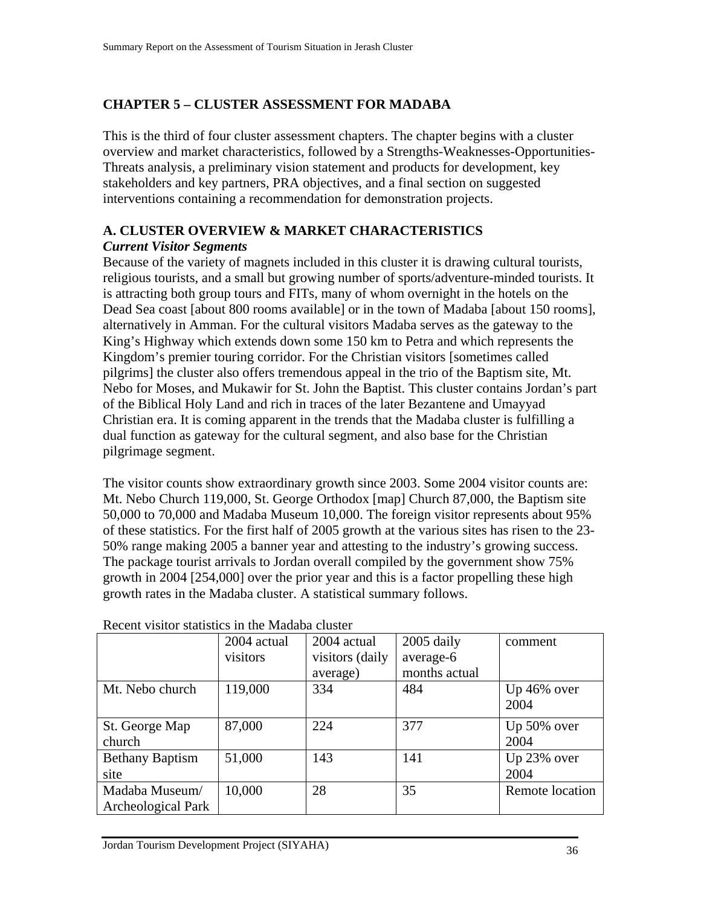# CHAPTER 5 – CLUSTER ASSESSMENT FOR MADABA

This is the third of four cluster assessment chapters. The chapter begins with a cluster overview and market characteristics, followed by a Strengths-Weaknesses-Opportunities-Threats analysis, a preliminary vision statement and products for development, key stakeholders and key partners, PRA objectives, and a final section on suggested interventions containing a recommendation for demonstration projects.

## A. CLUSTER OVERVIEW & MARKET CHARACTERISTICS

***Current Visitor Segments***

Because of the variety of magnets included in this cluster it is drawing cultural tourists, religious tourists, and a small but growing number of sports/adventure-minded tourists. It is attracting both group tours and FITs, many of whom overnight in the hotels on the Dead Sea coast [about 800 rooms available] or in the town of Madaba [about 150 rooms], alternatively in Amman. For the cultural visitors Madaba serves as the gateway to the King's Highway which extends down some 150 km to Petra and which represents the Kingdom's premier touring corridor. For the Christian visitors [sometimes called pilgrims] the cluster also offers tremendous appeal in the trio of the Baptism site, Mt. Nebo for Moses, and Mukawir for St. John the Baptist. This cluster contains Jordan's part of the Biblical Holy Land and rich in traces of the later Bezantene and Umayyad Christian era. It is coming apparent in the trends that the Madaba cluster is fulfilling a dual function as gateway for the cultural segment, and also base for the Christian pilgrimage segment.

The visitor counts show extraordinary growth since 2003. Some 2004 visitor counts are: Mt. Nebo Church 119,000, St. George Orthodox [map] Church 87,000, the Baptism site 50,000 to 70,000 and Madaba Museum 10,000. The foreign visitor represents about 95% of these statistics. For the first half of 2005 growth at the various sites has risen to the 23-50% range making 2005 a banner year and attesting to the industry's growing success. The package tourist arrivals to Jordan overall compiled by the government show 75% growth in 2004 [254,000] over the prior year and this is a factor propelling these high growth rates in the Madaba cluster. A statistical summary follows.

Recent visitor statistics in the Madaba cluster

| | 2004 actual visitors | 2004 actual visitors (daily average) | 2005 daily average-6 months actual | comment |
|---|---|---|---|---|
| Mt. Nebo church | 119,000 | 334 | 484 | Up 46% over 2004 |
| St. George Map church | 87,000 | 224 | 377 | Up 50% over 2004 |
| Bethany Baptism site | 51,000 | 143 | 141 | Up 23% over 2004 |
| Madaba Museum/ Archeological Park | 10,000 | 28 | 35 | Remote location |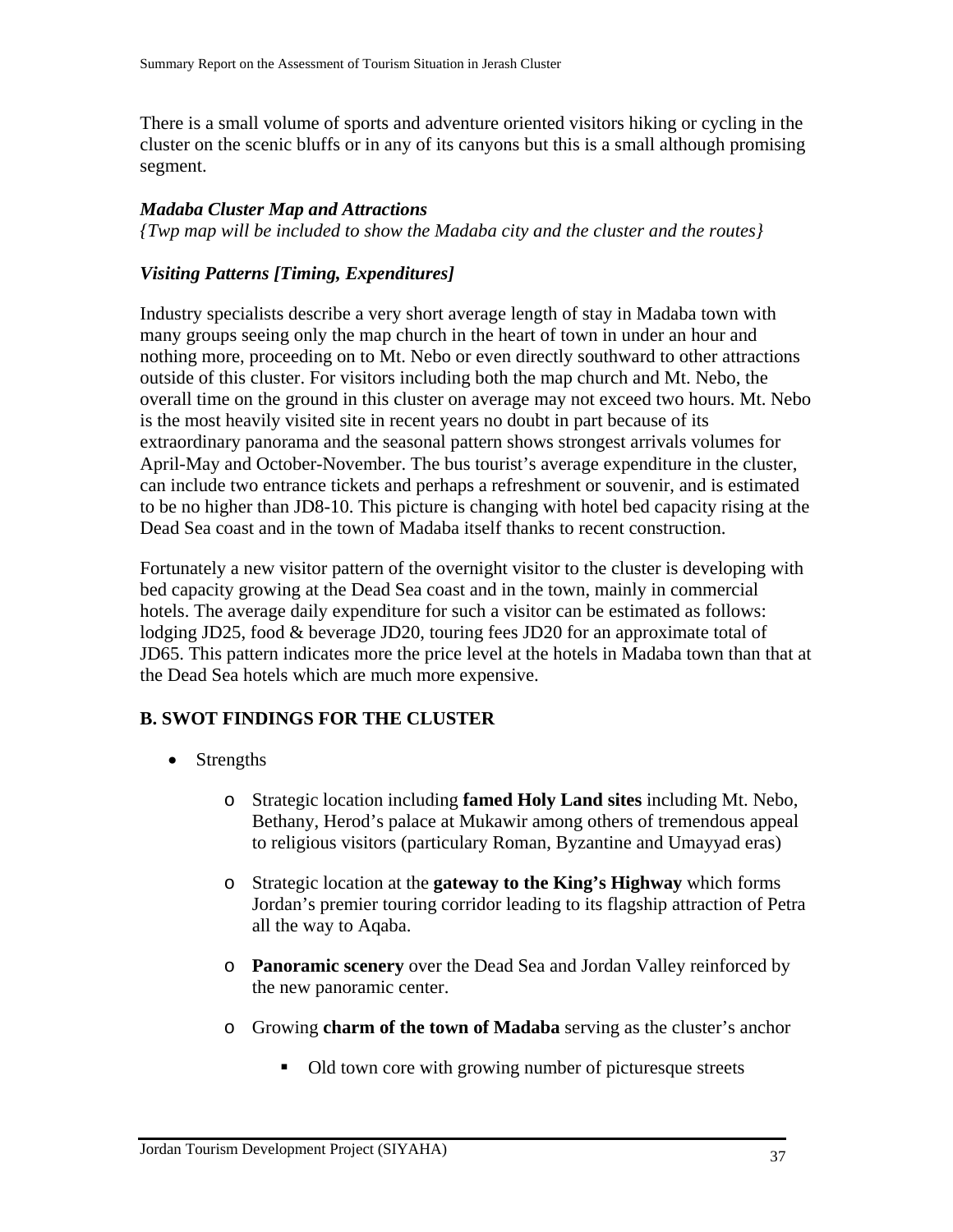There is a small volume of sports and adventure oriented visitors hiking or cycling in the cluster on the scenic bluffs or in any of its canyons but this is a small although promising segment.

***Madaba Cluster Map and Attractions***

*{Twp map will be included to show the Madaba city and the cluster and the routes}*

***Visiting Patterns [Timing, Expenditures]***

Industry specialists describe a very short average length of stay in Madaba town with many groups seeing only the map church in the heart of town in under an hour and nothing more, proceeding on to Mt. Nebo or even directly southward to other attractions outside of this cluster. For visitors including both the map church and Mt. Nebo, the overall time on the ground in this cluster on average may not exceed two hours. Mt. Nebo is the most heavily visited site in recent years no doubt in part because of its extraordinary panorama and the seasonal pattern shows strongest arrivals volumes for April-May and October-November. The bus tourist's average expenditure in the cluster, can include two entrance tickets and perhaps a refreshment or souvenir, and is estimated to be no higher than JD8-10. This picture is changing with hotel bed capacity rising at the Dead Sea coast and in the town of Madaba itself thanks to recent construction.

Fortunately a new visitor pattern of the overnight visitor to the cluster is developing with bed capacity growing at the Dead Sea coast and in the town, mainly in commercial hotels. The average daily expenditure for such a visitor can be estimated as follows: lodging JD25, food & beverage JD20, touring fees JD20 for an approximate total of JD65. This pattern indicates more the price level at the hotels in Madaba town than that at the Dead Sea hotels which are much more expensive.

## B. SWOT FINDINGS FOR THE CLUSTER

- Strengths
  - Strategic location including **famed Holy Land sites** including Mt. Nebo, Bethany, Herod's palace at Mukawir among others of tremendous appeal to religious visitors (particulary Roman, Byzantine and Umayyad eras)
  - Strategic location at the **gateway to the King's Highway** which forms Jordan's premier touring corridor leading to its flagship attraction of Petra all the way to Aqaba.
  - **Panoramic scenery** over the Dead Sea and Jordan Valley reinforced by the new panoramic center.
  - Growing **charm of the town of Madaba** serving as the cluster's anchor
    - Old town core with growing number of picturesque streets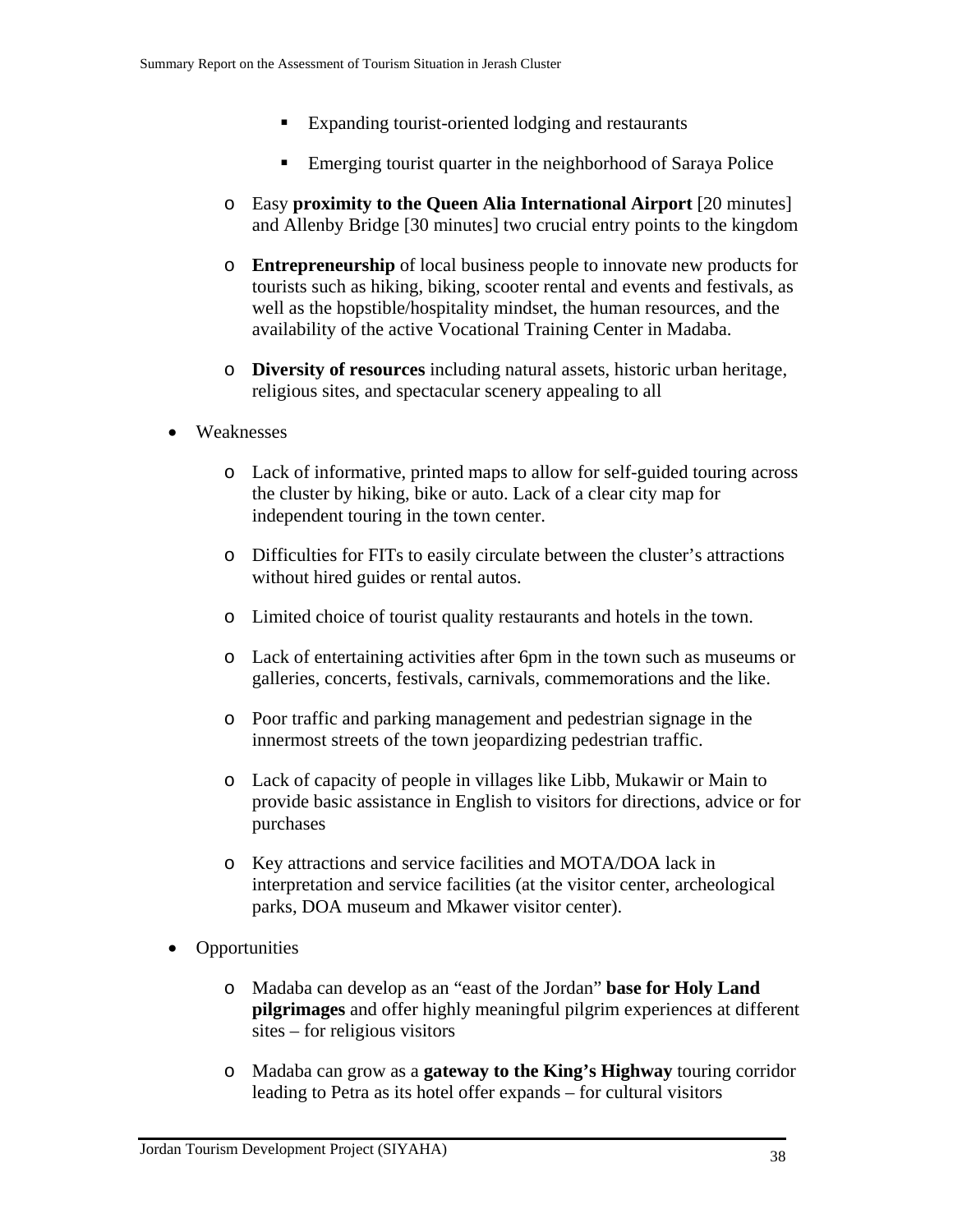- Expanding tourist-oriented lodging and restaurants
        - Emerging tourist quarter in the neighborhood of Saraya Police
    - Easy **proximity to the Queen Alia International Airport** [20 minutes] and Allenby Bridge [30 minutes] two crucial entry points to the kingdom
    - **Entrepreneurship** of local business people to innovate new products for tourists such as hiking, biking, scooter rental and events and festivals, as well as the hopstible/hospitality mindset, the human resources, and the availability of the active Vocational Training Center in Madaba.
    - **Diversity of resources** including natural assets, historic urban heritage, religious sites, and spectacular scenery appealing to all

- Weaknesses
    - Lack of informative, printed maps to allow for self-guided touring across the cluster by hiking, bike or auto. Lack of a clear city map for independent touring in the town center.
    - Difficulties for FITs to easily circulate between the cluster's attractions without hired guides or rental autos.
    - Limited choice of tourist quality restaurants and hotels in the town.
    - Lack of entertaining activities after 6pm in the town such as museums or galleries, concerts, festivals, carnivals, commemorations and the like.
    - Poor traffic and parking management and pedestrian signage in the innermost streets of the town jeopardizing pedestrian traffic.
    - Lack of capacity of people in villages like Libb, Mukawir or Main to provide basic assistance in English to visitors for directions, advice or for purchases
    - Key attractions and service facilities and MOTA/DOA lack in interpretation and service facilities (at the visitor center, archeological parks, DOA museum and Mkawer visitor center).

- Opportunities
    - Madaba can develop as an "east of the Jordan" **base for Holy Land pilgrimages** and offer highly meaningful pilgrim experiences at different sites – for religious visitors
    - Madaba can grow as a **gateway to the King's Highway** touring corridor leading to Petra as its hotel offer expands – for cultural visitors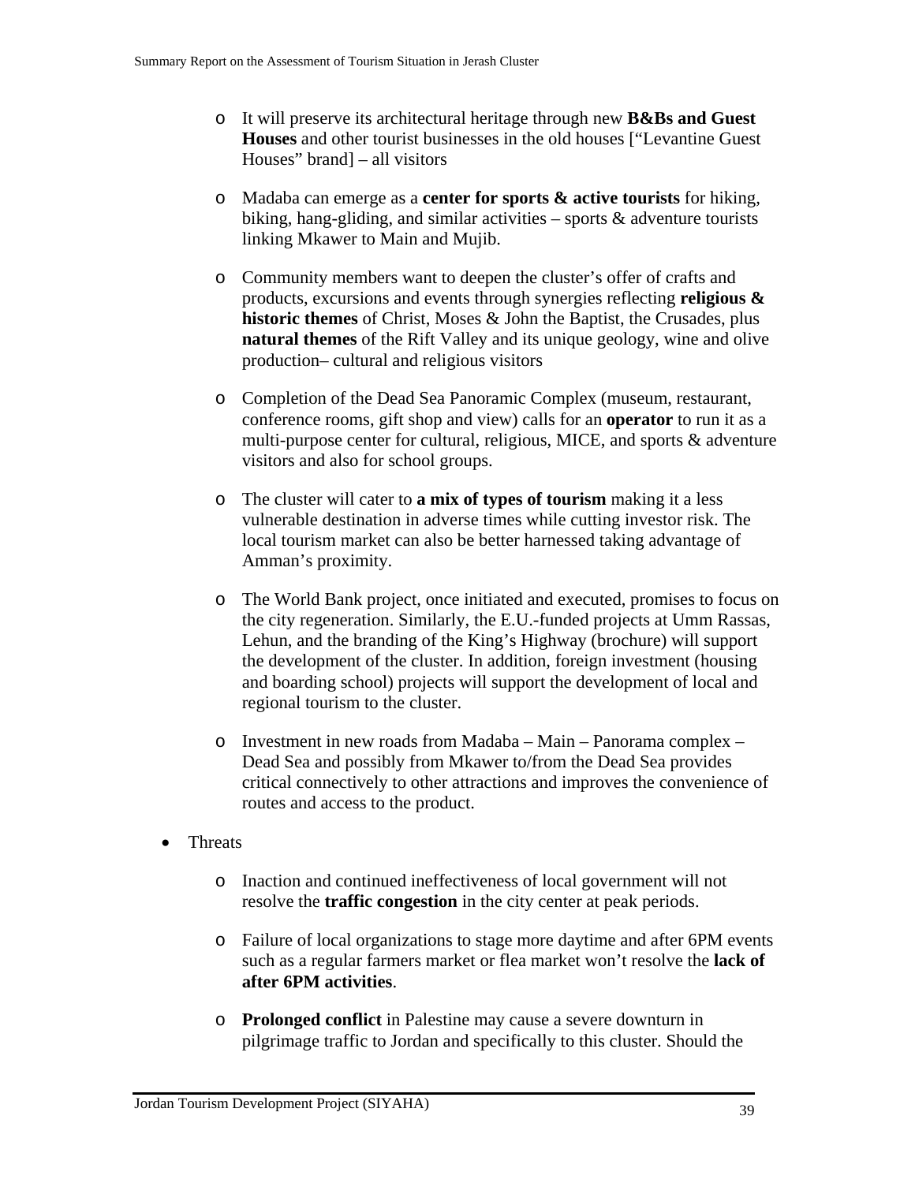- It will preserve its architectural heritage through new **B&Bs and Guest Houses** and other tourist businesses in the old houses ["Levantine Guest Houses" brand] – all visitors

  - Madaba can emerge as a **center for sports & active tourists** for hiking, biking, hang-gliding, and similar activities – sports & adventure tourists linking Mkawer to Main and Mujib.

  - Community members want to deepen the cluster's offer of crafts and products, excursions and events through synergies reflecting **religious & historic themes** of Christ, Moses & John the Baptist, the Crusades, plus **natural themes** of the Rift Valley and its unique geology, wine and olive production– cultural and religious visitors

  - Completion of the Dead Sea Panoramic Complex (museum, restaurant, conference rooms, gift shop and view) calls for an **operator** to run it as a multi-purpose center for cultural, religious, MICE, and sports & adventure visitors and also for school groups.

  - The cluster will cater to **a mix of types of tourism** making it a less vulnerable destination in adverse times while cutting investor risk. The local tourism market can also be better harnessed taking advantage of Amman's proximity.

  - The World Bank project, once initiated and executed, promises to focus on the city regeneration. Similarly, the E.U.-funded projects at Umm Rassas, Lehun, and the branding of the King's Highway (brochure) will support the development of the cluster. In addition, foreign investment (housing and boarding school) projects will support the development of local and regional tourism to the cluster.

  - Investment in new roads from Madaba – Main – Panorama complex – Dead Sea and possibly from Mkawer to/from the Dead Sea provides critical connectively to other attractions and improves the convenience of routes and access to the product.

- Threats

  - Inaction and continued ineffectiveness of local government will not resolve the **traffic congestion** in the city center at peak periods.

  - Failure of local organizations to stage more daytime and after 6PM events such as a regular farmers market or flea market won't resolve the **lack of after 6PM activities**.

  - **Prolonged conflict** in Palestine may cause a severe downturn in pilgrimage traffic to Jordan and specifically to this cluster. Should the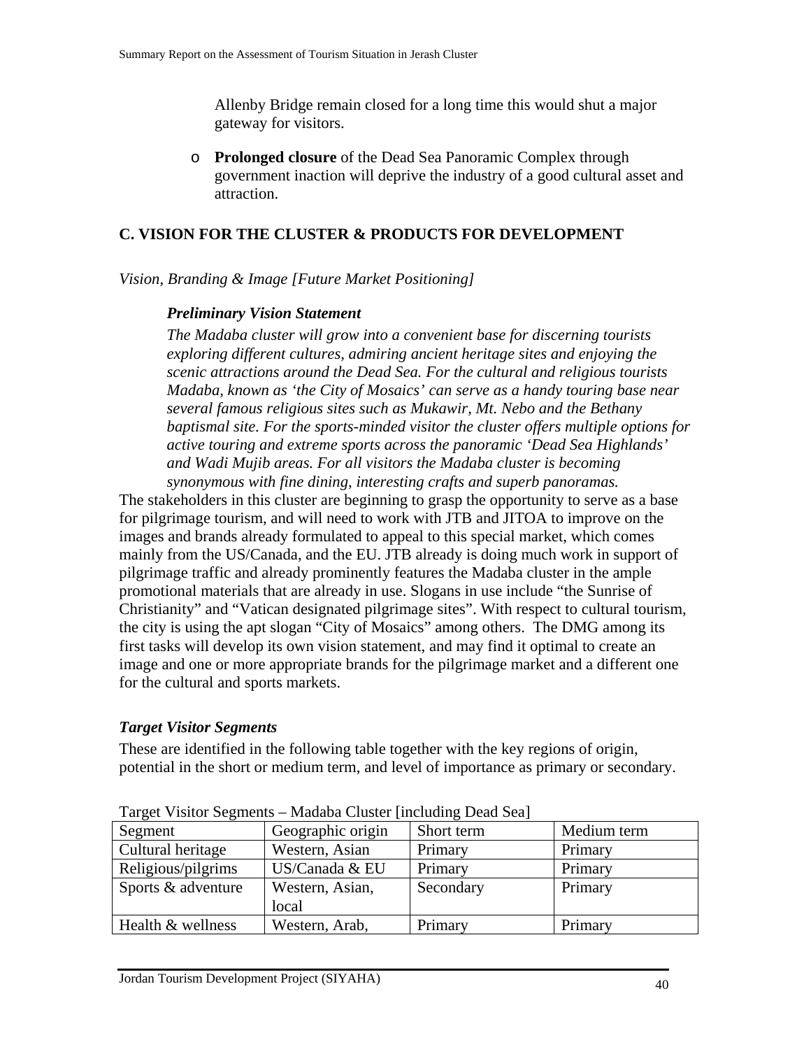Allenby Bridge remain closed for a long time this would shut a major gateway for visitors.

- **Prolonged closure** of the Dead Sea Panoramic Complex through government inaction will deprive the industry of a good cultural asset and attraction.

## C. VISION FOR THE CLUSTER & PRODUCTS FOR DEVELOPMENT

*Vision, Branding & Image [Future Market Positioning]*

***Preliminary Vision Statement***

*The Madaba cluster will grow into a convenient base for discerning tourists exploring different cultures, admiring ancient heritage sites and enjoying the scenic attractions around the Dead Sea. For the cultural and religious tourists Madaba, known as 'the City of Mosaics' can serve as a handy touring base near several famous religious sites such as Mukawir, Mt. Nebo and the Bethany baptismal site. For the sports-minded visitor the cluster offers multiple options for active touring and extreme sports across the panoramic 'Dead Sea Highlands' and Wadi Mujib areas. For all visitors the Madaba cluster is becoming synonymous with fine dining, interesting crafts and superb panoramas.*

The stakeholders in this cluster are beginning to grasp the opportunity to serve as a base for pilgrimage tourism, and will need to work with JTB and JITOA to improve on the images and brands already formulated to appeal to this special market, which comes mainly from the US/Canada, and the EU. JTB already is doing much work in support of pilgrimage traffic and already prominently features the Madaba cluster in the ample promotional materials that are already in use. Slogans in use include "the Sunrise of Christianity" and "Vatican designated pilgrimage sites". With respect to cultural tourism, the city is using the apt slogan "City of Mosaics" among others. The DMG among its first tasks will develop its own vision statement, and may find it optimal to create an image and one or more appropriate brands for the pilgrimage market and a different one for the cultural and sports markets.

***Target Visitor Segments***

These are identified in the following table together with the key regions of origin, potential in the short or medium term, and level of importance as primary or secondary.

Target Visitor Segments – Madaba Cluster [including Dead Sea]

| Segment | Geographic origin | Short term | Medium term |
|---|---|---|---|
| Cultural heritage | Western, Asian | Primary | Primary |
| Religious/pilgrims | US/Canada & EU | Primary | Primary |
| Sports & adventure | Western, Asian, local | Secondary | Primary |
| Health & wellness | Western, Arab, | Primary | Primary |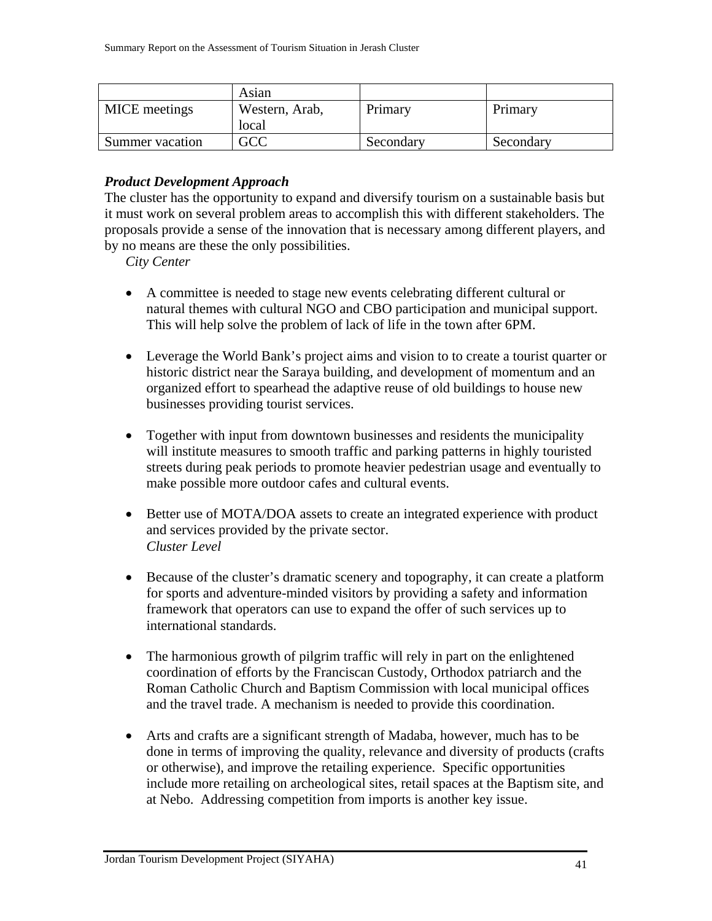|  | Asian |  |  |
| --- | --- | --- | --- |
| MICE meetings | Western, Arab, local | Primary | Primary |
| Summer vacation | GCC | Secondary | Secondary |

***Product Development Approach***

The cluster has the opportunity to expand and diversify tourism on a sustainable basis but it must work on several problem areas to accomplish this with different stakeholders. The proposals provide a sense of the innovation that is necessary among different players, and by no means are these the only possibilities.

*City Center*

- A committee is needed to stage new events celebrating different cultural or natural themes with cultural NGO and CBO participation and municipal support. This will help solve the problem of lack of life in the town after 6PM.

- Leverage the World Bank's project aims and vision to to create a tourist quarter or historic district near the Saraya building, and development of momentum and an organized effort to spearhead the adaptive reuse of old buildings to house new businesses providing tourist services.

- Together with input from downtown businesses and residents the municipality will institute measures to smooth traffic and parking patterns in highly touristed streets during peak periods to promote heavier pedestrian usage and eventually to make possible more outdoor cafes and cultural events.

- Better use of MOTA/DOA assets to create an integrated experience with product and services provided by the private sector.

*Cluster Level*

- Because of the cluster's dramatic scenery and topography, it can create a platform for sports and adventure-minded visitors by providing a safety and information framework that operators can use to expand the offer of such services up to international standards.

- The harmonious growth of pilgrim traffic will rely in part on the enlightened coordination of efforts by the Franciscan Custody, Orthodox patriarch and the Roman Catholic Church and Baptism Commission with local municipal offices and the travel trade. A mechanism is needed to provide this coordination.

- Arts and crafts are a significant strength of Madaba, however, much has to be done in terms of improving the quality, relevance and diversity of products (crafts or otherwise), and improve the retailing experience. Specific opportunities include more retailing on archeological sites, retail spaces at the Baptism site, and at Nebo. Addressing competition from imports is another key issue.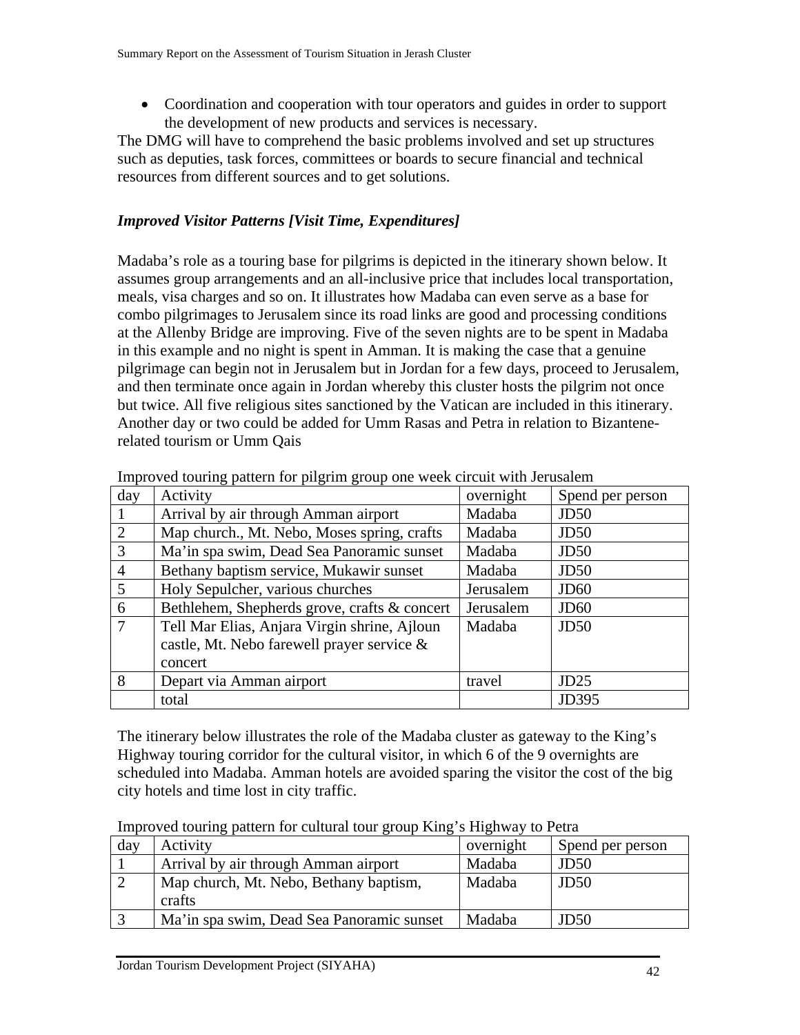- Coordination and cooperation with tour operators and guides in order to support the development of new products and services is necessary.

The DMG will have to comprehend the basic problems involved and set up structures such as deputies, task forces, committees or boards to secure financial and technical resources from different sources and to get solutions.

### *Improved Visitor Patterns [Visit Time, Expenditures]*

Madaba's role as a touring base for pilgrims is depicted in the itinerary shown below. It assumes group arrangements and an all-inclusive price that includes local transportation, meals, visa charges and so on. It illustrates how Madaba can even serve as a base for combo pilgrimages to Jerusalem since its road links are good and processing conditions at the Allenby Bridge are improving. Five of the seven nights are to be spent in Madaba in this example and no night is spent in Amman. It is making the case that a genuine pilgrimage can begin not in Jerusalem but in Jordan for a few days, proceed to Jerusalem, and then terminate once again in Jordan whereby this cluster hosts the pilgrim not once but twice. All five religious sites sanctioned by the Vatican are included in this itinerary. Another day or two could be added for Umm Rasas and Petra in relation to Bizantene-related tourism or Umm Qais

Improved touring pattern for pilgrim group one week circuit with Jerusalem

| day | Activity | overnight | Spend per person |
|---|---|---|---|
| 1 | Arrival by air through Amman airport | Madaba | JD50 |
| 2 | Map church., Mt. Nebo, Moses spring, crafts | Madaba | JD50 |
| 3 | Ma'in spa swim, Dead Sea Panoramic sunset | Madaba | JD50 |
| 4 | Bethany baptism service, Mukawir sunset | Madaba | JD50 |
| 5 | Holy Sepulcher, various churches | Jerusalem | JD60 |
| 6 | Bethlehem, Shepherds grove, crafts & concert | Jerusalem | JD60 |
| 7 | Tell Mar Elias, Anjara Virgin shrine, Ajloun castle, Mt. Nebo farewell prayer service & concert | Madaba | JD50 |
| 8 | Depart via Amman airport | travel | JD25 |
| | total | | JD395 |

The itinerary below illustrates the role of the Madaba cluster as gateway to the King's Highway touring corridor for the cultural visitor, in which 6 of the 9 overnights are scheduled into Madaba. Amman hotels are avoided sparing the visitor the cost of the big city hotels and time lost in city traffic.

Improved touring pattern for cultural tour group King's Highway to Petra

| day | Activity | overnight | Spend per person |
|---|---|---|---|
| 1 | Arrival by air through Amman airport | Madaba | JD50 |
| 2 | Map church, Mt. Nebo, Bethany baptism, crafts | Madaba | JD50 |
| 3 | Ma'in spa swim, Dead Sea Panoramic sunset | Madaba | JD50 |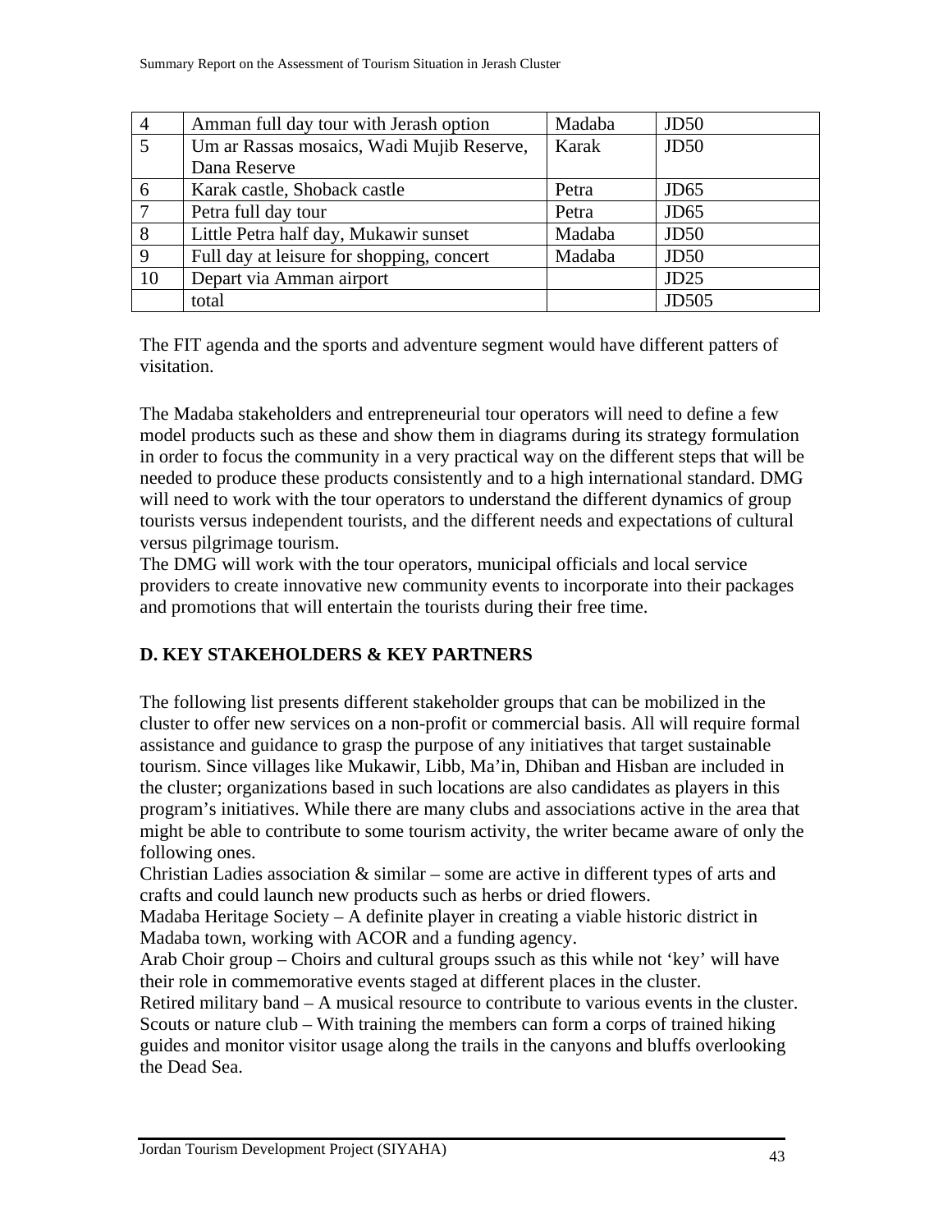| 4 | Amman full day tour with Jerash option | Madaba | JD50 |
|---|---|---|---|
| 5 | Um ar Rassas mosaics, Wadi Mujib Reserve, Dana Reserve | Karak | JD50 |
| 6 | Karak castle, Shoback castle | Petra | JD65 |
| 7 | Petra full day tour | Petra | JD65 |
| 8 | Little Petra half day, Mukawir sunset | Madaba | JD50 |
| 9 | Full day at leisure for shopping, concert | Madaba | JD50 |
| 10 | Depart via Amman airport | | JD25 |
| | total | | JD505 |

The FIT agenda and the sports and adventure segment would have different patters of visitation.

The Madaba stakeholders and entrepreneurial tour operators will need to define a few model products such as these and show them in diagrams during its strategy formulation in order to focus the community in a very practical way on the different steps that will be needed to produce these products consistently and to a high international standard. DMG will need to work with the tour operators to understand the different dynamics of group tourists versus independent tourists, and the different needs and expectations of cultural versus pilgrimage tourism.
The DMG will work with the tour operators, municipal officials and local service providers to create innovative new community events to incorporate into their packages and promotions that will entertain the tourists during their free time.

## D. KEY STAKEHOLDERS & KEY PARTNERS

The following list presents different stakeholder groups that can be mobilized in the cluster to offer new services on a non-profit or commercial basis. All will require formal assistance and guidance to grasp the purpose of any initiatives that target sustainable tourism. Since villages like Mukawir, Libb, Ma'in, Dhiban and Hisban are included in the cluster; organizations based in such locations are also candidates as players in this program's initiatives. While there are many clubs and associations active in the area that might be able to contribute to some tourism activity, the writer became aware of only the following ones.
Christian Ladies association & similar – some are active in different types of arts and crafts and could launch new products such as herbs or dried flowers.
Madaba Heritage Society – A definite player in creating a viable historic district in Madaba town, working with ACOR and a funding agency.
Arab Choir group – Choirs and cultural groups ssuch as this while not 'key' will have their role in commemorative events staged at different places in the cluster.
Retired military band – A musical resource to contribute to various events in the cluster.
Scouts or nature club – With training the members can form a corps of trained hiking guides and monitor visitor usage along the trails in the canyons and bluffs overlooking the Dead Sea.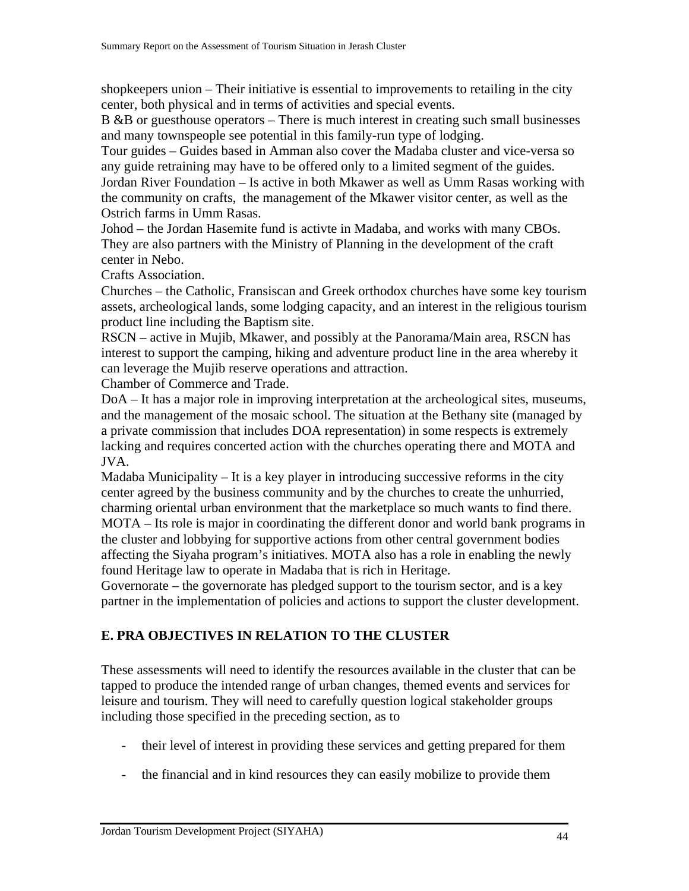shopkeepers union – Their initiative is essential to improvements to retailing in the city center, both physical and in terms of activities and special events.

B &B or guesthouse operators – There is much interest in creating such small businesses and many townspeople see potential in this family-run type of lodging.

Tour guides – Guides based in Amman also cover the Madaba cluster and vice-versa so any guide retraining may have to be offered only to a limited segment of the guides.

Jordan River Foundation – Is active in both Mkawer as well as Umm Rasas working with the community on crafts, the management of the Mkawer visitor center, as well as the Ostrich farms in Umm Rasas.

Johod – the Jordan Hasemite fund is activte in Madaba, and works with many CBOs. They are also partners with the Ministry of Planning in the development of the craft center in Nebo.

Crafts Association.

Churches – the Catholic, Fransiscan and Greek orthodox churches have some key tourism assets, archeological lands, some lodging capacity, and an interest in the religious tourism product line including the Baptism site.

RSCN – active in Mujib, Mkawer, and possibly at the Panorama/Main area, RSCN has interest to support the camping, hiking and adventure product line in the area whereby it can leverage the Mujib reserve operations and attraction.

Chamber of Commerce and Trade.

DoA – It has a major role in improving interpretation at the archeological sites, museums, and the management of the mosaic school. The situation at the Bethany site (managed by a private commission that includes DOA representation) in some respects is extremely lacking and requires concerted action with the churches operating there and MOTA and JVA.

Madaba Municipality – It is a key player in introducing successive reforms in the city center agreed by the business community and by the churches to create the unhurried, charming oriental urban environment that the marketplace so much wants to find there.

MOTA – Its role is major in coordinating the different donor and world bank programs in the cluster and lobbying for supportive actions from other central government bodies affecting the Siyaha program's initiatives. MOTA also has a role in enabling the newly found Heritage law to operate in Madaba that is rich in Heritage.

Governorate – the governorate has pledged support to the tourism sector, and is a key partner in the implementation of policies and actions to support the cluster development.

## E. PRA OBJECTIVES IN RELATION TO THE CLUSTER

These assessments will need to identify the resources available in the cluster that can be tapped to produce the intended range of urban changes, themed events and services for leisure and tourism. They will need to carefully question logical stakeholder groups including those specified in the preceding section, as to

- their level of interest in providing these services and getting prepared for them
- the financial and in kind resources they can easily mobilize to provide them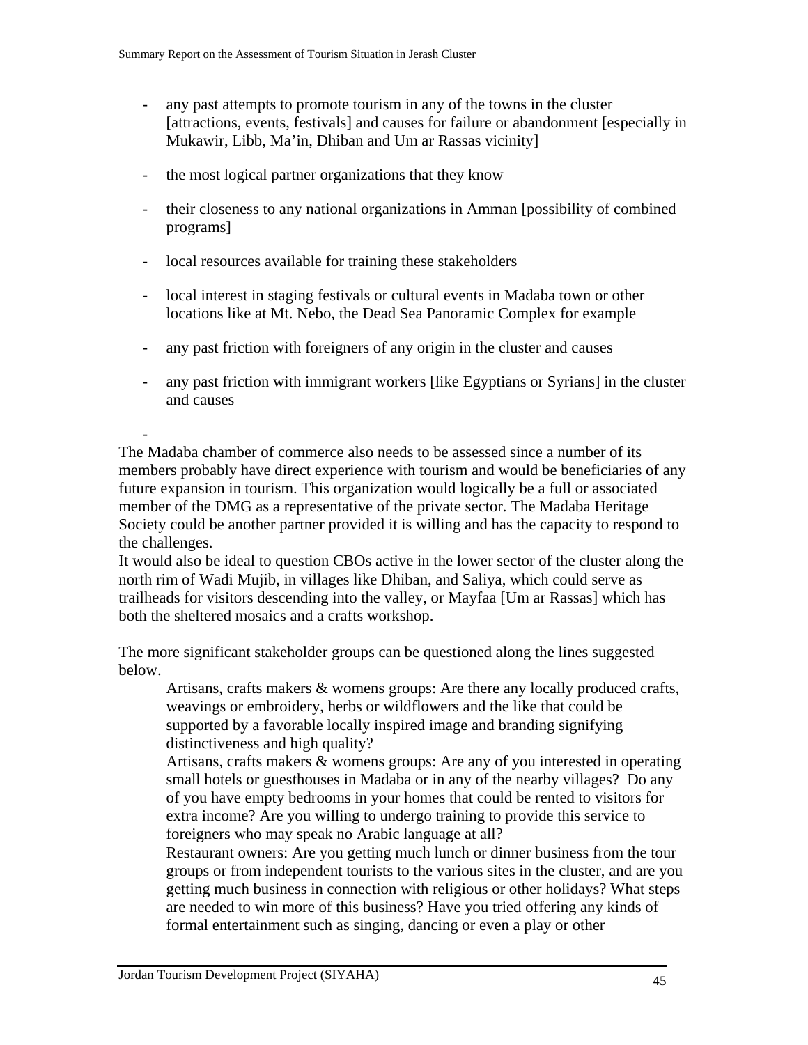- any past attempts to promote tourism in any of the towns in the cluster [attractions, events, festivals] and causes for failure or abandonment [especially in Mukawir, Libb, Ma'in, Dhiban and Um ar Rassas vicinity]

- the most logical partner organizations that they know

- their closeness to any national organizations in Amman [possibility of combined programs]

- local resources available for training these stakeholders

- local interest in staging festivals or cultural events in Madaba town or other locations like at Mt. Nebo, the Dead Sea Panoramic Complex for example

- any past friction with foreigners of any origin in the cluster and causes

- any past friction with immigrant workers [like Egyptians or Syrians] in the cluster and causes

-

The Madaba chamber of commerce also needs to be assessed since a number of its members probably have direct experience with tourism and would be beneficiaries of any future expansion in tourism. This organization would logically be a full or associated member of the DMG as a representative of the private sector. The Madaba Heritage Society could be another partner provided it is willing and has the capacity to respond to the challenges.

It would also be ideal to question CBOs active in the lower sector of the cluster along the north rim of Wadi Mujib, in villages like Dhiban, and Saliya, which could serve as trailheads for visitors descending into the valley, or Mayfaa [Um ar Rassas] which has both the sheltered mosaics and a crafts workshop.

The more significant stakeholder groups can be questioned along the lines suggested below.

Artisans, crafts makers & womens groups: Are there any locally produced crafts, weavings or embroidery, herbs or wildflowers and the like that could be supported by a favorable locally inspired image and branding signifying distinctiveness and high quality?

Artisans, crafts makers & womens groups: Are any of you interested in operating small hotels or guesthouses in Madaba or in any of the nearby villages? Do any of you have empty bedrooms in your homes that could be rented to visitors for extra income? Are you willing to undergo training to provide this service to foreigners who may speak no Arabic language at all?

Restaurant owners: Are you getting much lunch or dinner business from the tour groups or from independent tourists to the various sites in the cluster, and are you getting much business in connection with religious or other holidays? What steps are needed to win more of this business? Have you tried offering any kinds of formal entertainment such as singing, dancing or even a play or other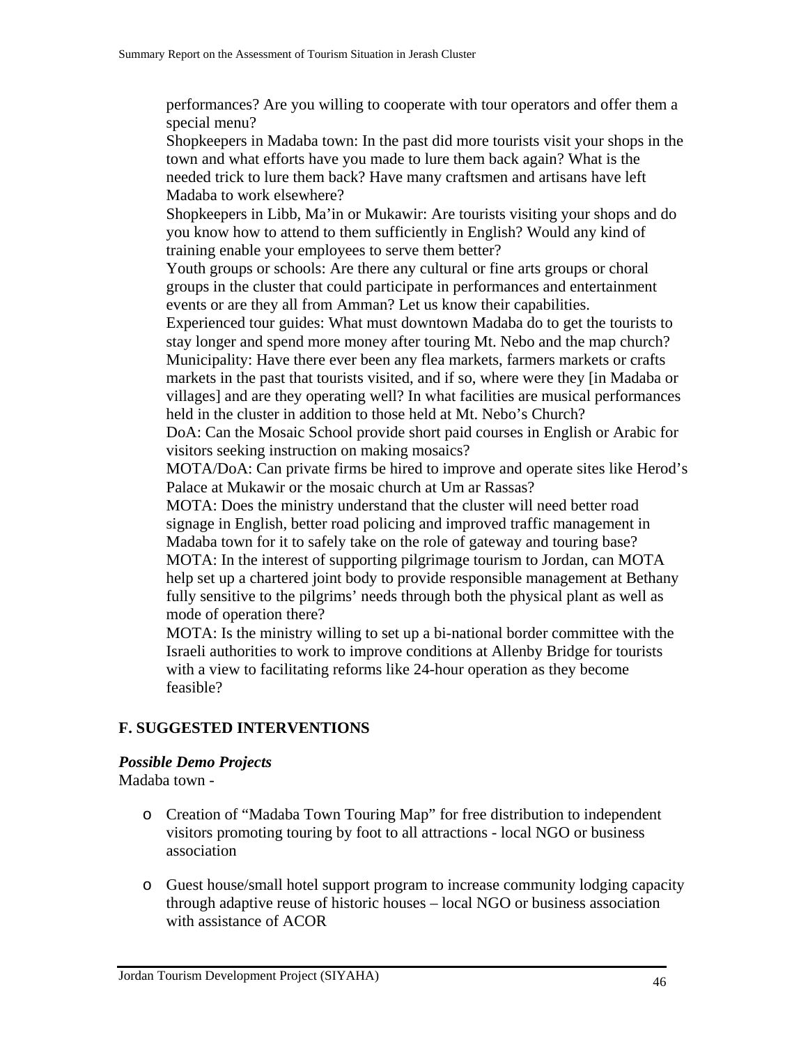performances? Are you willing to cooperate with tour operators and offer them a special menu?

Shopkeepers in Madaba town: In the past did more tourists visit your shops in the town and what efforts have you made to lure them back again? What is the needed trick to lure them back? Have many craftsmen and artisans have left Madaba to work elsewhere?

Shopkeepers in Libb, Ma'in or Mukawir: Are tourists visiting your shops and do you know how to attend to them sufficiently in English? Would any kind of training enable your employees to serve them better?

Youth groups or schools: Are there any cultural or fine arts groups or choral groups in the cluster that could participate in performances and entertainment events or are they all from Amman? Let us know their capabilities.

Experienced tour guides: What must downtown Madaba do to get the tourists to stay longer and spend more money after touring Mt. Nebo and the map church?

Municipality: Have there ever been any flea markets, farmers markets or crafts markets in the past that tourists visited, and if so, where were they [in Madaba or villages] and are they operating well? In what facilities are musical performances held in the cluster in addition to those held at Mt. Nebo's Church?

DoA: Can the Mosaic School provide short paid courses in English or Arabic for visitors seeking instruction on making mosaics?

MOTA/DoA: Can private firms be hired to improve and operate sites like Herod's Palace at Mukawir or the mosaic church at Um ar Rassas?

MOTA: Does the ministry understand that the cluster will need better road signage in English, better road policing and improved traffic management in Madaba town for it to safely take on the role of gateway and touring base?

MOTA: In the interest of supporting pilgrimage tourism to Jordan, can MOTA help set up a chartered joint body to provide responsible management at Bethany fully sensitive to the pilgrims' needs through both the physical plant as well as mode of operation there?

MOTA: Is the ministry willing to set up a bi-national border committee with the Israeli authorities to work to improve conditions at Allenby Bridge for tourists with a view to facilitating reforms like 24-hour operation as they become feasible?

## F. SUGGESTED INTERVENTIONS

### *Possible Demo Projects*

Madaba town -

- Creation of "Madaba Town Touring Map" for free distribution to independent visitors promoting touring by foot to all attractions - local NGO or business association

- Guest house/small hotel support program to increase community lodging capacity through adaptive reuse of historic houses – local NGO or business association with assistance of ACOR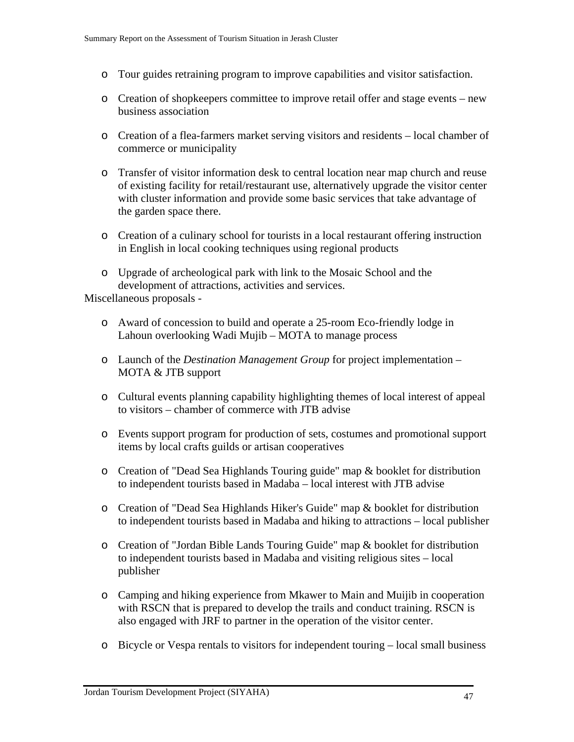- Tour guides retraining program to improve capabilities and visitor satisfaction.

- Creation of shopkeepers committee to improve retail offer and stage events – new business association

- Creation of a flea-farmers market serving visitors and residents – local chamber of commerce or municipality

- Transfer of visitor information desk to central location near map church and reuse of existing facility for retail/restaurant use, alternatively upgrade the visitor center with cluster information and provide some basic services that take advantage of the garden space there.

- Creation of a culinary school for tourists in a local restaurant offering instruction in English in local cooking techniques using regional products

- Upgrade of archeological park with link to the Mosaic School and the development of attractions, activities and services.

Miscellaneous proposals -

- Award of concession to build and operate a 25-room Eco-friendly lodge in Lahoun overlooking Wadi Mujib – MOTA to manage process

- Launch of the *Destination Management Group* for project implementation – MOTA & JTB support

- Cultural events planning capability highlighting themes of local interest of appeal to visitors – chamber of commerce with JTB advise

- Events support program for production of sets, costumes and promotional support items by local crafts guilds or artisan cooperatives

- Creation of "Dead Sea Highlands Touring guide" map & booklet for distribution to independent tourists based in Madaba – local interest with JTB advise

- Creation of "Dead Sea Highlands Hiker's Guide" map & booklet for distribution to independent tourists based in Madaba and hiking to attractions – local publisher

- Creation of "Jordan Bible Lands Touring Guide" map & booklet for distribution to independent tourists based in Madaba and visiting religious sites – local publisher

- Camping and hiking experience from Mkawer to Main and Muijib in cooperation with RSCN that is prepared to develop the trails and conduct training. RSCN is also engaged with JRF to partner in the operation of the visitor center.

- Bicycle or Vespa rentals to visitors for independent touring – local small business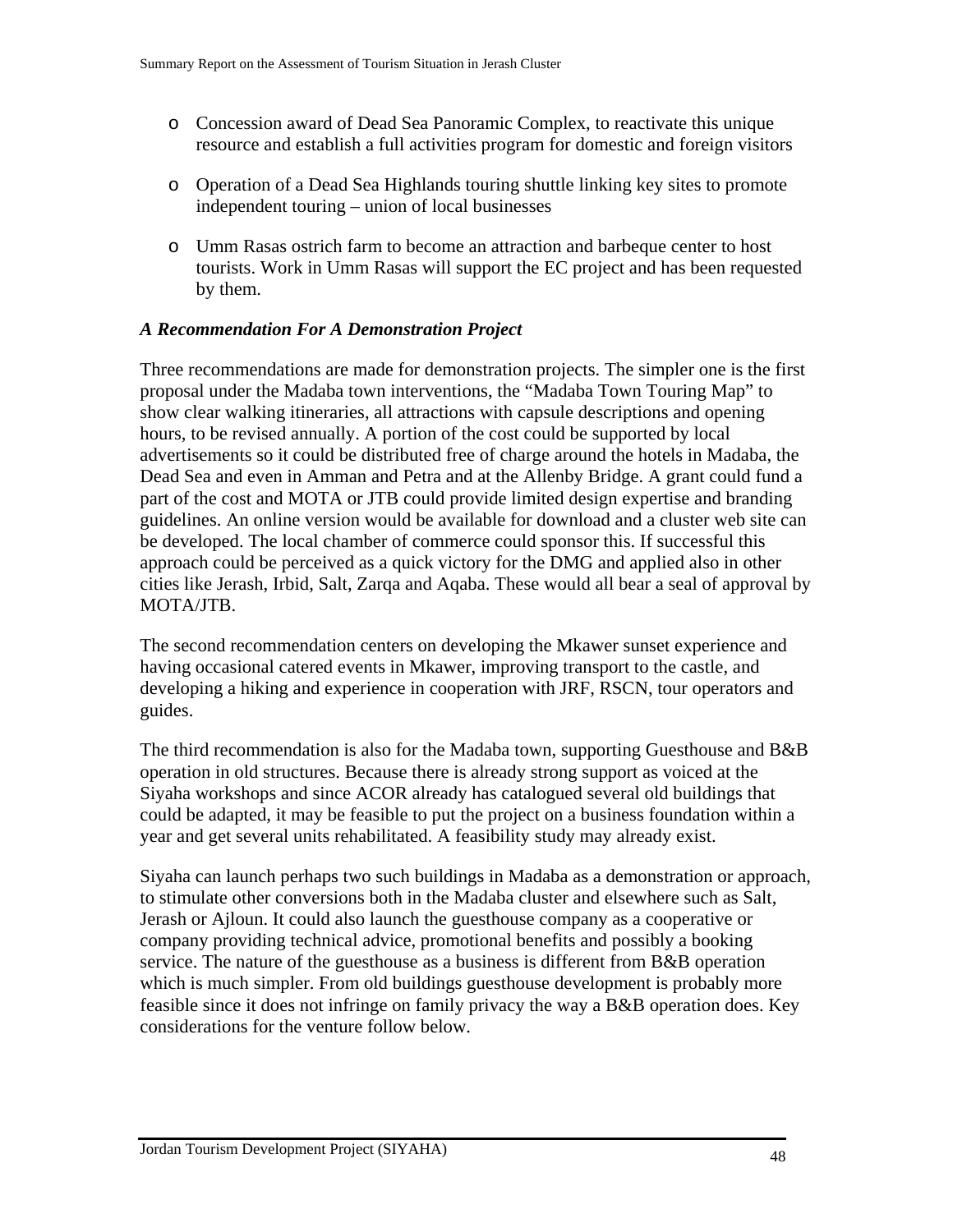- Concession award of Dead Sea Panoramic Complex, to reactivate this unique resource and establish a full activities program for domestic and foreign visitors

- Operation of a Dead Sea Highlands touring shuttle linking key sites to promote independent touring – union of local businesses

- Umm Rasas ostrich farm to become an attraction and barbeque center to host tourists. Work in Umm Rasas will support the EC project and has been requested by them.

***A Recommendation For A Demonstration Project***

Three recommendations are made for demonstration projects. The simpler one is the first proposal under the Madaba town interventions, the "Madaba Town Touring Map" to show clear walking itineraries, all attractions with capsule descriptions and opening hours, to be revised annually. A portion of the cost could be supported by local advertisements so it could be distributed free of charge around the hotels in Madaba, the Dead Sea and even in Amman and Petra and at the Allenby Bridge. A grant could fund a part of the cost and MOTA or JTB could provide limited design expertise and branding guidelines. An online version would be available for download and a cluster web site can be developed. The local chamber of commerce could sponsor this. If successful this approach could be perceived as a quick victory for the DMG and applied also in other cities like Jerash, Irbid, Salt, Zarqa and Aqaba. These would all bear a seal of approval by MOTA/JTB.

The second recommendation centers on developing the Mkawer sunset experience and having occasional catered events in Mkawer, improving transport to the castle, and developing a hiking and experience in cooperation with JRF, RSCN, tour operators and guides.

The third recommendation is also for the Madaba town, supporting Guesthouse and B&B operation in old structures. Because there is already strong support as voiced at the Siyaha workshops and since ACOR already has catalogued several old buildings that could be adapted, it may be feasible to put the project on a business foundation within a year and get several units rehabilitated. A feasibility study may already exist.

Siyaha can launch perhaps two such buildings in Madaba as a demonstration or approach, to stimulate other conversions both in the Madaba cluster and elsewhere such as Salt, Jerash or Ajloun. It could also launch the guesthouse company as a cooperative or company providing technical advice, promotional benefits and possibly a booking service. The nature of the guesthouse as a business is different from B&B operation which is much simpler. From old buildings guesthouse development is probably more feasible since it does not infringe on family privacy the way a B&B operation does. Key considerations for the venture follow below.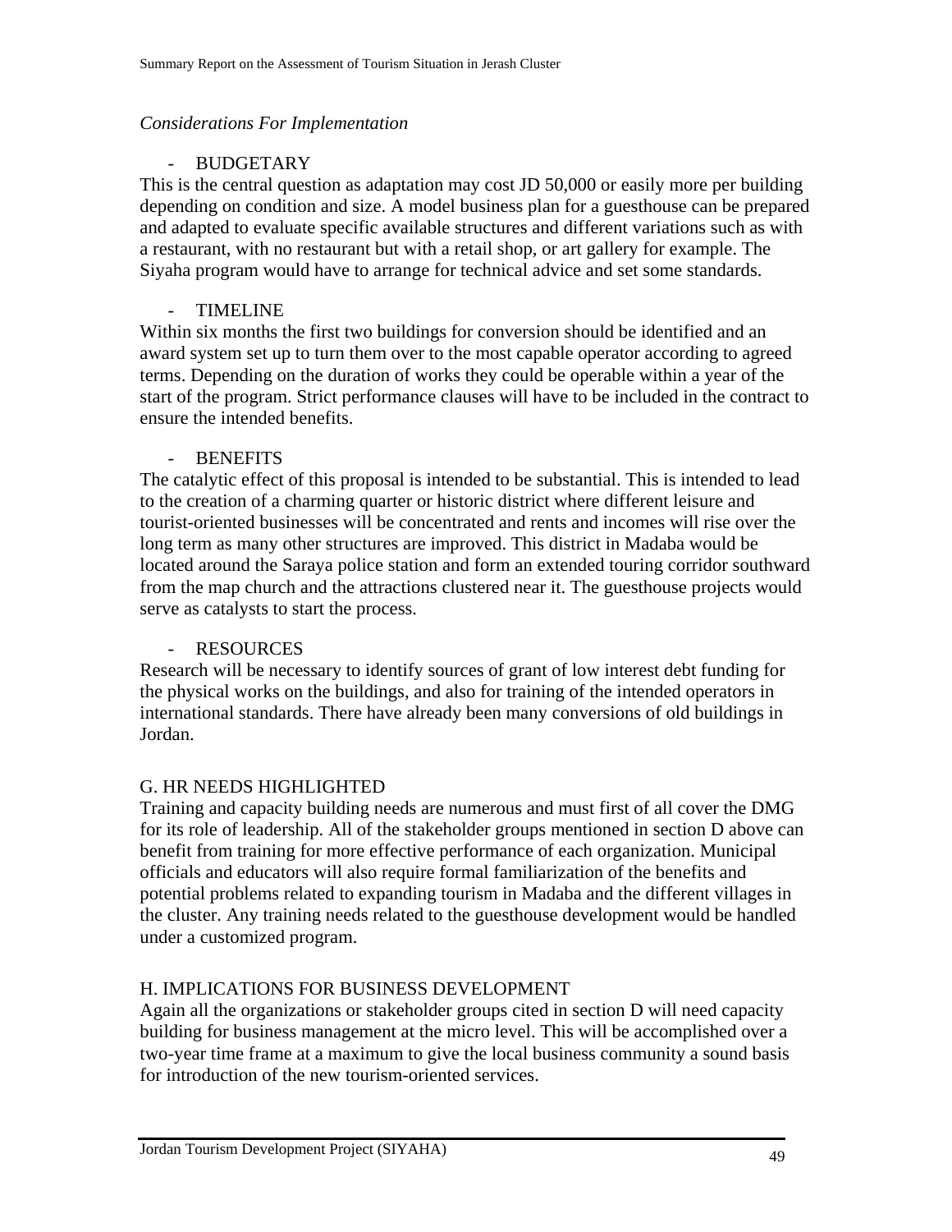*Considerations For Implementation*

- BUDGETARY

This is the central question as adaptation may cost JD 50,000 or easily more per building depending on condition and size. A model business plan for a guesthouse can be prepared and adapted to evaluate specific available structures and different variations such as with a restaurant, with no restaurant but with a retail shop, or art gallery for example. The Siyaha program would have to arrange for technical advice and set some standards.

- TIMELINE

Within six months the first two buildings for conversion should be identified and an award system set up to turn them over to the most capable operator according to agreed terms. Depending on the duration of works they could be operable within a year of the start of the program. Strict performance clauses will have to be included in the contract to ensure the intended benefits.

- BENEFITS

The catalytic effect of this proposal is intended to be substantial. This is intended to lead to the creation of a charming quarter or historic district where different leisure and tourist-oriented businesses will be concentrated and rents and incomes will rise over the long term as many other structures are improved. This district in Madaba would be located around the Saraya police station and form an extended touring corridor southward from the map church and the attractions clustered near it. The guesthouse projects would serve as catalysts to start the process.

- RESOURCES

Research will be necessary to identify sources of grant of low interest debt funding for the physical works on the buildings, and also for training of the intended operators in international standards. There have already been many conversions of old buildings in Jordan.

## G. HR NEEDS HIGHLIGHTED

Training and capacity building needs are numerous and must first of all cover the DMG for its role of leadership. All of the stakeholder groups mentioned in section D above can benefit from training for more effective performance of each organization. Municipal officials and educators will also require formal familiarization of the benefits and potential problems related to expanding tourism in Madaba and the different villages in the cluster. Any training needs related to the guesthouse development would be handled under a customized program.

## H. IMPLICATIONS FOR BUSINESS DEVELOPMENT

Again all the organizations or stakeholder groups cited in section D will need capacity building for business management at the micro level. This will be accomplished over a two-year time frame at a maximum to give the local business community a sound basis for introduction of the new tourism-oriented services.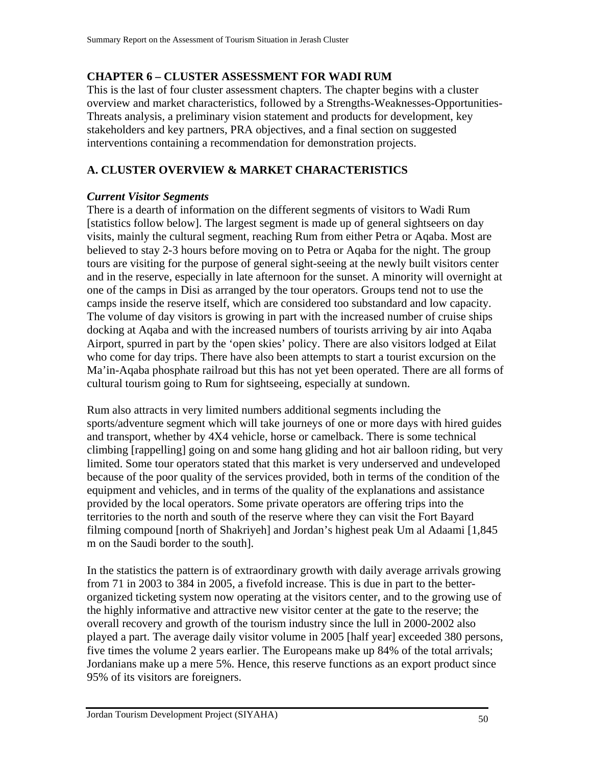## CHAPTER 6 – CLUSTER ASSESSMENT FOR WADI RUM

This is the last of four cluster assessment chapters. The chapter begins with a cluster overview and market characteristics, followed by a Strengths-Weaknesses-Opportunities-Threats analysis, a preliminary vision statement and products for development, key stakeholders and key partners, PRA objectives, and a final section on suggested interventions containing a recommendation for demonstration projects.

## A. CLUSTER OVERVIEW & MARKET CHARACTERISTICS

### *Current Visitor Segments*

There is a dearth of information on the different segments of visitors to Wadi Rum [statistics follow below]. The largest segment is made up of general sightseers on day visits, mainly the cultural segment, reaching Rum from either Petra or Aqaba. Most are believed to stay 2-3 hours before moving on to Petra or Aqaba for the night. The group tours are visiting for the purpose of general sight-seeing at the newly built visitors center and in the reserve, especially in late afternoon for the sunset. A minority will overnight at one of the camps in Disi as arranged by the tour operators. Groups tend not to use the camps inside the reserve itself, which are considered too substandard and low capacity. The volume of day visitors is growing in part with the increased number of cruise ships docking at Aqaba and with the increased numbers of tourists arriving by air into Aqaba Airport, spurred in part by the 'open skies' policy. There are also visitors lodged at Eilat who come for day trips. There have also been attempts to start a tourist excursion on the Ma'in-Aqaba phosphate railroad but this has not yet been operated. There are all forms of cultural tourism going to Rum for sightseeing, especially at sundown.

Rum also attracts in very limited numbers additional segments including the sports/adventure segment which will take journeys of one or more days with hired guides and transport, whether by 4X4 vehicle, horse or camelback. There is some technical climbing [rappelling] going on and some hang gliding and hot air balloon riding, but very limited. Some tour operators stated that this market is very underserved and undeveloped because of the poor quality of the services provided, both in terms of the condition of the equipment and vehicles, and in terms of the quality of the explanations and assistance provided by the local operators. Some private operators are offering trips into the territories to the north and south of the reserve where they can visit the Fort Bayard filming compound [north of Shakriyeh] and Jordan's highest peak Um al Adaami [1,845 m on the Saudi border to the south].

In the statistics the pattern is of extraordinary growth with daily average arrivals growing from 71 in 2003 to 384 in 2005, a fivefold increase. This is due in part to the better-organized ticketing system now operating at the visitors center, and to the growing use of the highly informative and attractive new visitor center at the gate to the reserve; the overall recovery and growth of the tourism industry since the lull in 2000-2002 also played a part. The average daily visitor volume in 2005 [half year] exceeded 380 persons, five times the volume 2 years earlier. The Europeans make up 84% of the total arrivals; Jordanians make up a mere 5%. Hence, this reserve functions as an export product since 95% of its visitors are foreigners.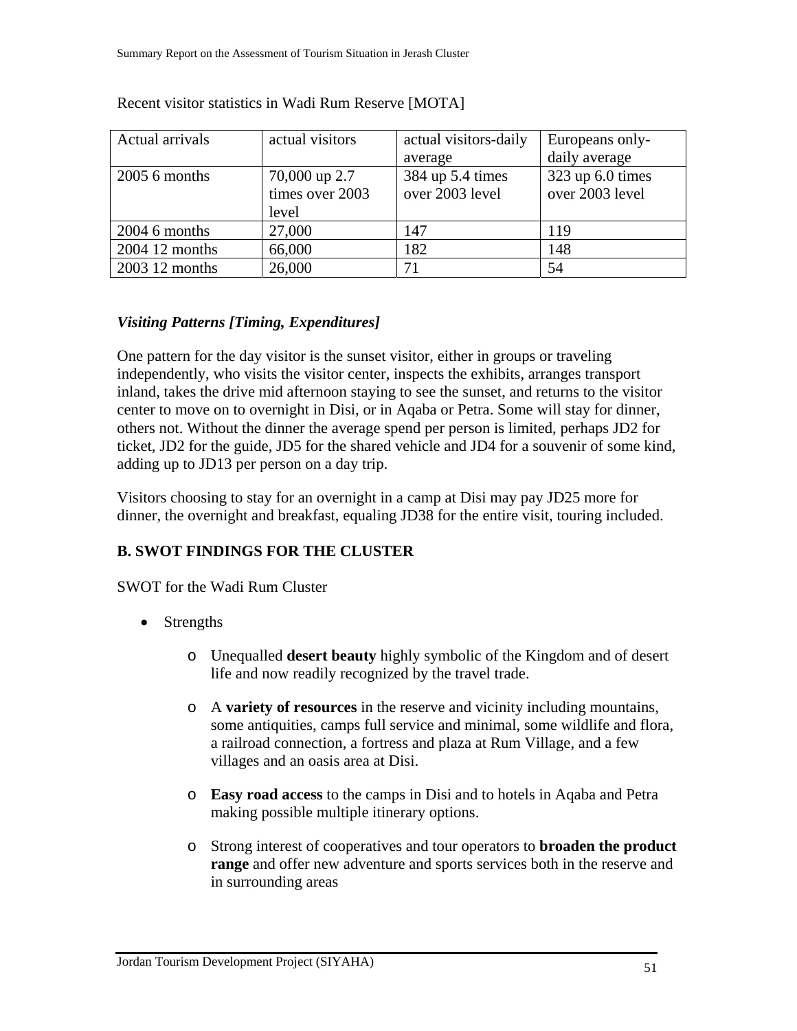Recent visitor statistics in Wadi Rum Reserve [MOTA]

| Actual arrivals | actual visitors | actual visitors-daily average | Europeans only-daily average |
|---|---|---|---|
| 2005 6 months | 70,000 up 2.7 times over 2003 level | 384 up 5.4 times over 2003 level | 323 up 6.0 times over 2003 level |
| 2004 6 months | 27,000 | 147 | 119 |
| 2004 12 months | 66,000 | 182 | 148 |
| 2003 12 months | 26,000 | 71 | 54 |

### *Visiting Patterns [Timing, Expenditures]*

One pattern for the day visitor is the sunset visitor, either in groups or traveling independently, who visits the visitor center, inspects the exhibits, arranges transport inland, takes the drive mid afternoon staying to see the sunset, and returns to the visitor center to move on to overnight in Disi, or in Aqaba or Petra. Some will stay for dinner, others not. Without the dinner the average spend per person is limited, perhaps JD2 for ticket, JD2 for the guide, JD5 for the shared vehicle and JD4 for a souvenir of some kind, adding up to JD13 per person on a day trip.

Visitors choosing to stay for an overnight in a camp at Disi may pay JD25 more for dinner, the overnight and breakfast, equaling JD38 for the entire visit, touring included.

## B. SWOT FINDINGS FOR THE CLUSTER

SWOT for the Wadi Rum Cluster

- Strengths
  - Unequalled **desert beauty** highly symbolic of the Kingdom and of desert life and now readily recognized by the travel trade.
  - A **variety of resources** in the reserve and vicinity including mountains, some antiquities, camps full service and minimal, some wildlife and flora, a railroad connection, a fortress and plaza at Rum Village, and a few villages and an oasis area at Disi.
  - **Easy road access** to the camps in Disi and to hotels in Aqaba and Petra making possible multiple itinerary options.
  - Strong interest of cooperatives and tour operators to **broaden the product range** and offer new adventure and sports services both in the reserve and in surrounding areas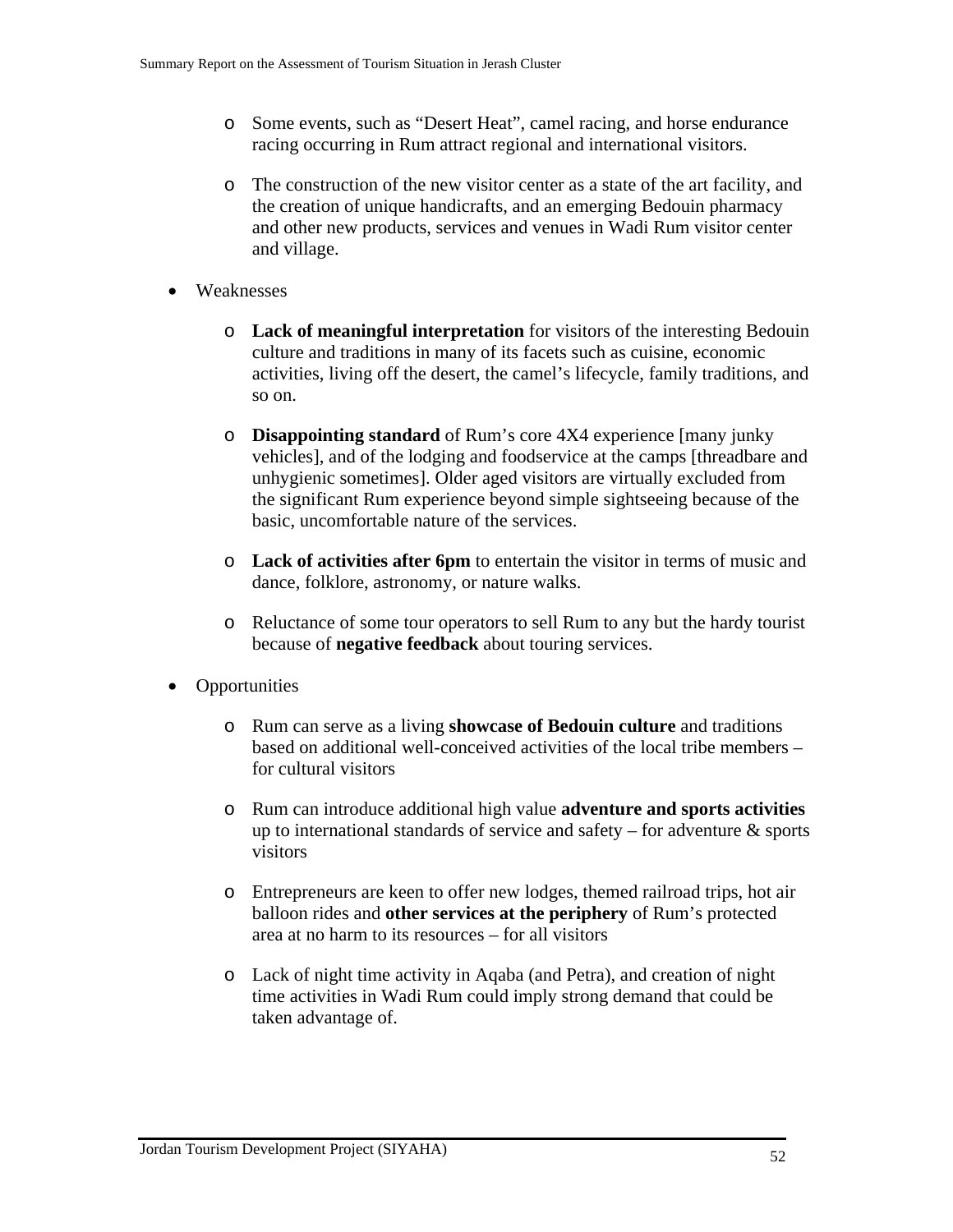- Some events, such as "Desert Heat", camel racing, and horse endurance racing occurring in Rum attract regional and international visitors.

  - The construction of the new visitor center as a state of the art facility, and the creation of unique handicrafts, and an emerging Bedouin pharmacy and other new products, services and venues in Wadi Rum visitor center and village.

- Weaknesses

  - **Lack of meaningful interpretation** for visitors of the interesting Bedouin culture and traditions in many of its facets such as cuisine, economic activities, living off the desert, the camel's lifecycle, family traditions, and so on.

  - **Disappointing standard** of Rum's core 4X4 experience [many junky vehicles], and of the lodging and foodservice at the camps [threadbare and unhygienic sometimes]. Older aged visitors are virtually excluded from the significant Rum experience beyond simple sightseeing because of the basic, uncomfortable nature of the services.

  - **Lack of activities after 6pm** to entertain the visitor in terms of music and dance, folklore, astronomy, or nature walks.

  - Reluctance of some tour operators to sell Rum to any but the hardy tourist because of **negative feedback** about touring services.

- Opportunities

  - Rum can serve as a living **showcase of Bedouin culture** and traditions based on additional well-conceived activities of the local tribe members – for cultural visitors

  - Rum can introduce additional high value **adventure and sports activities** up to international standards of service and safety – for adventure & sports visitors

  - Entrepreneurs are keen to offer new lodges, themed railroad trips, hot air balloon rides and **other services at the periphery** of Rum's protected area at no harm to its resources – for all visitors

  - Lack of night time activity in Aqaba (and Petra), and creation of night time activities in Wadi Rum could imply strong demand that could be taken advantage of.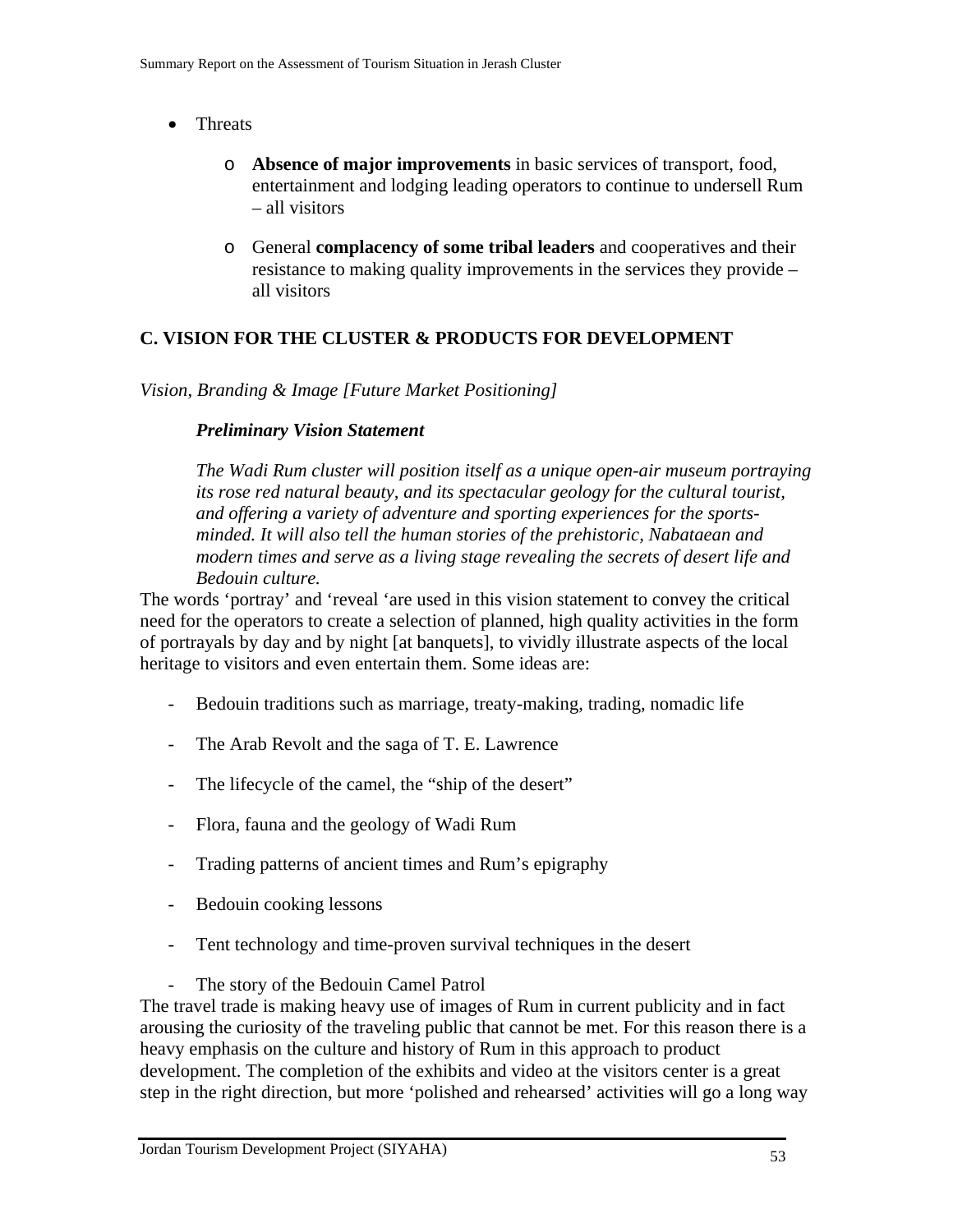- Threats
    - **Absence of major improvements** in basic services of transport, food, entertainment and lodging leading operators to continue to undersell Rum – all visitors
    - General **complacency of some tribal leaders** and cooperatives and their resistance to making quality improvements in the services they provide – all visitors

## C. VISION FOR THE CLUSTER & PRODUCTS FOR DEVELOPMENT

*Vision, Branding & Image [Future Market Positioning]*

***Preliminary Vision Statement***

*The Wadi Rum cluster will position itself as a unique open-air museum portraying its rose red natural beauty, and its spectacular geology for the cultural tourist, and offering a variety of adventure and sporting experiences for the sports-minded. It will also tell the human stories of the prehistoric, Nabataean and modern times and serve as a living stage revealing the secrets of desert life and Bedouin culture.*

The words 'portray' and 'reveal 'are used in this vision statement to convey the critical need for the operators to create a selection of planned, high quality activities in the form of portrayals by day and by night [at banquets], to vividly illustrate aspects of the local heritage to visitors and even entertain them. Some ideas are:

- Bedouin traditions such as marriage, treaty-making, trading, nomadic life
- The Arab Revolt and the saga of T. E. Lawrence
- The lifecycle of the camel, the "ship of the desert"
- Flora, fauna and the geology of Wadi Rum
- Trading patterns of ancient times and Rum's epigraphy
- Bedouin cooking lessons
- Tent technology and time-proven survival techniques in the desert
- The story of the Bedouin Camel Patrol

The travel trade is making heavy use of images of Rum in current publicity and in fact arousing the curiosity of the traveling public that cannot be met. For this reason there is a heavy emphasis on the culture and history of Rum in this approach to product development. The completion of the exhibits and video at the visitors center is a great step in the right direction, but more 'polished and rehearsed' activities will go a long way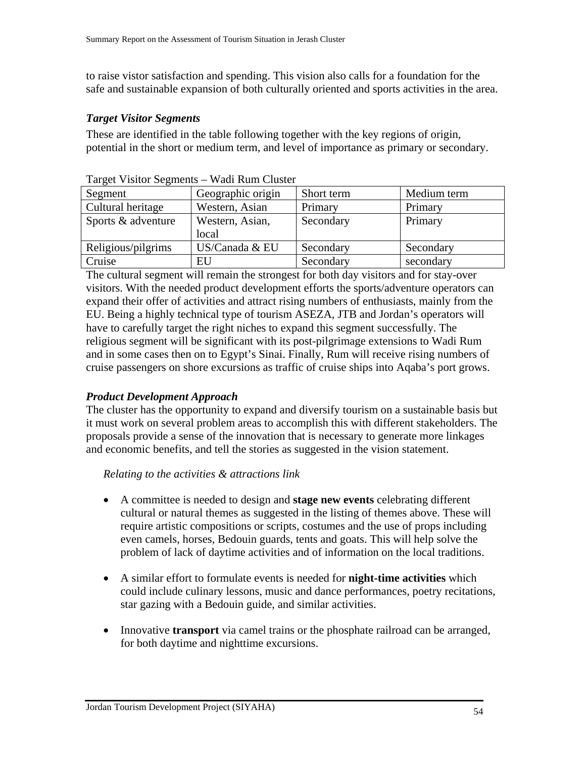to raise vistor satisfaction and spending. This vision also calls for a foundation for the safe and sustainable expansion of both culturally oriented and sports activities in the area.

### *Target Visitor Segments*

These are identified in the table following together with the key regions of origin, potential in the short or medium term, and level of importance as primary or secondary.

Target Visitor Segments – Wadi Rum Cluster

| Segment | Geographic origin | Short term | Medium term |
|---|---|---|---|
| Cultural heritage | Western, Asian | Primary | Primary |
| Sports & adventure | Western, Asian, local | Secondary | Primary |
| Religious/pilgrims | US/Canada & EU | Secondary | Secondary |
| Cruise | EU | Secondary | secondary |

The cultural segment will remain the strongest for both day visitors and for stay-over visitors. With the needed product development efforts the sports/adventure operators can expand their offer of activities and attract rising numbers of enthusiasts, mainly from the EU. Being a highly technical type of tourism ASEZA, JTB and Jordan's operators will have to carefully target the right niches to expand this segment successfully. The religious segment will be significant with its post-pilgrimage extensions to Wadi Rum and in some cases then on to Egypt's Sinai. Finally, Rum will receive rising numbers of cruise passengers on shore excursions as traffic of cruise ships into Aqaba's port grows.

### *Product Development Approach*

The cluster has the opportunity to expand and diversify tourism on a sustainable basis but it must work on several problem areas to accomplish this with different stakeholders. The proposals provide a sense of the innovation that is necessary to generate more linkages and economic benefits, and tell the stories as suggested in the vision statement.

*Relating to the activities & attractions link*

- A committee is needed to design and **stage new events** celebrating different cultural or natural themes as suggested in the listing of themes above. These will require artistic compositions or scripts, costumes and the use of props including even camels, horses, Bedouin guards, tents and goats. This will help solve the problem of lack of daytime activities and of information on the local traditions.

- A similar effort to formulate events is needed for **night-time activities** which could include culinary lessons, music and dance performances, poetry recitations, star gazing with a Bedouin guide, and similar activities.

- Innovative **transport** via camel trains or the phosphate railroad can be arranged, for both daytime and nighttime excursions.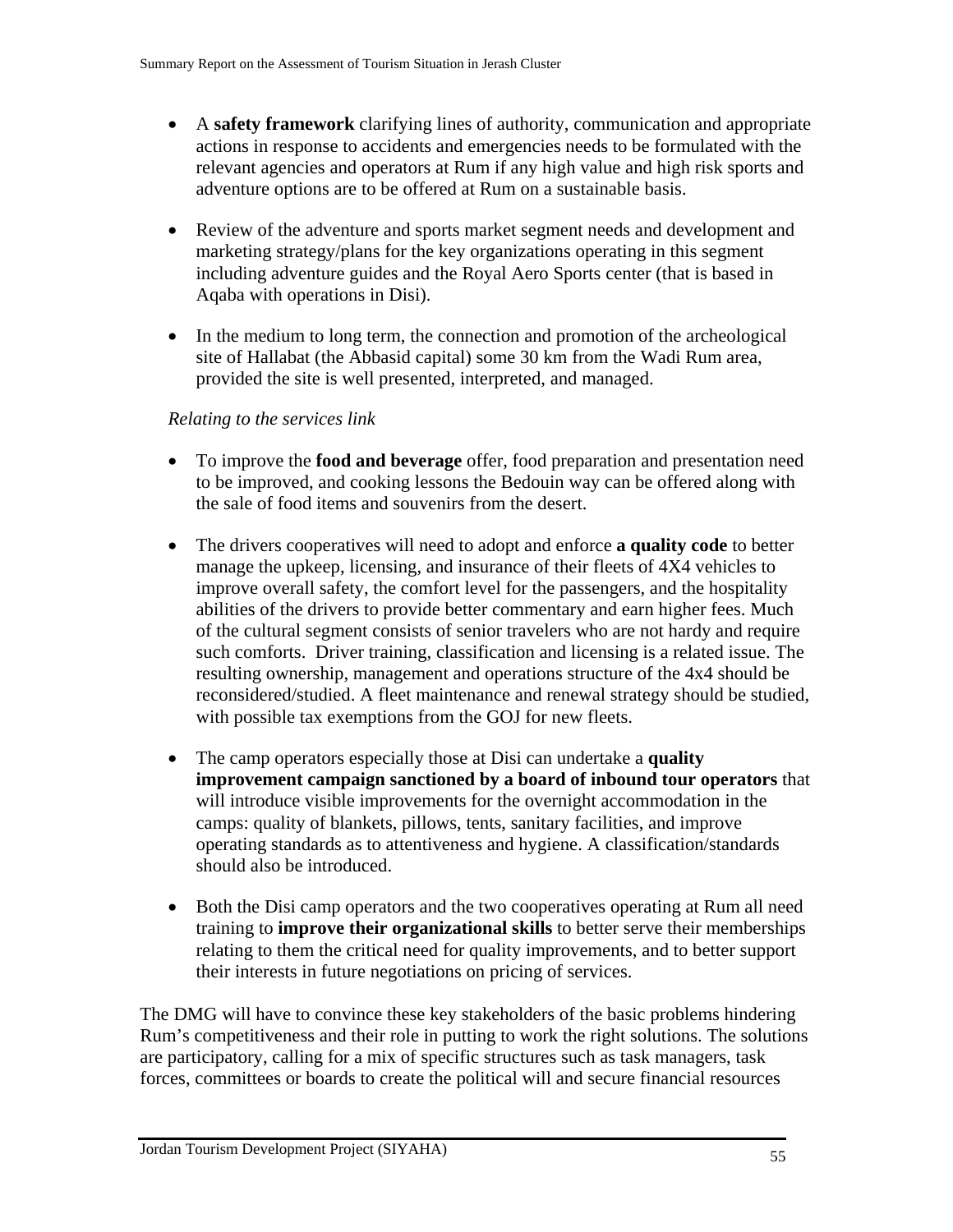- A **safety framework** clarifying lines of authority, communication and appropriate actions in response to accidents and emergencies needs to be formulated with the relevant agencies and operators at Rum if any high value and high risk sports and adventure options are to be offered at Rum on a sustainable basis.

- Review of the adventure and sports market segment needs and development and marketing strategy/plans for the key organizations operating in this segment including adventure guides and the Royal Aero Sports center (that is based in Aqaba with operations in Disi).

- In the medium to long term, the connection and promotion of the archeological site of Hallabat (the Abbasid capital) some 30 km from the Wadi Rum area, provided the site is well presented, interpreted, and managed.

*Relating to the services link*

- To improve the **food and beverage** offer, food preparation and presentation need to be improved, and cooking lessons the Bedouin way can be offered along with the sale of food items and souvenirs from the desert.

- The drivers cooperatives will need to adopt and enforce **a quality code** to better manage the upkeep, licensing, and insurance of their fleets of 4X4 vehicles to improve overall safety, the comfort level for the passengers, and the hospitality abilities of the drivers to provide better commentary and earn higher fees. Much of the cultural segment consists of senior travelers who are not hardy and require such comforts. Driver training, classification and licensing is a related issue. The resulting ownership, management and operations structure of the 4x4 should be reconsidered/studied. A fleet maintenance and renewal strategy should be studied, with possible tax exemptions from the GOJ for new fleets.

- The camp operators especially those at Disi can undertake a **quality improvement campaign sanctioned by a board of inbound tour operators** that will introduce visible improvements for the overnight accommodation in the camps: quality of blankets, pillows, tents, sanitary facilities, and improve operating standards as to attentiveness and hygiene. A classification/standards should also be introduced.

- Both the Disi camp operators and the two cooperatives operating at Rum all need training to **improve their organizational skills** to better serve their memberships relating to them the critical need for quality improvements, and to better support their interests in future negotiations on pricing of services.

The DMG will have to convince these key stakeholders of the basic problems hindering Rum's competitiveness and their role in putting to work the right solutions. The solutions are participatory, calling for a mix of specific structures such as task managers, task forces, committees or boards to create the political will and secure financial resources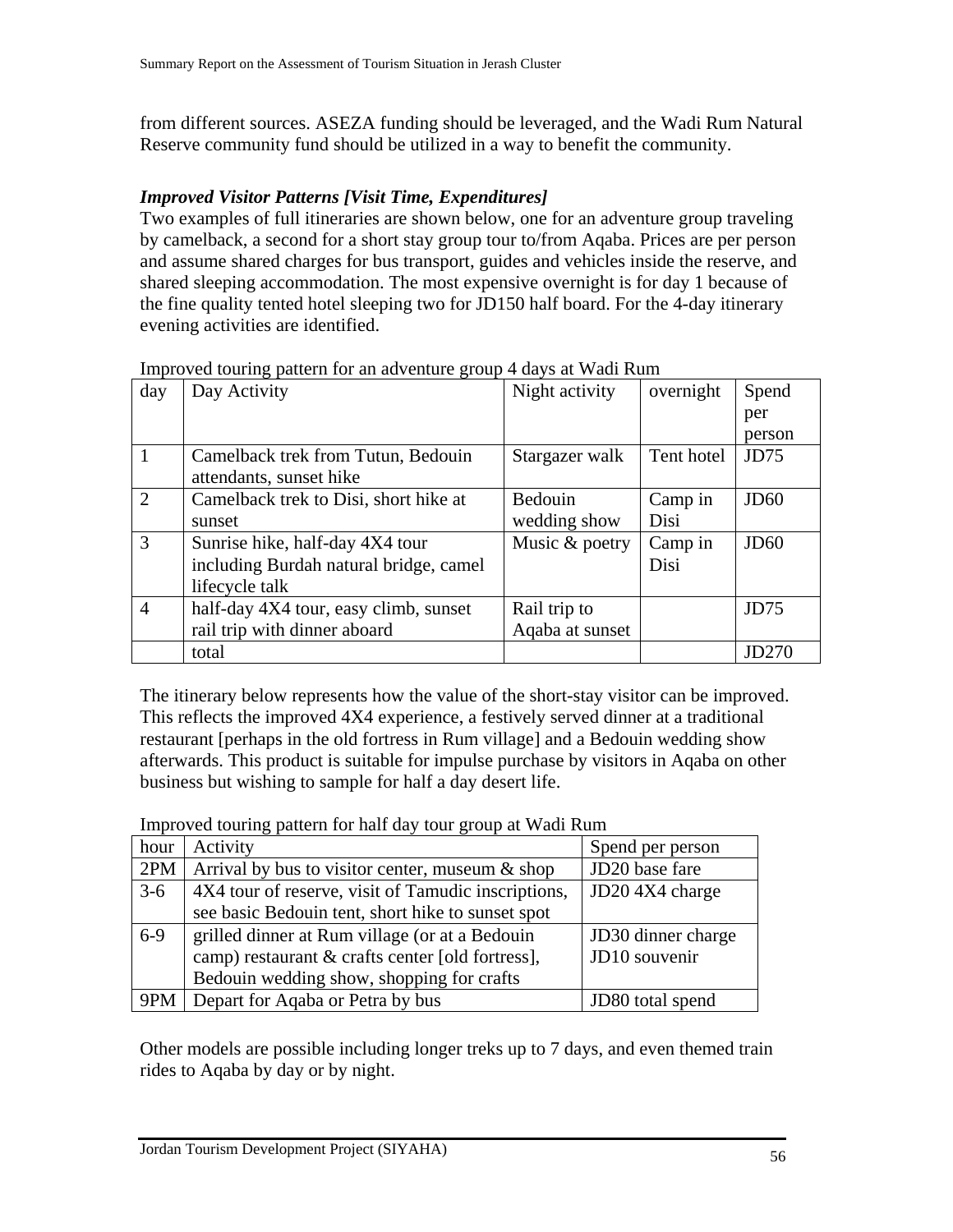from different sources. ASEZA funding should be leveraged, and the Wadi Rum Natural Reserve community fund should be utilized in a way to benefit the community.

***Improved Visitor Patterns [Visit Time, Expenditures]***

Two examples of full itineraries are shown below, one for an adventure group traveling by camelback, a second for a short stay group tour to/from Aqaba. Prices are per person and assume shared charges for bus transport, guides and vehicles inside the reserve, and shared sleeping accommodation. The most expensive overnight is for day 1 because of the fine quality tented hotel sleeping two for JD150 half board. For the 4-day itinerary evening activities are identified.

Improved touring pattern for an adventure group 4 days at Wadi Rum

| day | Day Activity | Night activity | overnight | Spend per person |
|---|---|---|---|---|
| 1 | Camelback trek from Tutun, Bedouin attendants, sunset hike | Stargazer walk | Tent hotel | JD75 |
| 2 | Camelback trek to Disi, short hike at sunset | Bedouin wedding show | Camp in Disi | JD60 |
| 3 | Sunrise hike, half-day 4X4 tour including Burdah natural bridge, camel lifecycle talk | Music & poetry | Camp in Disi | JD60 |
| 4 | half-day 4X4 tour, easy climb, sunset rail trip with dinner aboard | Rail trip to Aqaba at sunset | | JD75 |
| | total | | | JD270 |

The itinerary below represents how the value of the short-stay visitor can be improved. This reflects the improved 4X4 experience, a festively served dinner at a traditional restaurant [perhaps in the old fortress in Rum village] and a Bedouin wedding show afterwards. This product is suitable for impulse purchase by visitors in Aqaba on other business but wishing to sample for half a day desert life.

Improved touring pattern for half day tour group at Wadi Rum

| hour | Activity | Spend per person |
|---|---|---|
| 2PM | Arrival by bus to visitor center, museum & shop | JD20 base fare |
| 3-6 | 4X4 tour of reserve, visit of Tamudic inscriptions, see basic Bedouin tent, short hike to sunset spot | JD20 4X4 charge |
| 6-9 | grilled dinner at Rum village (or at a Bedouin camp) restaurant & crafts center [old fortress], Bedouin wedding show, shopping for crafts | JD30 dinner charge<br>JD10 souvenir |
| 9PM | Depart for Aqaba or Petra by bus | JD80 total spend |

Other models are possible including longer treks up to 7 days, and even themed train rides to Aqaba by day or by night.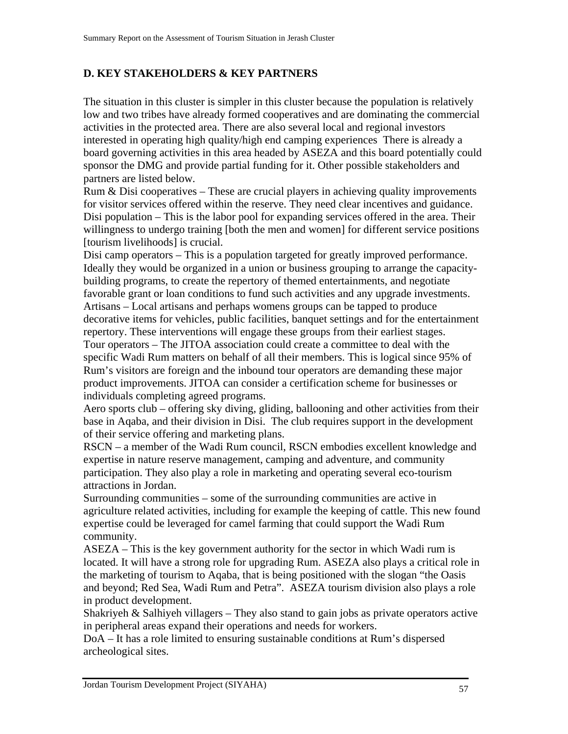## D. KEY STAKEHOLDERS & KEY PARTNERS

The situation in this cluster is simpler in this cluster because the population is relatively low and two tribes have already formed cooperatives and are dominating the commercial activities in the protected area. There are also several local and regional investors interested in operating high quality/high end camping experiences There is already a board governing activities in this area headed by ASEZA and this board potentially could sponsor the DMG and provide partial funding for it. Other possible stakeholders and partners are listed below.

Rum & Disi cooperatives – These are crucial players in achieving quality improvements for visitor services offered within the reserve. They need clear incentives and guidance.

Disi population – This is the labor pool for expanding services offered in the area. Their willingness to undergo training [both the men and women] for different service positions [tourism livelihoods] is crucial.

Disi camp operators – This is a population targeted for greatly improved performance. Ideally they would be organized in a union or business grouping to arrange the capacity-building programs, to create the repertory of themed entertainments, and negotiate favorable grant or loan conditions to fund such activities and any upgrade investments.

Artisans – Local artisans and perhaps womens groups can be tapped to produce decorative items for vehicles, public facilities, banquet settings and for the entertainment repertory. These interventions will engage these groups from their earliest stages.

Tour operators – The JITOA association could create a committee to deal with the specific Wadi Rum matters on behalf of all their members. This is logical since 95% of Rum's visitors are foreign and the inbound tour operators are demanding these major product improvements. JITOA can consider a certification scheme for businesses or individuals completing agreed programs.

Aero sports club – offering sky diving, gliding, ballooning and other activities from their base in Aqaba, and their division in Disi. The club requires support in the development of their service offering and marketing plans.

RSCN – a member of the Wadi Rum council, RSCN embodies excellent knowledge and expertise in nature reserve management, camping and adventure, and community participation. They also play a role in marketing and operating several eco-tourism attractions in Jordan.

Surrounding communities – some of the surrounding communities are active in agriculture related activities, including for example the keeping of cattle. This new found expertise could be leveraged for camel farming that could support the Wadi Rum community.

ASEZA – This is the key government authority for the sector in which Wadi rum is located. It will have a strong role for upgrading Rum. ASEZA also plays a critical role in the marketing of tourism to Aqaba, that is being positioned with the slogan "the Oasis and beyond; Red Sea, Wadi Rum and Petra". ASEZA tourism division also plays a role in product development.

Shakriyeh & Salhiyeh villagers – They also stand to gain jobs as private operators active in peripheral areas expand their operations and needs for workers.

DoA – It has a role limited to ensuring sustainable conditions at Rum's dispersed archeological sites.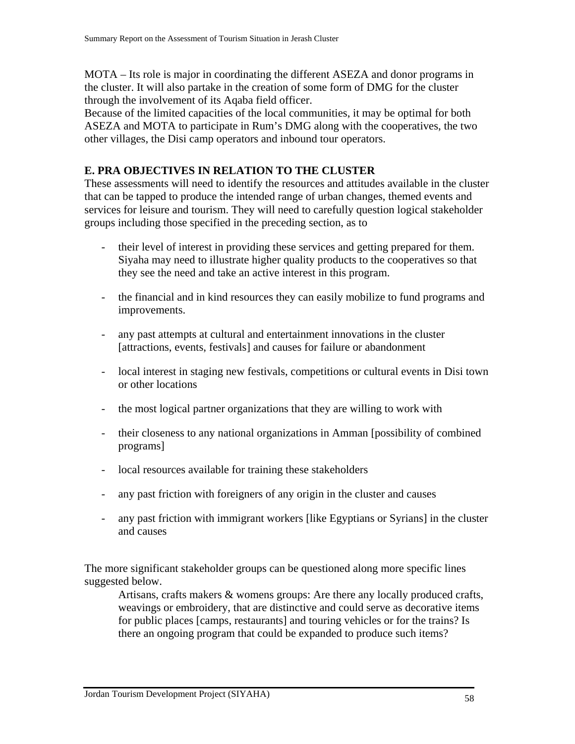MOTA – Its role is major in coordinating the different ASEZA and donor programs in the cluster. It will also partake in the creation of some form of DMG for the cluster through the involvement of its Aqaba field officer.
Because of the limited capacities of the local communities, it may be optimal for both ASEZA and MOTA to participate in Rum's DMG along with the cooperatives, the two other villages, the Disi camp operators and inbound tour operators.

## E. PRA OBJECTIVES IN RELATION TO THE CLUSTER

These assessments will need to identify the resources and attitudes available in the cluster that can be tapped to produce the intended range of urban changes, themed events and services for leisure and tourism. They will need to carefully question logical stakeholder groups including those specified in the preceding section, as to

- their level of interest in providing these services and getting prepared for them. Siyaha may need to illustrate higher quality products to the cooperatives so that they see the need and take an active interest in this program.
- the financial and in kind resources they can easily mobilize to fund programs and improvements.
- any past attempts at cultural and entertainment innovations in the cluster [attractions, events, festivals] and causes for failure or abandonment
- local interest in staging new festivals, competitions or cultural events in Disi town or other locations
- the most logical partner organizations that they are willing to work with
- their closeness to any national organizations in Amman [possibility of combined programs]
- local resources available for training these stakeholders
- any past friction with foreigners of any origin in the cluster and causes
- any past friction with immigrant workers [like Egyptians or Syrians] in the cluster and causes

The more significant stakeholder groups can be questioned along more specific lines suggested below.

Artisans, crafts makers & womens groups: Are there any locally produced crafts, weavings or embroidery, that are distinctive and could serve as decorative items for public places [camps, restaurants] and touring vehicles or for the trains? Is there an ongoing program that could be expanded to produce such items?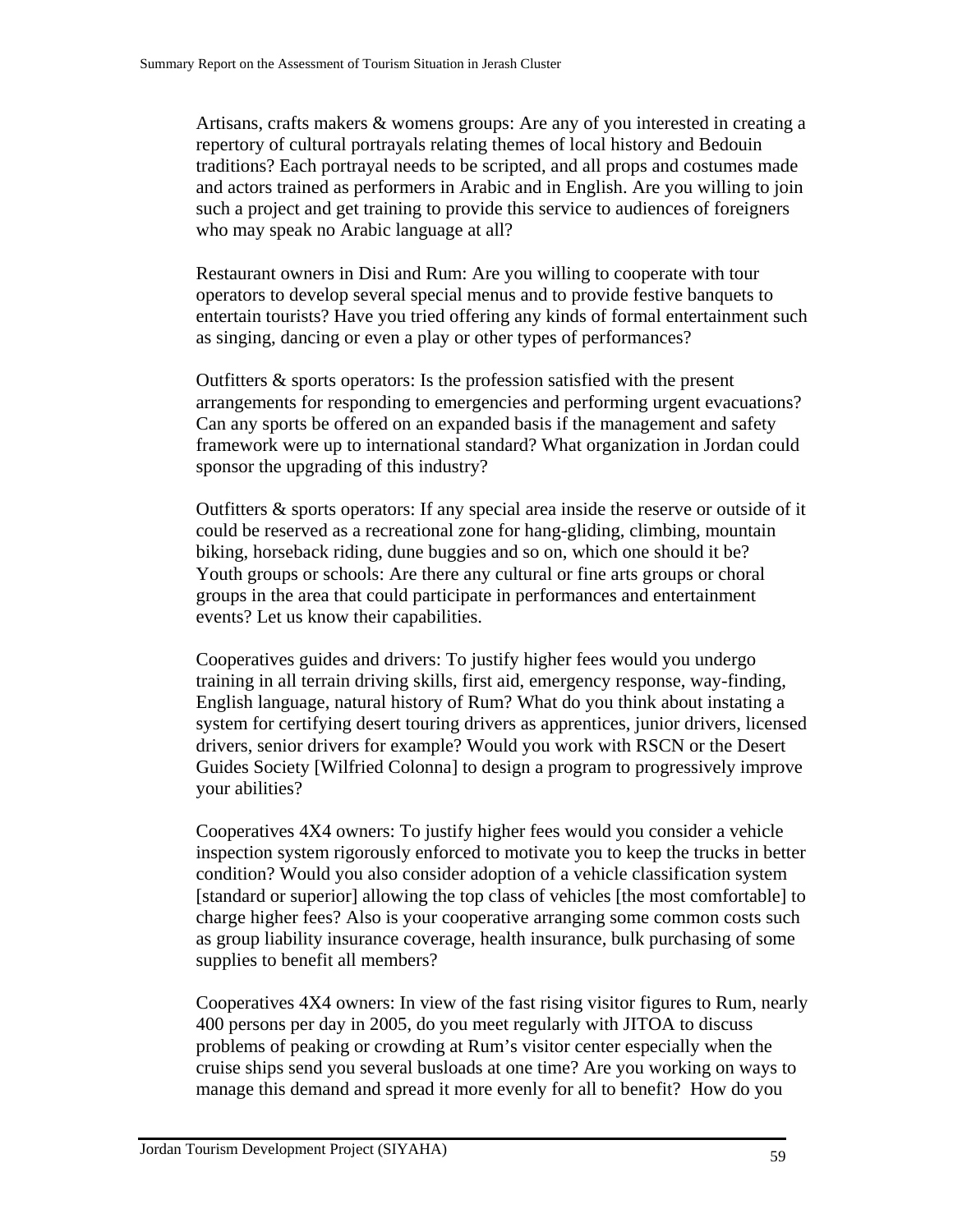Artisans, crafts makers & womens groups: Are any of you interested in creating a repertory of cultural portrayals relating themes of local history and Bedouin traditions? Each portrayal needs to be scripted, and all props and costumes made and actors trained as performers in Arabic and in English. Are you willing to join such a project and get training to provide this service to audiences of foreigners who may speak no Arabic language at all?

Restaurant owners in Disi and Rum: Are you willing to cooperate with tour operators to develop several special menus and to provide festive banquets to entertain tourists? Have you tried offering any kinds of formal entertainment such as singing, dancing or even a play or other types of performances?

Outfitters & sports operators: Is the profession satisfied with the present arrangements for responding to emergencies and performing urgent evacuations? Can any sports be offered on an expanded basis if the management and safety framework were up to international standard? What organization in Jordan could sponsor the upgrading of this industry?

Outfitters & sports operators: If any special area inside the reserve or outside of it could be reserved as a recreational zone for hang-gliding, climbing, mountain biking, horseback riding, dune buggies and so on, which one should it be?
Youth groups or schools: Are there any cultural or fine arts groups or choral groups in the area that could participate in performances and entertainment events? Let us know their capabilities.

Cooperatives guides and drivers: To justify higher fees would you undergo training in all terrain driving skills, first aid, emergency response, way-finding, English language, natural history of Rum? What do you think about instating a system for certifying desert touring drivers as apprentices, junior drivers, licensed drivers, senior drivers for example? Would you work with RSCN or the Desert Guides Society [Wilfried Colonna] to design a program to progressively improve your abilities?

Cooperatives 4X4 owners: To justify higher fees would you consider a vehicle inspection system rigorously enforced to motivate you to keep the trucks in better condition? Would you also consider adoption of a vehicle classification system [standard or superior] allowing the top class of vehicles [the most comfortable] to charge higher fees? Also is your cooperative arranging some common costs such as group liability insurance coverage, health insurance, bulk purchasing of some supplies to benefit all members?

Cooperatives 4X4 owners: In view of the fast rising visitor figures to Rum, nearly 400 persons per day in 2005, do you meet regularly with JITOA to discuss problems of peaking or crowding at Rum's visitor center especially when the cruise ships send you several busloads at one time? Are you working on ways to manage this demand and spread it more evenly for all to benefit? How do you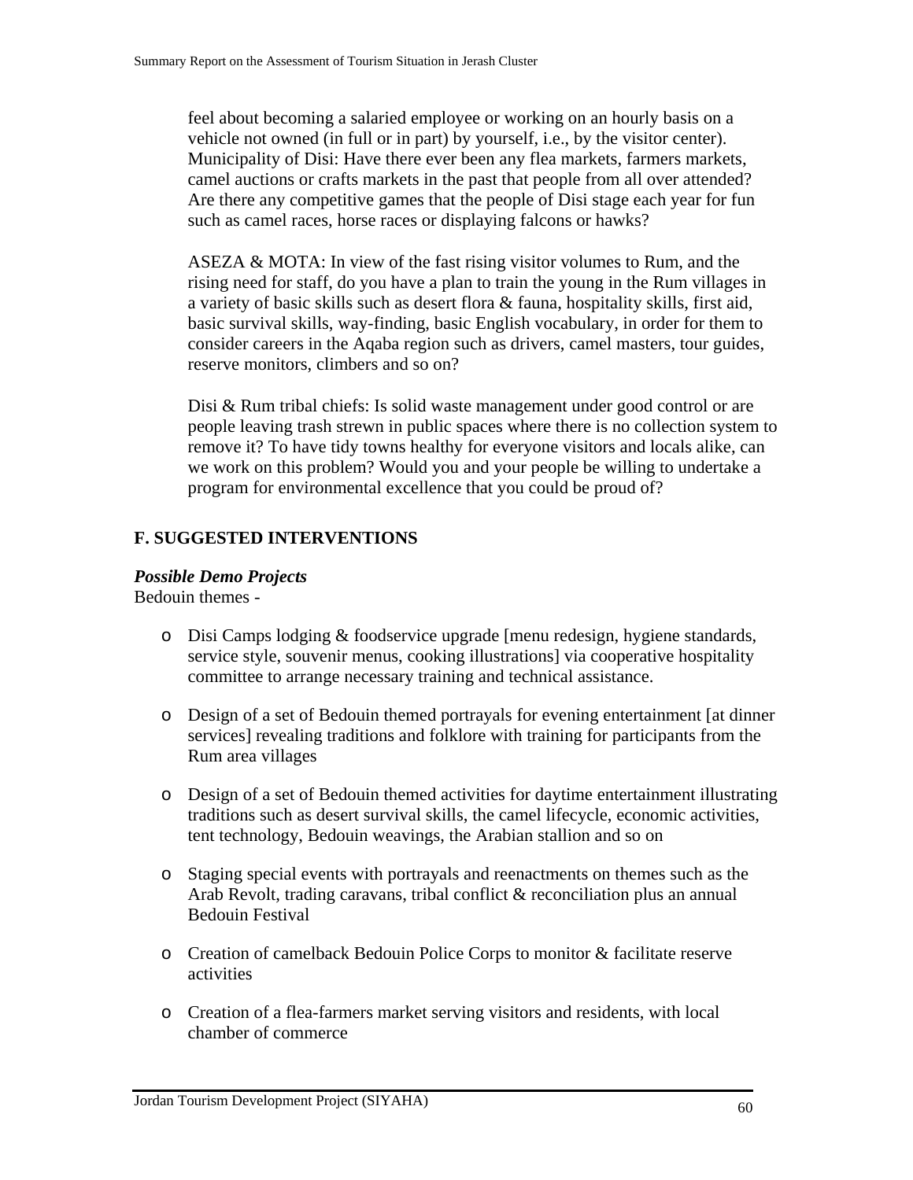feel about becoming a salaried employee or working on an hourly basis on a vehicle not owned (in full or in part) by yourself, i.e., by the visitor center). Municipality of Disi: Have there ever been any flea markets, farmers markets, camel auctions or crafts markets in the past that people from all over attended? Are there any competitive games that the people of Disi stage each year for fun such as camel races, horse races or displaying falcons or hawks?

ASEZA & MOTA: In view of the fast rising visitor volumes to Rum, and the rising need for staff, do you have a plan to train the young in the Rum villages in a variety of basic skills such as desert flora & fauna, hospitality skills, first aid, basic survival skills, way-finding, basic English vocabulary, in order for them to consider careers in the Aqaba region such as drivers, camel masters, tour guides, reserve monitors, climbers and so on?

Disi & Rum tribal chiefs: Is solid waste management under good control or are people leaving trash strewn in public spaces where there is no collection system to remove it? To have tidy towns healthy for everyone visitors and locals alike, can we work on this problem? Would you and your people be willing to undertake a program for environmental excellence that you could be proud of?

## F. SUGGESTED INTERVENTIONS

***Possible Demo Projects***

Bedouin themes -

- Disi Camps lodging & foodservice upgrade [menu redesign, hygiene standards, service style, souvenir menus, cooking illustrations] via cooperative hospitality committee to arrange necessary training and technical assistance.
- Design of a set of Bedouin themed portrayals for evening entertainment [at dinner services] revealing traditions and folklore with training for participants from the Rum area villages
- Design of a set of Bedouin themed activities for daytime entertainment illustrating traditions such as desert survival skills, the camel lifecycle, economic activities, tent technology, Bedouin weavings, the Arabian stallion and so on
- Staging special events with portrayals and reenactments on themes such as the Arab Revolt, trading caravans, tribal conflict & reconciliation plus an annual Bedouin Festival
- Creation of camelback Bedouin Police Corps to monitor & facilitate reserve activities
- Creation of a flea-farmers market serving visitors and residents, with local chamber of commerce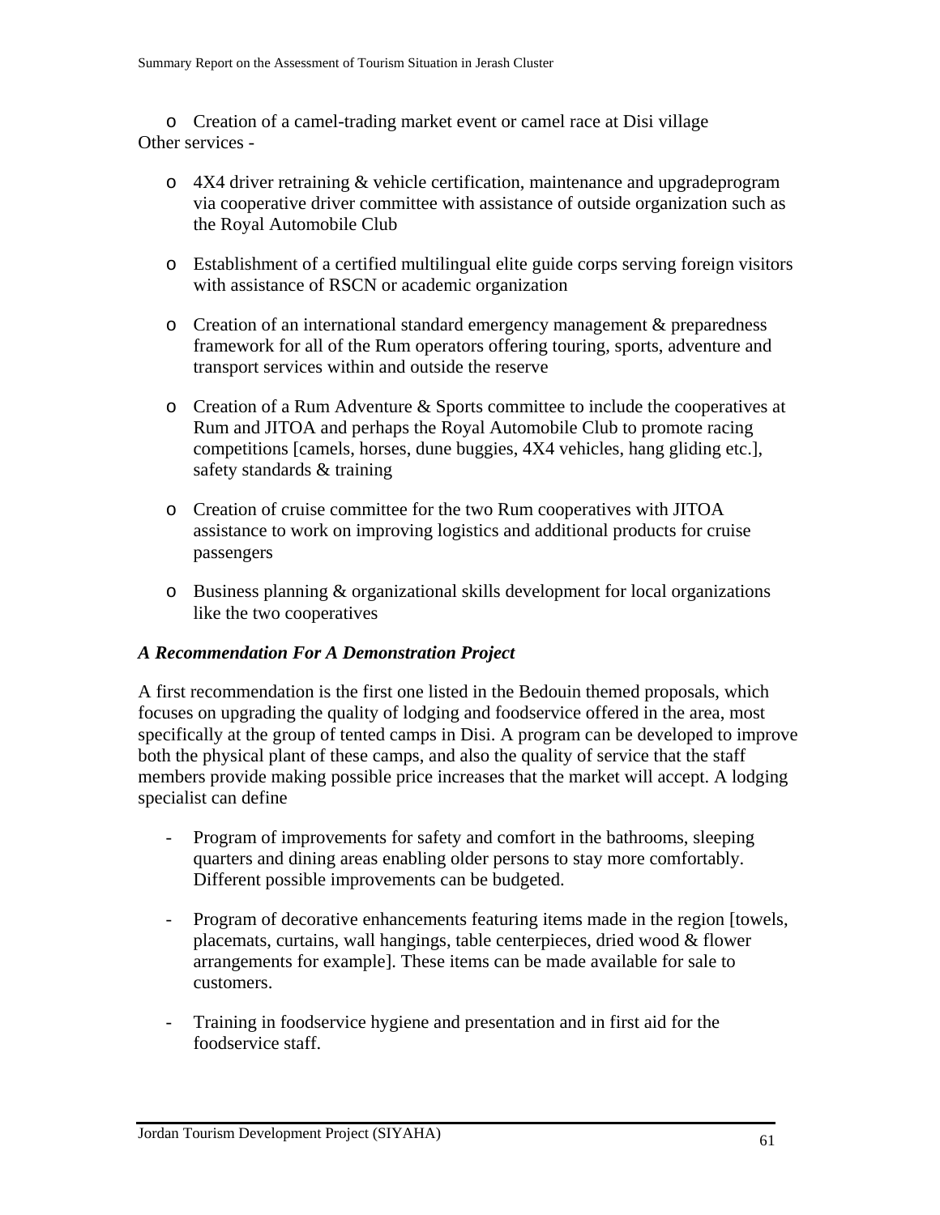- Creation of a camel-trading market event or camel race at Disi village

Other services -

- 4X4 driver retraining & vehicle certification, maintenance and upgradeprogram via cooperative driver committee with assistance of outside organization such as the Royal Automobile Club
- Establishment of a certified multilingual elite guide corps serving foreign visitors with assistance of RSCN or academic organization
- Creation of an international standard emergency management & preparedness framework for all of the Rum operators offering touring, sports, adventure and transport services within and outside the reserve
- Creation of a Rum Adventure & Sports committee to include the cooperatives at Rum and JITOA and perhaps the Royal Automobile Club to promote racing competitions [camels, horses, dune buggies, 4X4 vehicles, hang gliding etc.], safety standards & training
- Creation of cruise committee for the two Rum cooperatives with JITOA assistance to work on improving logistics and additional products for cruise passengers
- Business planning & organizational skills development for local organizations like the two cooperatives

### *A Recommendation For A Demonstration Project*

A first recommendation is the first one listed in the Bedouin themed proposals, which focuses on upgrading the quality of lodging and foodservice offered in the area, most specifically at the group of tented camps in Disi. A program can be developed to improve both the physical plant of these camps, and also the quality of service that the staff members provide making possible price increases that the market will accept. A lodging specialist can define

- Program of improvements for safety and comfort in the bathrooms, sleeping quarters and dining areas enabling older persons to stay more comfortably. Different possible improvements can be budgeted.
- Program of decorative enhancements featuring items made in the region [towels, placemats, curtains, wall hangings, table centerpieces, dried wood & flower arrangements for example]. These items can be made available for sale to customers.
- Training in foodservice hygiene and presentation and in first aid for the foodservice staff.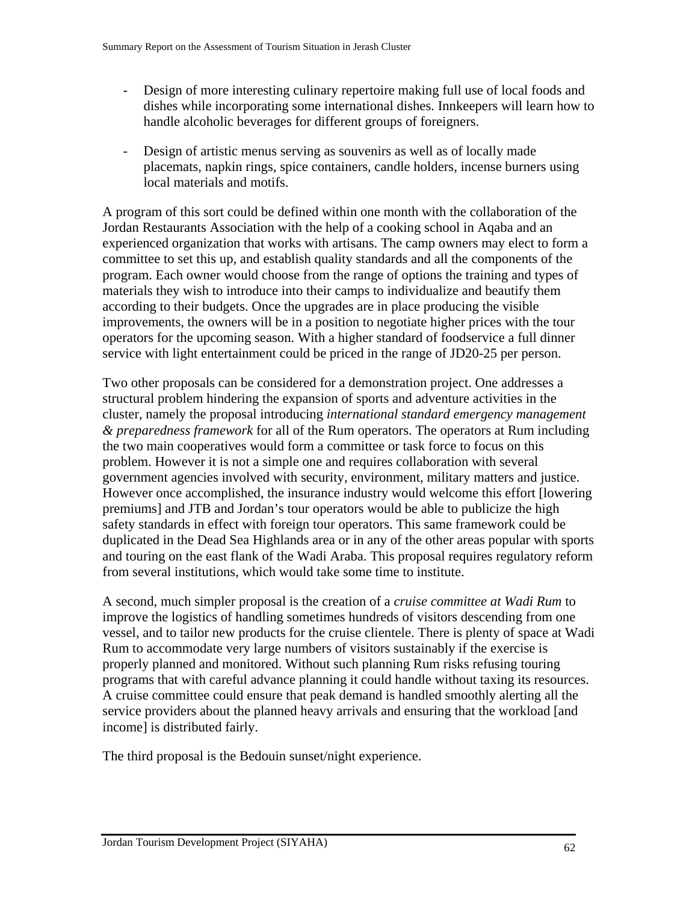- Design of more interesting culinary repertoire making full use of local foods and dishes while incorporating some international dishes. Innkeepers will learn how to handle alcoholic beverages for different groups of foreigners.

- Design of artistic menus serving as souvenirs as well as of locally made placemats, napkin rings, spice containers, candle holders, incense burners using local materials and motifs.

A program of this sort could be defined within one month with the collaboration of the Jordan Restaurants Association with the help of a cooking school in Aqaba and an experienced organization that works with artisans. The camp owners may elect to form a committee to set this up, and establish quality standards and all the components of the program. Each owner would choose from the range of options the training and types of materials they wish to introduce into their camps to individualize and beautify them according to their budgets. Once the upgrades are in place producing the visible improvements, the owners will be in a position to negotiate higher prices with the tour operators for the upcoming season. With a higher standard of foodservice a full dinner service with light entertainment could be priced in the range of JD20-25 per person.

Two other proposals can be considered for a demonstration project. One addresses a structural problem hindering the expansion of sports and adventure activities in the cluster, namely the proposal introducing *international standard emergency management & preparedness framework* for all of the Rum operators. The operators at Rum including the two main cooperatives would form a committee or task force to focus on this problem. However it is not a simple one and requires collaboration with several government agencies involved with security, environment, military matters and justice. However once accomplished, the insurance industry would welcome this effort [lowering premiums] and JTB and Jordan's tour operators would be able to publicize the high safety standards in effect with foreign tour operators. This same framework could be duplicated in the Dead Sea Highlands area or in any of the other areas popular with sports and touring on the east flank of the Wadi Araba. This proposal requires regulatory reform from several institutions, which would take some time to institute.

A second, much simpler proposal is the creation of a *cruise committee at Wadi Rum* to improve the logistics of handling sometimes hundreds of visitors descending from one vessel, and to tailor new products for the cruise clientele. There is plenty of space at Wadi Rum to accommodate very large numbers of visitors sustainably if the exercise is properly planned and monitored. Without such planning Rum risks refusing touring programs that with careful advance planning it could handle without taxing its resources. A cruise committee could ensure that peak demand is handled smoothly alerting all the service providers about the planned heavy arrivals and ensuring that the workload [and income] is distributed fairly.

The third proposal is the Bedouin sunset/night experience.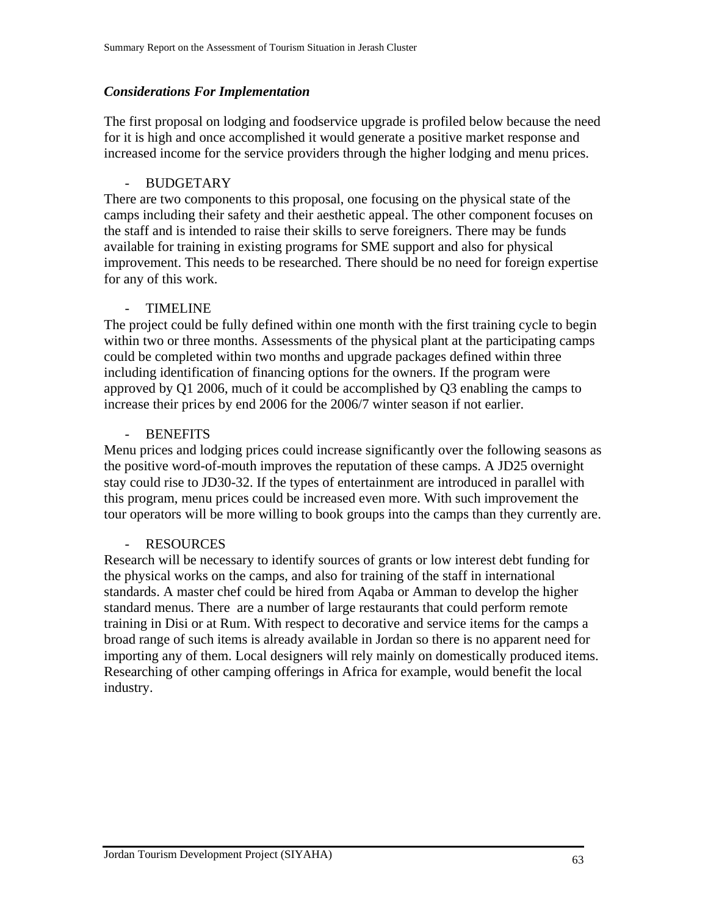### *Considerations For Implementation*

The first proposal on lodging and foodservice upgrade is profiled below because the need for it is high and once accomplished it would generate a positive market response and increased income for the service providers through the higher lodging and menu prices.

- BUDGETARY

There are two components to this proposal, one focusing on the physical state of the camps including their safety and their aesthetic appeal. The other component focuses on the staff and is intended to raise their skills to serve foreigners. There may be funds available for training in existing programs for SME support and also for physical improvement. This needs to be researched. There should be no need for foreign expertise for any of this work.

- TIMELINE

The project could be fully defined within one month with the first training cycle to begin within two or three months. Assessments of the physical plant at the participating camps could be completed within two months and upgrade packages defined within three including identification of financing options for the owners. If the program were approved by Q1 2006, much of it could be accomplished by Q3 enabling the camps to increase their prices by end 2006 for the 2006/7 winter season if not earlier.

- BENEFITS

Menu prices and lodging prices could increase significantly over the following seasons as the positive word-of-mouth improves the reputation of these camps. A JD25 overnight stay could rise to JD30-32. If the types of entertainment are introduced in parallel with this program, menu prices could be increased even more. With such improvement the tour operators will be more willing to book groups into the camps than they currently are.

- RESOURCES

Research will be necessary to identify sources of grants or low interest debt funding for the physical works on the camps, and also for training of the staff in international standards. A master chef could be hired from Aqaba or Amman to develop the higher standard menus. There are a number of large restaurants that could perform remote training in Disi or at Rum. With respect to decorative and service items for the camps a broad range of such items is already available in Jordan so there is no apparent need for importing any of them. Local designers will rely mainly on domestically produced items. Researching of other camping offerings in Africa for example, would benefit the local industry.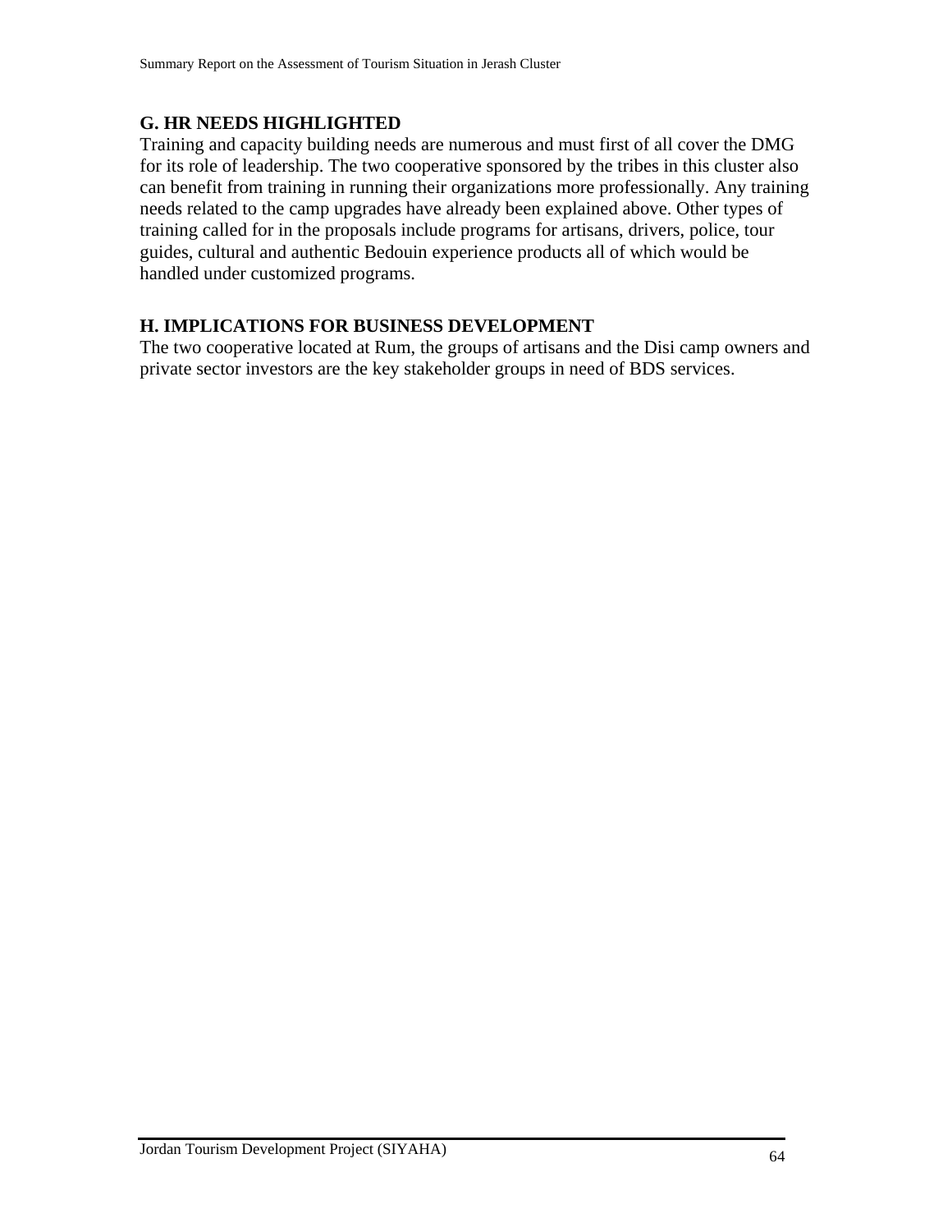## G. HR NEEDS HIGHLIGHTED

Training and capacity building needs are numerous and must first of all cover the DMG for its role of leadership. The two cooperative sponsored by the tribes in this cluster also can benefit from training in running their organizations more professionally. Any training needs related to the camp upgrades have already been explained above. Other types of training called for in the proposals include programs for artisans, drivers, police, tour guides, cultural and authentic Bedouin experience products all of which would be handled under customized programs.

## H. IMPLICATIONS FOR BUSINESS DEVELOPMENT

The two cooperative located at Rum, the groups of artisans and the Disi camp owners and private sector investors are the key stakeholder groups in need of BDS services.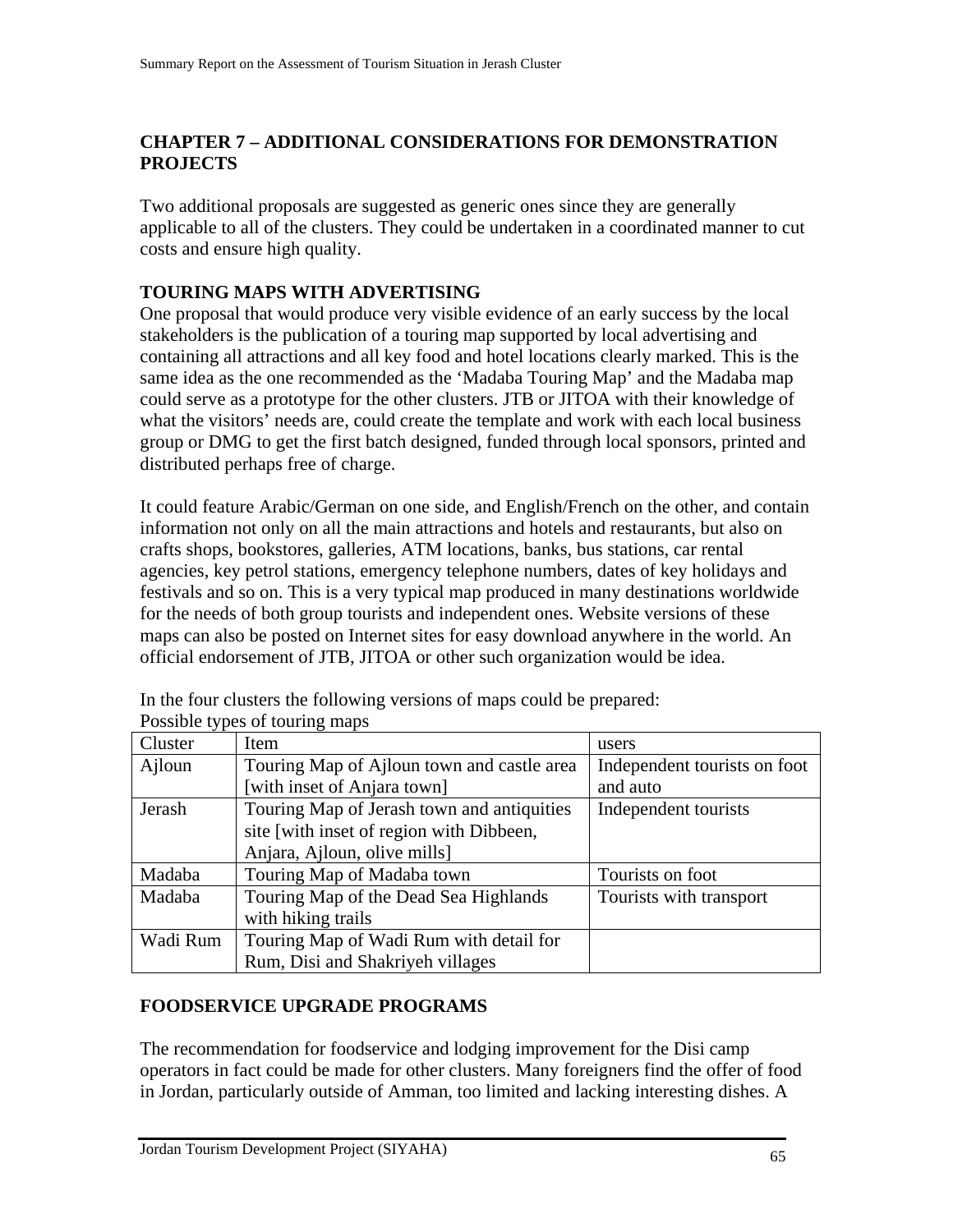## CHAPTER 7 – ADDITIONAL CONSIDERATIONS FOR DEMONSTRATION PROJECTS

Two additional proposals are suggested as generic ones since they are generally applicable to all of the clusters. They could be undertaken in a coordinated manner to cut costs and ensure high quality.

### TOURING MAPS WITH ADVERTISING

One proposal that would produce very visible evidence of an early success by the local stakeholders is the publication of a touring map supported by local advertising and containing all attractions and all key food and hotel locations clearly marked. This is the same idea as the one recommended as the 'Madaba Touring Map' and the Madaba map could serve as a prototype for the other clusters. JTB or JITOA with their knowledge of what the visitors' needs are, could create the template and work with each local business group or DMG to get the first batch designed, funded through local sponsors, printed and distributed perhaps free of charge.

It could feature Arabic/German on one side, and English/French on the other, and contain information not only on all the main attractions and hotels and restaurants, but also on crafts shops, bookstores, galleries, ATM locations, banks, bus stations, car rental agencies, key petrol stations, emergency telephone numbers, dates of key holidays and festivals and so on. This is a very typical map produced in many destinations worldwide for the needs of both group tourists and independent ones. Website versions of these maps can also be posted on Internet sites for easy download anywhere in the world. An official endorsement of JTB, JITOA or other such organization would be idea.

In the four clusters the following versions of maps could be prepared:
Possible types of touring maps

| Cluster | Item | users |
|---|---|---|
| Ajloun | Touring Map of Ajloun town and castle area [with inset of Anjara town] | Independent tourists on foot and auto |
| Jerash | Touring Map of Jerash town and antiquities site [with inset of region with Dibbeen, Anjara, Ajloun, olive mills] | Independent tourists |
| Madaba | Touring Map of Madaba town | Tourists on foot |
| Madaba | Touring Map of the Dead Sea Highlands with hiking trails | Tourists with transport |
| Wadi Rum | Touring Map of Wadi Rum with detail for Rum, Disi and Shakriyeh villages | |

### FOODSERVICE UPGRADE PROGRAMS

The recommendation for foodservice and lodging improvement for the Disi camp operators in fact could be made for other clusters. Many foreigners find the offer of food in Jordan, particularly outside of Amman, too limited and lacking interesting dishes. A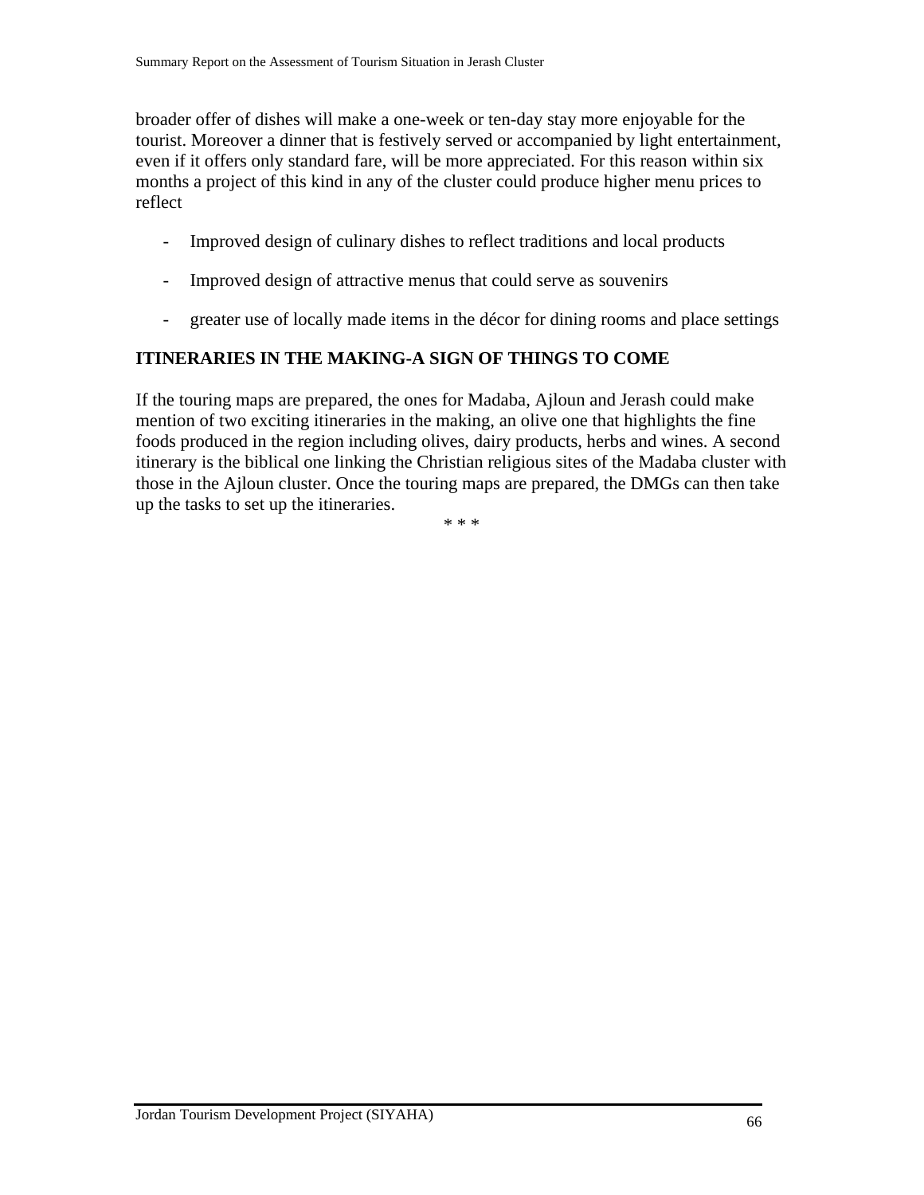broader offer of dishes will make a one-week or ten-day stay more enjoyable for the tourist. Moreover a dinner that is festively served or accompanied by light entertainment, even if it offers only standard fare, will be more appreciated. For this reason within six months a project of this kind in any of the cluster could produce higher menu prices to reflect

- Improved design of culinary dishes to reflect traditions and local products
- Improved design of attractive menus that could serve as souvenirs
- greater use of locally made items in the décor for dining rooms and place settings

## ITINERARIES IN THE MAKING-A SIGN OF THINGS TO COME

If the touring maps are prepared, the ones for Madaba, Ajloun and Jerash could make mention of two exciting itineraries in the making, an olive one that highlights the fine foods produced in the region including olives, dairy products, herbs and wines. A second itinerary is the biblical one linking the Christian religious sites of the Madaba cluster with those in the Ajloun cluster. Once the touring maps are prepared, the DMGs can then take up the tasks to set up the itineraries.

* * *